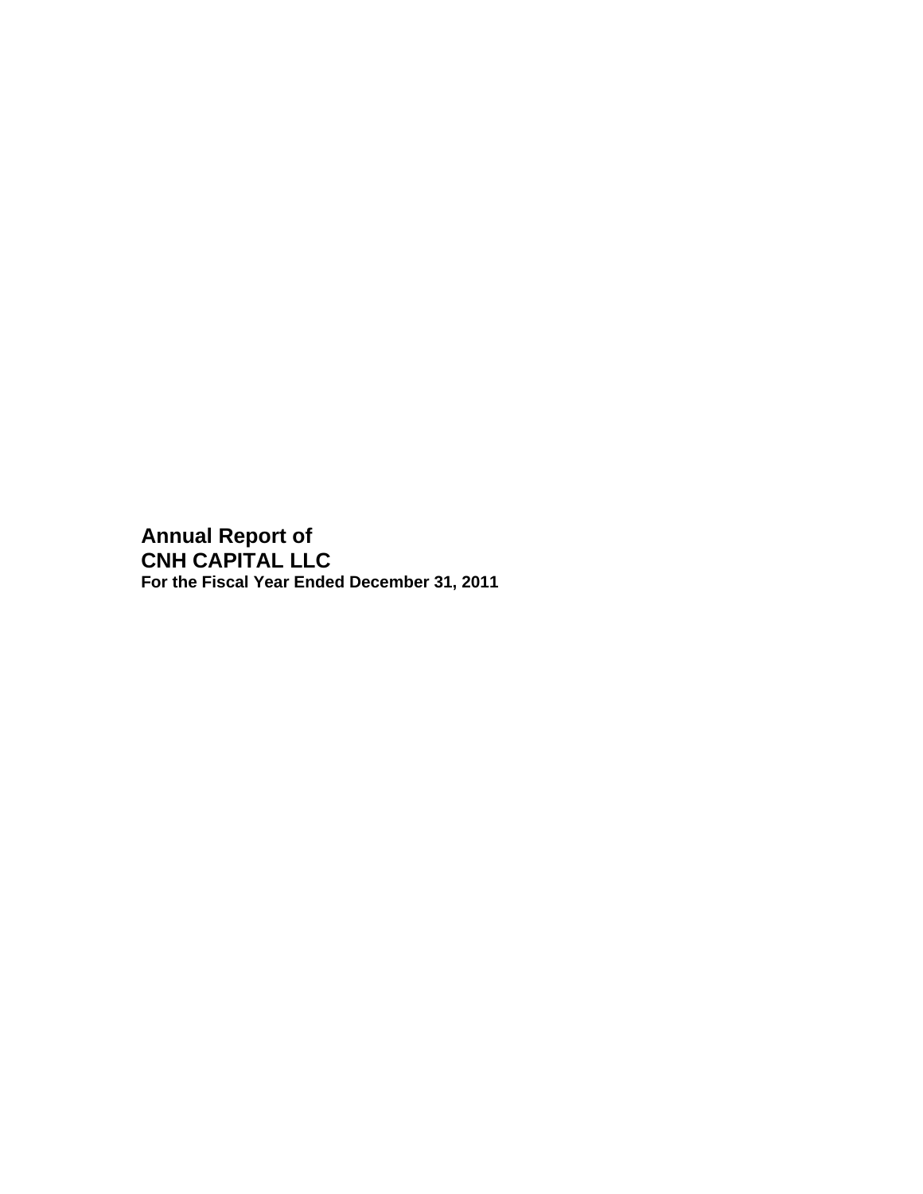# Annual Report of
# CNH CAPITAL LLC
**For the Fiscal Year Ended December 31, 2011**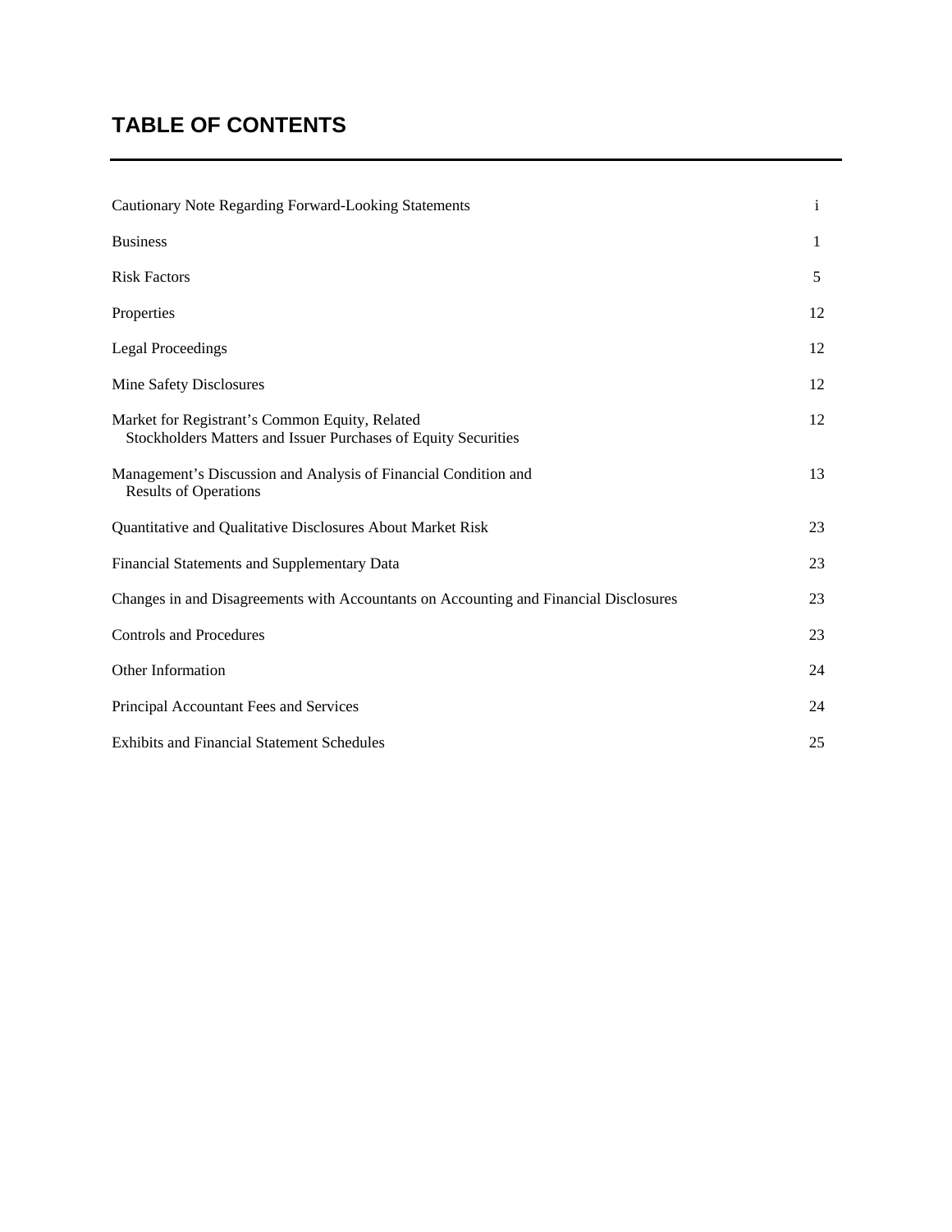# TABLE OF CONTENTS

| | |
|---|---|
| Cautionary Note Regarding Forward-Looking Statements | i |
| Business | 1 |
| Risk Factors | 5 |
| Properties | 12 |
| Legal Proceedings | 12 |
| Mine Safety Disclosures | 12 |
| Market for Registrant's Common Equity, Related Stockholders Matters and Issuer Purchases of Equity Securities | 12 |
| Management's Discussion and Analysis of Financial Condition and Results of Operations | 13 |
| Quantitative and Qualitative Disclosures About Market Risk | 23 |
| Financial Statements and Supplementary Data | 23 |
| Changes in and Disagreements with Accountants on Accounting and Financial Disclosures | 23 |
| Controls and Procedures | 23 |
| Other Information | 24 |
| Principal Accountant Fees and Services | 24 |
| Exhibits and Financial Statement Schedules | 25 |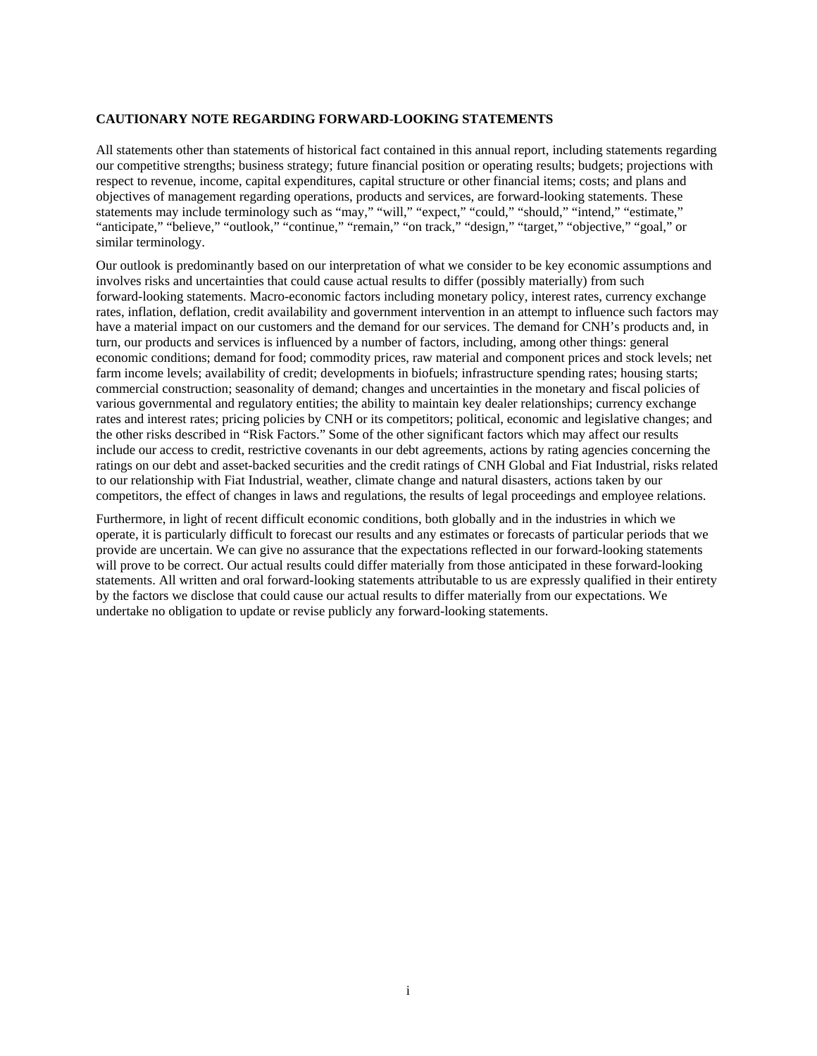**CAUTIONARY NOTE REGARDING FORWARD-LOOKING STATEMENTS**

All statements other than statements of historical fact contained in this annual report, including statements regarding our competitive strengths; business strategy; future financial position or operating results; budgets; projections with respect to revenue, income, capital expenditures, capital structure or other financial items; costs; and plans and objectives of management regarding operations, products and services, are forward-looking statements. These statements may include terminology such as "may," "will," "expect," "could," "should," "intend," "estimate," "anticipate," "believe," "outlook," "continue," "remain," "on track," "design," "target," "objective," "goal," or similar terminology.

Our outlook is predominantly based on our interpretation of what we consider to be key economic assumptions and involves risks and uncertainties that could cause actual results to differ (possibly materially) from such forward-looking statements. Macro-economic factors including monetary policy, interest rates, currency exchange rates, inflation, deflation, credit availability and government intervention in an attempt to influence such factors may have a material impact on our customers and the demand for our services. The demand for CNH's products and, in turn, our products and services is influenced by a number of factors, including, among other things: general economic conditions; demand for food; commodity prices, raw material and component prices and stock levels; net farm income levels; availability of credit; developments in biofuels; infrastructure spending rates; housing starts; commercial construction; seasonality of demand; changes and uncertainties in the monetary and fiscal policies of various governmental and regulatory entities; the ability to maintain key dealer relationships; currency exchange rates and interest rates; pricing policies by CNH or its competitors; political, economic and legislative changes; and the other risks described in "Risk Factors." Some of the other significant factors which may affect our results include our access to credit, restrictive covenants in our debt agreements, actions by rating agencies concerning the ratings on our debt and asset-backed securities and the credit ratings of CNH Global and Fiat Industrial, risks related to our relationship with Fiat Industrial, weather, climate change and natural disasters, actions taken by our competitors, the effect of changes in laws and regulations, the results of legal proceedings and employee relations.

Furthermore, in light of recent difficult economic conditions, both globally and in the industries in which we operate, it is particularly difficult to forecast our results and any estimates or forecasts of particular periods that we provide are uncertain. We can give no assurance that the expectations reflected in our forward-looking statements will prove to be correct. Our actual results could differ materially from those anticipated in these forward-looking statements. All written and oral forward-looking statements attributable to us are expressly qualified in their entirety by the factors we disclose that could cause our actual results to differ materially from our expectations. We undertake no obligation to update or revise publicly any forward-looking statements.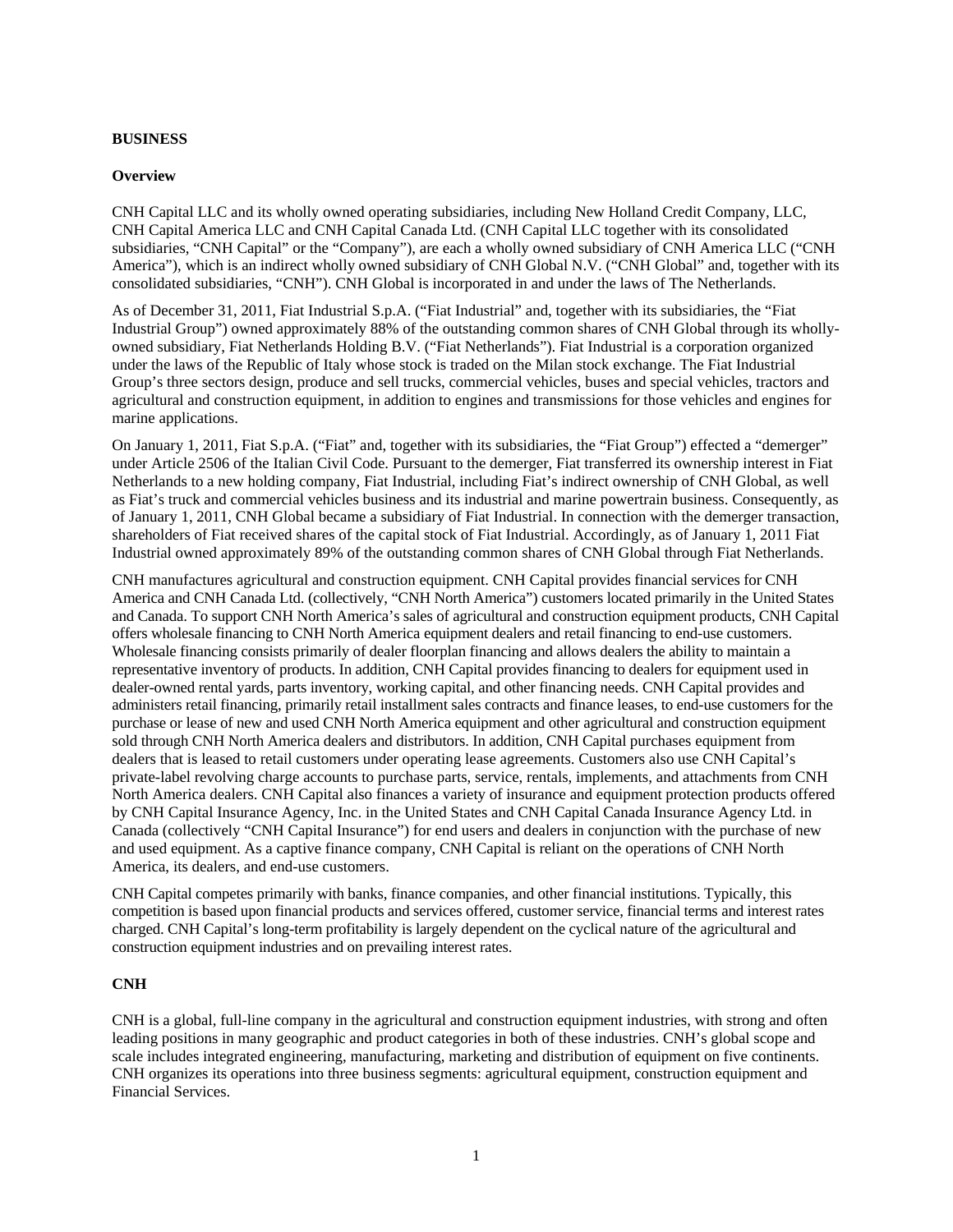## BUSINESS

### Overview

CNH Capital LLC and its wholly owned operating subsidiaries, including New Holland Credit Company, LLC, CNH Capital America LLC and CNH Capital Canada Ltd. (CNH Capital LLC together with its consolidated subsidiaries, "CNH Capital" or the "Company"), are each a wholly owned subsidiary of CNH America LLC ("CNH America"), which is an indirect wholly owned subsidiary of CNH Global N.V. ("CNH Global" and, together with its consolidated subsidiaries, "CNH"). CNH Global is incorporated in and under the laws of The Netherlands.

As of December 31, 2011, Fiat Industrial S.p.A. ("Fiat Industrial" and, together with its subsidiaries, the "Fiat Industrial Group") owned approximately 88% of the outstanding common shares of CNH Global through its wholly-owned subsidiary, Fiat Netherlands Holding B.V. ("Fiat Netherlands"). Fiat Industrial is a corporation organized under the laws of the Republic of Italy whose stock is traded on the Milan stock exchange. The Fiat Industrial Group's three sectors design, produce and sell trucks, commercial vehicles, buses and special vehicles, tractors and agricultural and construction equipment, in addition to engines and transmissions for those vehicles and engines for marine applications.

On January 1, 2011, Fiat S.p.A. ("Fiat" and, together with its subsidiaries, the "Fiat Group") effected a "demerger" under Article 2506 of the Italian Civil Code. Pursuant to the demerger, Fiat transferred its ownership interest in Fiat Netherlands to a new holding company, Fiat Industrial, including Fiat's indirect ownership of CNH Global, as well as Fiat's truck and commercial vehicles business and its industrial and marine powertrain business. Consequently, as of January 1, 2011, CNH Global became a subsidiary of Fiat Industrial. In connection with the demerger transaction, shareholders of Fiat received shares of the capital stock of Fiat Industrial. Accordingly, as of January 1, 2011 Fiat Industrial owned approximately 89% of the outstanding common shares of CNH Global through Fiat Netherlands.

CNH manufactures agricultural and construction equipment. CNH Capital provides financial services for CNH America and CNH Canada Ltd. (collectively, "CNH North America") customers located primarily in the United States and Canada. To support CNH North America's sales of agricultural and construction equipment products, CNH Capital offers wholesale financing to CNH North America equipment dealers and retail financing to end-use customers. Wholesale financing consists primarily of dealer floorplan financing and allows dealers the ability to maintain a representative inventory of products. In addition, CNH Capital provides financing to dealers for equipment used in dealer-owned rental yards, parts inventory, working capital, and other financing needs. CNH Capital provides and administers retail financing, primarily retail installment sales contracts and finance leases, to end-use customers for the purchase or lease of new and used CNH North America equipment and other agricultural and construction equipment sold through CNH North America dealers and distributors. In addition, CNH Capital purchases equipment from dealers that is leased to retail customers under operating lease agreements. Customers also use CNH Capital's private-label revolving charge accounts to purchase parts, service, rentals, implements, and attachments from CNH North America dealers. CNH Capital also finances a variety of insurance and equipment protection products offered by CNH Capital Insurance Agency, Inc. in the United States and CNH Capital Canada Insurance Agency Ltd. in Canada (collectively "CNH Capital Insurance") for end users and dealers in conjunction with the purchase of new and used equipment. As a captive finance company, CNH Capital is reliant on the operations of CNH North America, its dealers, and end-use customers.

CNH Capital competes primarily with banks, finance companies, and other financial institutions. Typically, this competition is based upon financial products and services offered, customer service, financial terms and interest rates charged. CNH Capital's long-term profitability is largely dependent on the cyclical nature of the agricultural and construction equipment industries and on prevailing interest rates.

### CNH

CNH is a global, full-line company in the agricultural and construction equipment industries, with strong and often leading positions in many geographic and product categories in both of these industries. CNH's global scope and scale includes integrated engineering, manufacturing, marketing and distribution of equipment on five continents. CNH organizes its operations into three business segments: agricultural equipment, construction equipment and Financial Services.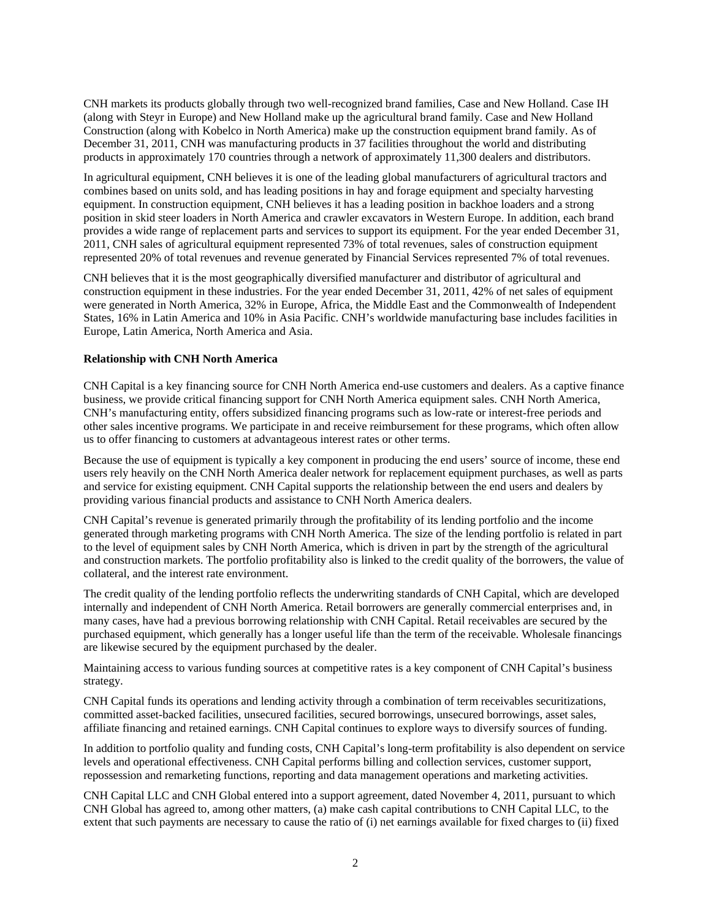CNH markets its products globally through two well-recognized brand families, Case and New Holland. Case IH (along with Steyr in Europe) and New Holland make up the agricultural brand family. Case and New Holland Construction (along with Kobelco in North America) make up the construction equipment brand family. As of December 31, 2011, CNH was manufacturing products in 37 facilities throughout the world and distributing products in approximately 170 countries through a network of approximately 11,300 dealers and distributors.

In agricultural equipment, CNH believes it is one of the leading global manufacturers of agricultural tractors and combines based on units sold, and has leading positions in hay and forage equipment and specialty harvesting equipment. In construction equipment, CNH believes it has a leading position in backhoe loaders and a strong position in skid steer loaders in North America and crawler excavators in Western Europe. In addition, each brand provides a wide range of replacement parts and services to support its equipment. For the year ended December 31, 2011, CNH sales of agricultural equipment represented 73% of total revenues, sales of construction equipment represented 20% of total revenues and revenue generated by Financial Services represented 7% of total revenues.

CNH believes that it is the most geographically diversified manufacturer and distributor of agricultural and construction equipment in these industries. For the year ended December 31, 2011, 42% of net sales of equipment were generated in North America, 32% in Europe, Africa, the Middle East and the Commonwealth of Independent States, 16% in Latin America and 10% in Asia Pacific. CNH's worldwide manufacturing base includes facilities in Europe, Latin America, North America and Asia.

**Relationship with CNH North America**

CNH Capital is a key financing source for CNH North America end-use customers and dealers. As a captive finance business, we provide critical financing support for CNH North America equipment sales. CNH North America, CNH's manufacturing entity, offers subsidized financing programs such as low-rate or interest-free periods and other sales incentive programs. We participate in and receive reimbursement for these programs, which often allow us to offer financing to customers at advantageous interest rates or other terms.

Because the use of equipment is typically a key component in producing the end users' source of income, these end users rely heavily on the CNH North America dealer network for replacement equipment purchases, as well as parts and service for existing equipment. CNH Capital supports the relationship between the end users and dealers by providing various financial products and assistance to CNH North America dealers.

CNH Capital's revenue is generated primarily through the profitability of its lending portfolio and the income generated through marketing programs with CNH North America. The size of the lending portfolio is related in part to the level of equipment sales by CNH North America, which is driven in part by the strength of the agricultural and construction markets. The portfolio profitability also is linked to the credit quality of the borrowers, the value of collateral, and the interest rate environment.

The credit quality of the lending portfolio reflects the underwriting standards of CNH Capital, which are developed internally and independent of CNH North America. Retail borrowers are generally commercial enterprises and, in many cases, have had a previous borrowing relationship with CNH Capital. Retail receivables are secured by the purchased equipment, which generally has a longer useful life than the term of the receivable. Wholesale financings are likewise secured by the equipment purchased by the dealer.

Maintaining access to various funding sources at competitive rates is a key component of CNH Capital's business strategy.

CNH Capital funds its operations and lending activity through a combination of term receivables securitizations, committed asset-backed facilities, unsecured facilities, secured borrowings, unsecured borrowings, asset sales, affiliate financing and retained earnings. CNH Capital continues to explore ways to diversify sources of funding.

In addition to portfolio quality and funding costs, CNH Capital's long-term profitability is also dependent on service levels and operational effectiveness. CNH Capital performs billing and collection services, customer support, repossession and remarketing functions, reporting and data management operations and marketing activities.

CNH Capital LLC and CNH Global entered into a support agreement, dated November 4, 2011, pursuant to which CNH Global has agreed to, among other matters, (a) make cash capital contributions to CNH Capital LLC, to the extent that such payments are necessary to cause the ratio of (i) net earnings available for fixed charges to (ii) fixed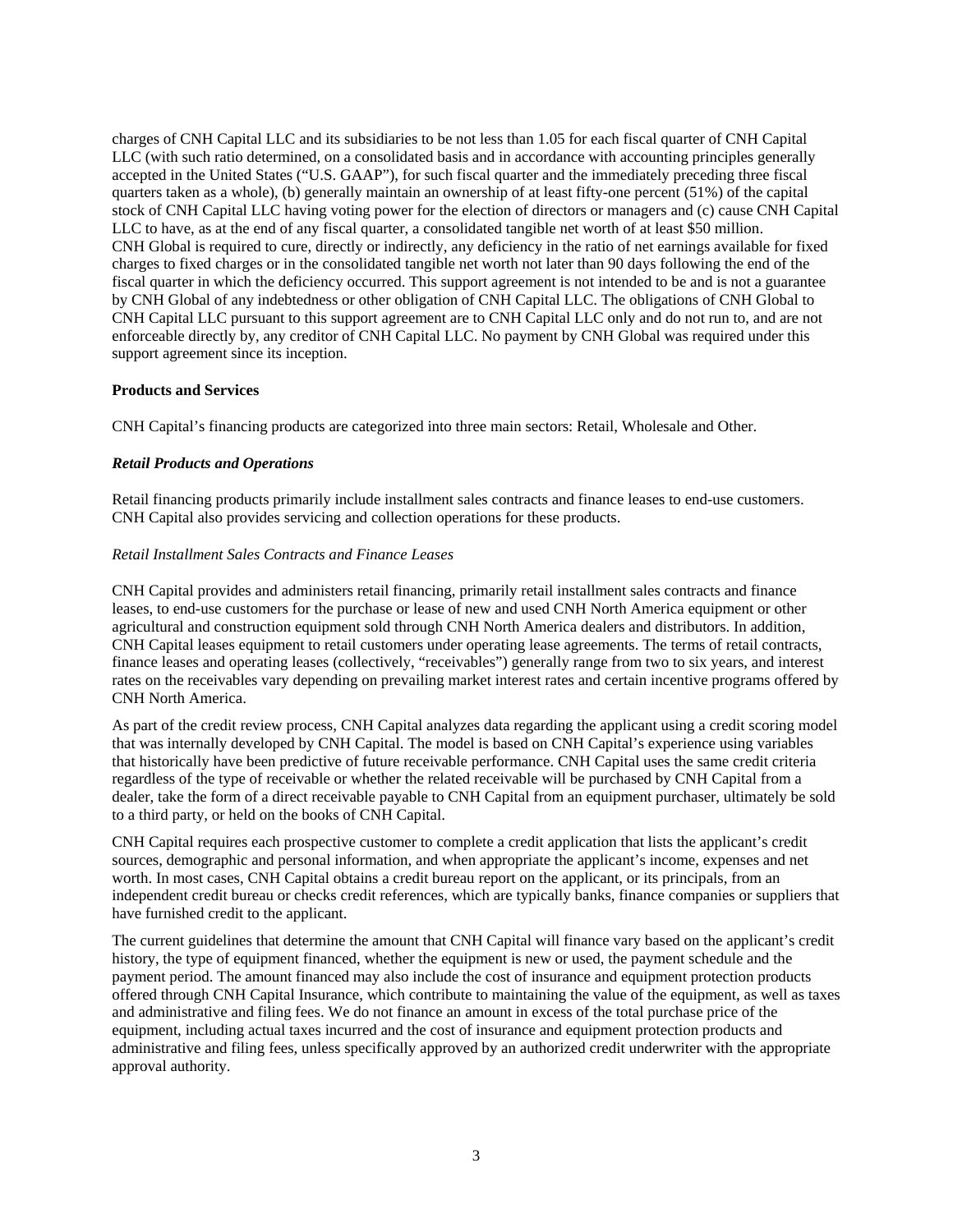charges of CNH Capital LLC and its subsidiaries to be not less than 1.05 for each fiscal quarter of CNH Capital LLC (with such ratio determined, on a consolidated basis and in accordance with accounting principles generally accepted in the United States ("U.S. GAAP"), for such fiscal quarter and the immediately preceding three fiscal quarters taken as a whole), (b) generally maintain an ownership of at least fifty-one percent (51%) of the capital stock of CNH Capital LLC having voting power for the election of directors or managers and (c) cause CNH Capital LLC to have, as at the end of any fiscal quarter, a consolidated tangible net worth of at least $50 million. CNH Global is required to cure, directly or indirectly, any deficiency in the ratio of net earnings available for fixed charges to fixed charges or in the consolidated tangible net worth not later than 90 days following the end of the fiscal quarter in which the deficiency occurred. This support agreement is not intended to be and is not a guarantee by CNH Global of any indebtedness or other obligation of CNH Capital LLC. The obligations of CNH Global to CNH Capital LLC pursuant to this support agreement are to CNH Capital LLC only and do not run to, and are not enforceable directly by, any creditor of CNH Capital LLC. No payment by CNH Global was required under this support agreement since its inception.

**Products and Services**

CNH Capital's financing products are categorized into three main sectors: Retail, Wholesale and Other.

***Retail Products and Operations***

Retail financing products primarily include installment sales contracts and finance leases to end-use customers. CNH Capital also provides servicing and collection operations for these products.

*Retail Installment Sales Contracts and Finance Leases*

CNH Capital provides and administers retail financing, primarily retail installment sales contracts and finance leases, to end-use customers for the purchase or lease of new and used CNH North America equipment or other agricultural and construction equipment sold through CNH North America dealers and distributors. In addition, CNH Capital leases equipment to retail customers under operating lease agreements. The terms of retail contracts, finance leases and operating leases (collectively, "receivables") generally range from two to six years, and interest rates on the receivables vary depending on prevailing market interest rates and certain incentive programs offered by CNH North America.

As part of the credit review process, CNH Capital analyzes data regarding the applicant using a credit scoring model that was internally developed by CNH Capital. The model is based on CNH Capital's experience using variables that historically have been predictive of future receivable performance. CNH Capital uses the same credit criteria regardless of the type of receivable or whether the related receivable will be purchased by CNH Capital from a dealer, take the form of a direct receivable payable to CNH Capital from an equipment purchaser, ultimately be sold to a third party, or held on the books of CNH Capital.

CNH Capital requires each prospective customer to complete a credit application that lists the applicant's credit sources, demographic and personal information, and when appropriate the applicant's income, expenses and net worth. In most cases, CNH Capital obtains a credit bureau report on the applicant, or its principals, from an independent credit bureau or checks credit references, which are typically banks, finance companies or suppliers that have furnished credit to the applicant.

The current guidelines that determine the amount that CNH Capital will finance vary based on the applicant's credit history, the type of equipment financed, whether the equipment is new or used, the payment schedule and the payment period. The amount financed may also include the cost of insurance and equipment protection products offered through CNH Capital Insurance, which contribute to maintaining the value of the equipment, as well as taxes and administrative and filing fees. We do not finance an amount in excess of the total purchase price of the equipment, including actual taxes incurred and the cost of insurance and equipment protection products and administrative and filing fees, unless specifically approved by an authorized credit underwriter with the appropriate approval authority.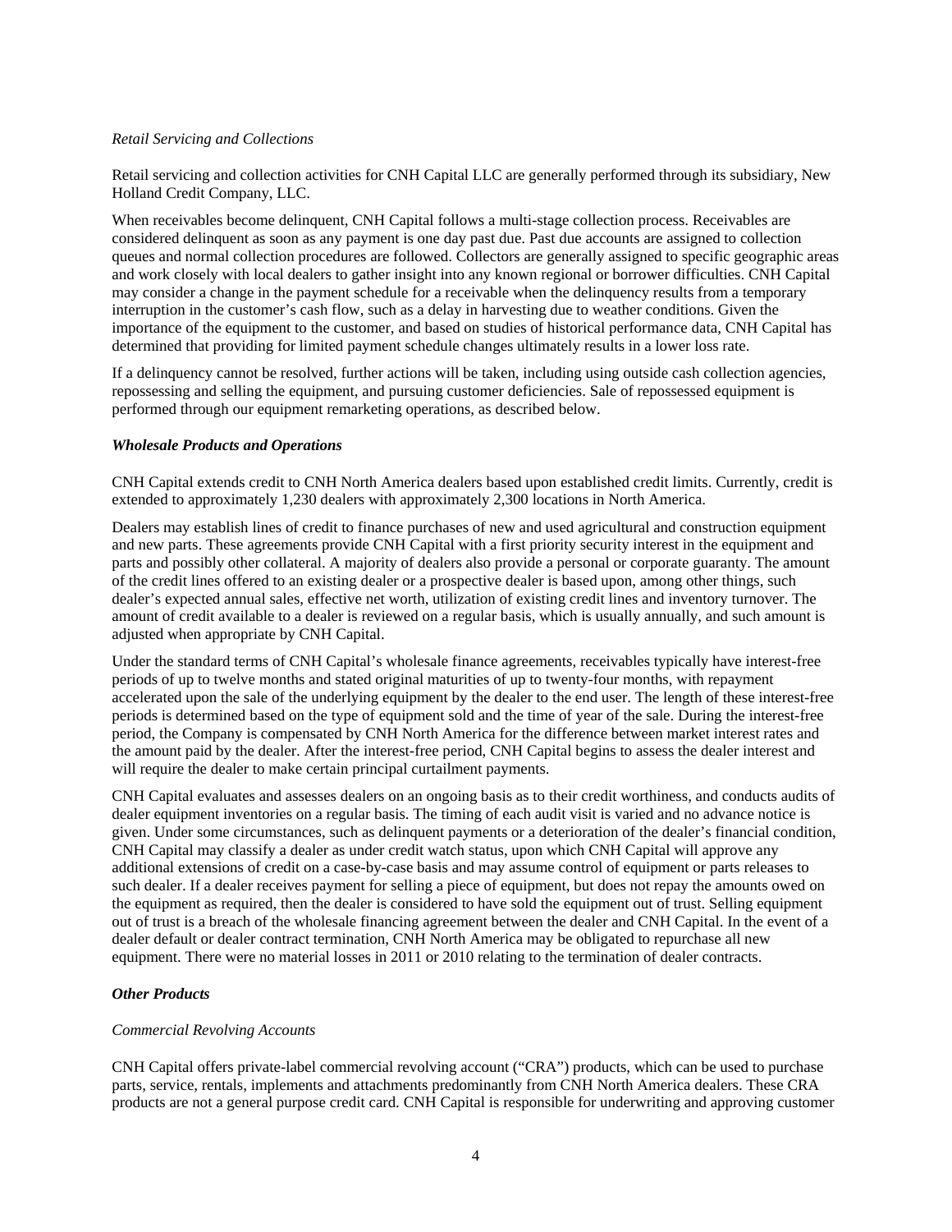*Retail Servicing and Collections*

Retail servicing and collection activities for CNH Capital LLC are generally performed through its subsidiary, New Holland Credit Company, LLC.

When receivables become delinquent, CNH Capital follows a multi-stage collection process. Receivables are considered delinquent as soon as any payment is one day past due. Past due accounts are assigned to collection queues and normal collection procedures are followed. Collectors are generally assigned to specific geographic areas and work closely with local dealers to gather insight into any known regional or borrower difficulties. CNH Capital may consider a change in the payment schedule for a receivable when the delinquency results from a temporary interruption in the customer's cash flow, such as a delay in harvesting due to weather conditions. Given the importance of the equipment to the customer, and based on studies of historical performance data, CNH Capital has determined that providing for limited payment schedule changes ultimately results in a lower loss rate.

If a delinquency cannot be resolved, further actions will be taken, including using outside cash collection agencies, repossessing and selling the equipment, and pursuing customer deficiencies. Sale of repossessed equipment is performed through our equipment remarketing operations, as described below.

***Wholesale Products and Operations***

CNH Capital extends credit to CNH North America dealers based upon established credit limits. Currently, credit is extended to approximately 1,230 dealers with approximately 2,300 locations in North America.

Dealers may establish lines of credit to finance purchases of new and used agricultural and construction equipment and new parts. These agreements provide CNH Capital with a first priority security interest in the equipment and parts and possibly other collateral. A majority of dealers also provide a personal or corporate guaranty. The amount of the credit lines offered to an existing dealer or a prospective dealer is based upon, among other things, such dealer's expected annual sales, effective net worth, utilization of existing credit lines and inventory turnover. The amount of credit available to a dealer is reviewed on a regular basis, which is usually annually, and such amount is adjusted when appropriate by CNH Capital.

Under the standard terms of CNH Capital's wholesale finance agreements, receivables typically have interest-free periods of up to twelve months and stated original maturities of up to twenty-four months, with repayment accelerated upon the sale of the underlying equipment by the dealer to the end user. The length of these interest-free periods is determined based on the type of equipment sold and the time of year of the sale. During the interest-free period, the Company is compensated by CNH North America for the difference between market interest rates and the amount paid by the dealer. After the interest-free period, CNH Capital begins to assess the dealer interest and will require the dealer to make certain principal curtailment payments.

CNH Capital evaluates and assesses dealers on an ongoing basis as to their credit worthiness, and conducts audits of dealer equipment inventories on a regular basis. The timing of each audit visit is varied and no advance notice is given. Under some circumstances, such as delinquent payments or a deterioration of the dealer's financial condition, CNH Capital may classify a dealer as under credit watch status, upon which CNH Capital will approve any additional extensions of credit on a case-by-case basis and may assume control of equipment or parts releases to such dealer. If a dealer receives payment for selling a piece of equipment, but does not repay the amounts owed on the equipment as required, then the dealer is considered to have sold the equipment out of trust. Selling equipment out of trust is a breach of the wholesale financing agreement between the dealer and CNH Capital. In the event of a dealer default or dealer contract termination, CNH North America may be obligated to repurchase all new equipment. There were no material losses in 2011 or 2010 relating to the termination of dealer contracts.

***Other Products***

*Commercial Revolving Accounts*

CNH Capital offers private-label commercial revolving account ("CRA") products, which can be used to purchase parts, service, rentals, implements and attachments predominantly from CNH North America dealers. These CRA products are not a general purpose credit card. CNH Capital is responsible for underwriting and approving customer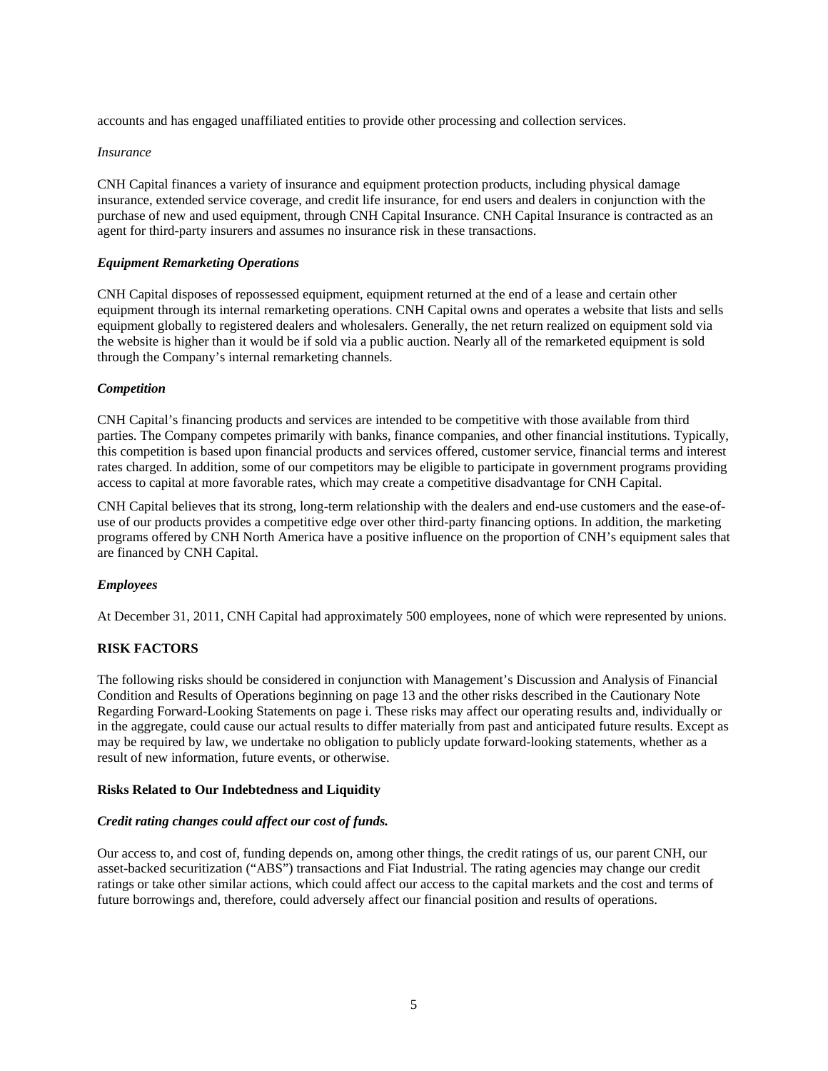accounts and has engaged unaffiliated entities to provide other processing and collection services.

*Insurance*

CNH Capital finances a variety of insurance and equipment protection products, including physical damage insurance, extended service coverage, and credit life insurance, for end users and dealers in conjunction with the purchase of new and used equipment, through CNH Capital Insurance. CNH Capital Insurance is contracted as an agent for third-party insurers and assumes no insurance risk in these transactions.

***Equipment Remarketing Operations***

CNH Capital disposes of repossessed equipment, equipment returned at the end of a lease and certain other equipment through its internal remarketing operations. CNH Capital owns and operates a website that lists and sells equipment globally to registered dealers and wholesalers. Generally, the net return realized on equipment sold via the website is higher than it would be if sold via a public auction. Nearly all of the remarketed equipment is sold through the Company's internal remarketing channels.

***Competition***

CNH Capital's financing products and services are intended to be competitive with those available from third parties. The Company competes primarily with banks, finance companies, and other financial institutions. Typically, this competition is based upon financial products and services offered, customer service, financial terms and interest rates charged. In addition, some of our competitors may be eligible to participate in government programs providing access to capital at more favorable rates, which may create a competitive disadvantage for CNH Capital.

CNH Capital believes that its strong, long-term relationship with the dealers and end-use customers and the ease-of-use of our products provides a competitive edge over other third-party financing options. In addition, the marketing programs offered by CNH North America have a positive influence on the proportion of CNH's equipment sales that are financed by CNH Capital.

***Employees***

At December 31, 2011, CNH Capital had approximately 500 employees, none of which were represented by unions.

## RISK FACTORS

The following risks should be considered in conjunction with Management's Discussion and Analysis of Financial Condition and Results of Operations beginning on page 13 and the other risks described in the Cautionary Note Regarding Forward-Looking Statements on page i. These risks may affect our operating results and, individually or in the aggregate, could cause our actual results to differ materially from past and anticipated future results. Except as may be required by law, we undertake no obligation to publicly update forward-looking statements, whether as a result of new information, future events, or otherwise.

### Risks Related to Our Indebtedness and Liquidity

***Credit rating changes could affect our cost of funds.***

Our access to, and cost of, funding depends on, among other things, the credit ratings of us, our parent CNH, our asset-backed securitization ("ABS") transactions and Fiat Industrial. The rating agencies may change our credit ratings or take other similar actions, which could affect our access to the capital markets and the cost and terms of future borrowings and, therefore, could adversely affect our financial position and results of operations.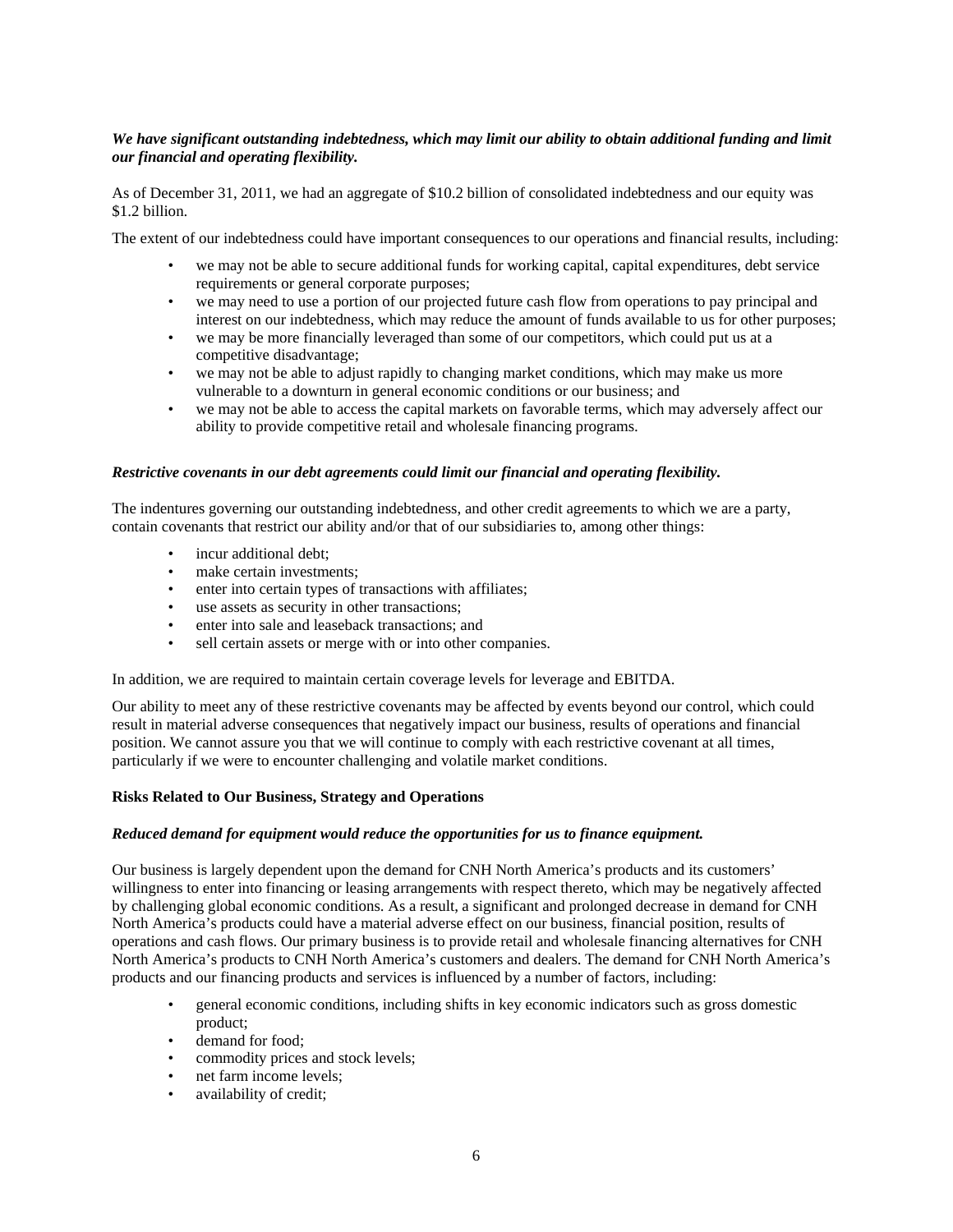***We have significant outstanding indebtedness, which may limit our ability to obtain additional funding and limit our financial and operating flexibility.***

As of December 31, 2011, we had an aggregate of $10.2 billion of consolidated indebtedness and our equity was $1.2 billion.

The extent of our indebtedness could have important consequences to our operations and financial results, including:

- we may not be able to secure additional funds for working capital, capital expenditures, debt service requirements or general corporate purposes;
- we may need to use a portion of our projected future cash flow from operations to pay principal and interest on our indebtedness, which may reduce the amount of funds available to us for other purposes;
- we may be more financially leveraged than some of our competitors, which could put us at a competitive disadvantage;
- we may not be able to adjust rapidly to changing market conditions, which may make us more vulnerable to a downturn in general economic conditions or our business; and
- we may not be able to access the capital markets on favorable terms, which may adversely affect our ability to provide competitive retail and wholesale financing programs.

***Restrictive covenants in our debt agreements could limit our financial and operating flexibility.***

The indentures governing our outstanding indebtedness, and other credit agreements to which we are a party, contain covenants that restrict our ability and/or that of our subsidiaries to, among other things:

- incur additional debt;
- make certain investments;
- enter into certain types of transactions with affiliates;
- use assets as security in other transactions;
- enter into sale and leaseback transactions; and
- sell certain assets or merge with or into other companies.

In addition, we are required to maintain certain coverage levels for leverage and EBITDA.

Our ability to meet any of these restrictive covenants may be affected by events beyond our control, which could result in material adverse consequences that negatively impact our business, results of operations and financial position. We cannot assure you that we will continue to comply with each restrictive covenant at all times, particularly if we were to encounter challenging and volatile market conditions.

**Risks Related to Our Business, Strategy and Operations**

***Reduced demand for equipment would reduce the opportunities for us to finance equipment.***

Our business is largely dependent upon the demand for CNH North America's products and its customers' willingness to enter into financing or leasing arrangements with respect thereto, which may be negatively affected by challenging global economic conditions. As a result, a significant and prolonged decrease in demand for CNH North America's products could have a material adverse effect on our business, financial position, results of operations and cash flows. Our primary business is to provide retail and wholesale financing alternatives for CNH North America's products to CNH North America's customers and dealers. The demand for CNH North America's products and our financing products and services is influenced by a number of factors, including:

- general economic conditions, including shifts in key economic indicators such as gross domestic product;
- demand for food;
- commodity prices and stock levels;
- net farm income levels;
- availability of credit;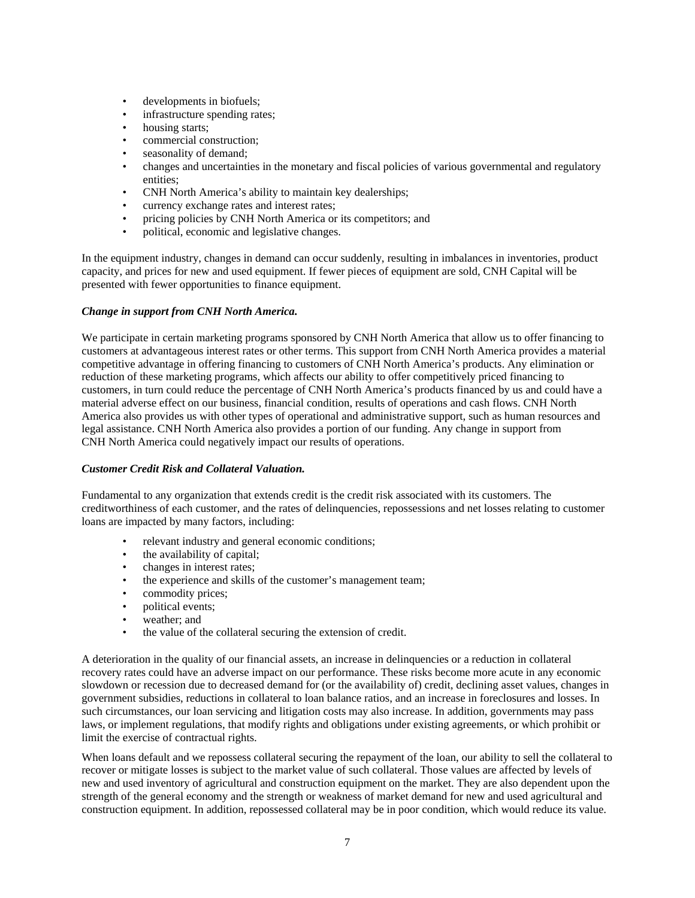- developments in biofuels;
- infrastructure spending rates;
- housing starts;
- commercial construction;
- seasonality of demand;
- changes and uncertainties in the monetary and fiscal policies of various governmental and regulatory entities;
- CNH North America's ability to maintain key dealerships;
- currency exchange rates and interest rates;
- pricing policies by CNH North America or its competitors; and
- political, economic and legislative changes.

In the equipment industry, changes in demand can occur suddenly, resulting in imbalances in inventories, product capacity, and prices for new and used equipment. If fewer pieces of equipment are sold, CNH Capital will be presented with fewer opportunities to finance equipment.

***Change in support from CNH North America.***

We participate in certain marketing programs sponsored by CNH North America that allow us to offer financing to customers at advantageous interest rates or other terms. This support from CNH North America provides a material competitive advantage in offering financing to customers of CNH North America's products. Any elimination or reduction of these marketing programs, which affects our ability to offer competitively priced financing to customers, in turn could reduce the percentage of CNH North America's products financed by us and could have a material adverse effect on our business, financial condition, results of operations and cash flows. CNH North America also provides us with other types of operational and administrative support, such as human resources and legal assistance. CNH North America also provides a portion of our funding. Any change in support from CNH North America could negatively impact our results of operations.

***Customer Credit Risk and Collateral Valuation.***

Fundamental to any organization that extends credit is the credit risk associated with its customers. The creditworthiness of each customer, and the rates of delinquencies, repossessions and net losses relating to customer loans are impacted by many factors, including:

- relevant industry and general economic conditions;
- the availability of capital;
- changes in interest rates;
- the experience and skills of the customer's management team;
- commodity prices;
- political events;
- weather; and
- the value of the collateral securing the extension of credit.

A deterioration in the quality of our financial assets, an increase in delinquencies or a reduction in collateral recovery rates could have an adverse impact on our performance. These risks become more acute in any economic slowdown or recession due to decreased demand for (or the availability of) credit, declining asset values, changes in government subsidies, reductions in collateral to loan balance ratios, and an increase in foreclosures and losses. In such circumstances, our loan servicing and litigation costs may also increase. In addition, governments may pass laws, or implement regulations, that modify rights and obligations under existing agreements, or which prohibit or limit the exercise of contractual rights.

When loans default and we repossess collateral securing the repayment of the loan, our ability to sell the collateral to recover or mitigate losses is subject to the market value of such collateral. Those values are affected by levels of new and used inventory of agricultural and construction equipment on the market. They are also dependent upon the strength of the general economy and the strength or weakness of market demand for new and used agricultural and construction equipment. In addition, repossessed collateral may be in poor condition, which would reduce its value.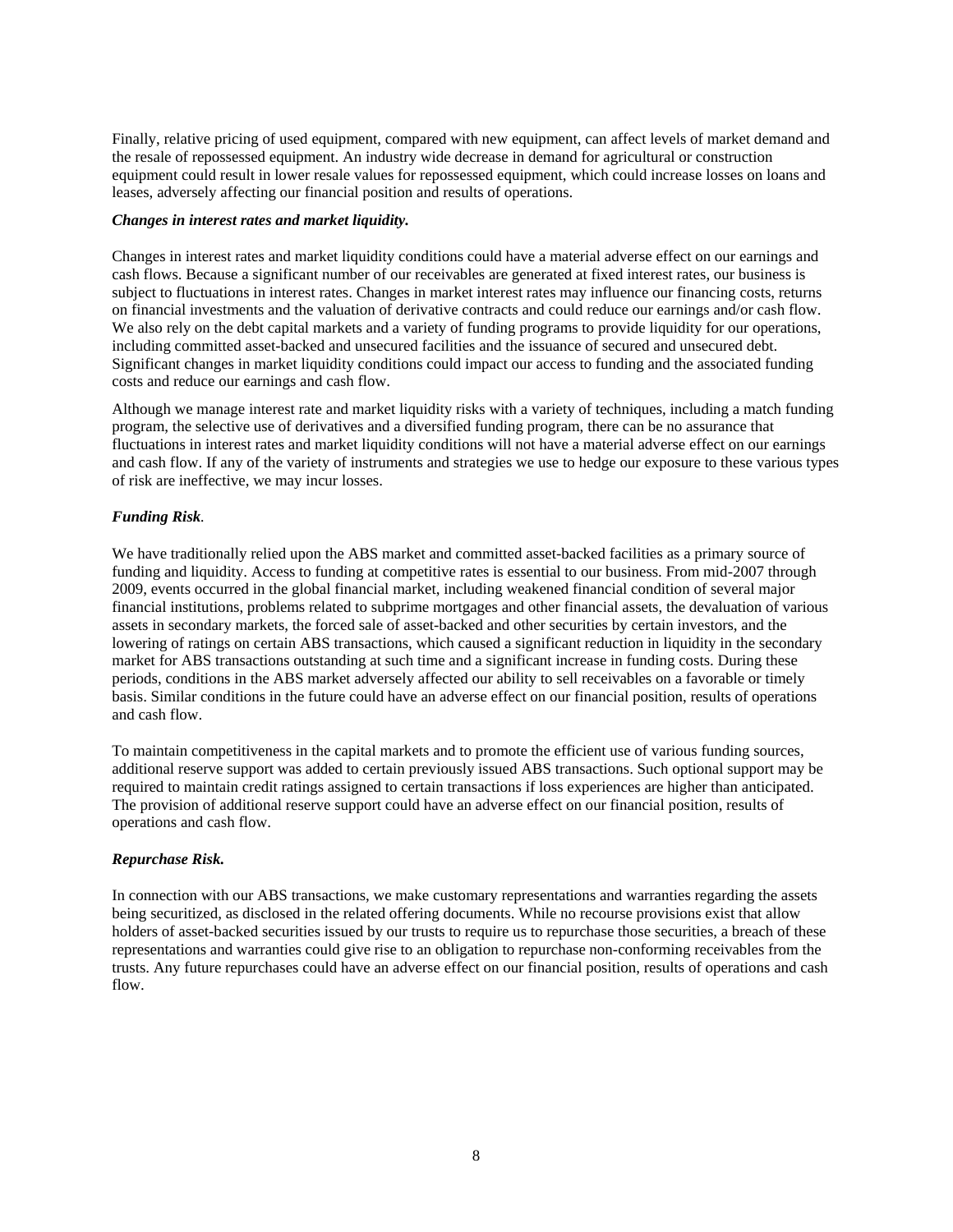Finally, relative pricing of used equipment, compared with new equipment, can affect levels of market demand and the resale of repossessed equipment. An industry wide decrease in demand for agricultural or construction equipment could result in lower resale values for repossessed equipment, which could increase losses on loans and leases, adversely affecting our financial position and results of operations.

***Changes in interest rates and market liquidity.***

Changes in interest rates and market liquidity conditions could have a material adverse effect on our earnings and cash flows. Because a significant number of our receivables are generated at fixed interest rates, our business is subject to fluctuations in interest rates. Changes in market interest rates may influence our financing costs, returns on financial investments and the valuation of derivative contracts and could reduce our earnings and/or cash flow. We also rely on the debt capital markets and a variety of funding programs to provide liquidity for our operations, including committed asset-backed and unsecured facilities and the issuance of secured and unsecured debt. Significant changes in market liquidity conditions could impact our access to funding and the associated funding costs and reduce our earnings and cash flow.

Although we manage interest rate and market liquidity risks with a variety of techniques, including a match funding program, the selective use of derivatives and a diversified funding program, there can be no assurance that fluctuations in interest rates and market liquidity conditions will not have a material adverse effect on our earnings and cash flow. If any of the variety of instruments and strategies we use to hedge our exposure to these various types of risk are ineffective, we may incur losses.

***Funding Risk*.**

We have traditionally relied upon the ABS market and committed asset-backed facilities as a primary source of funding and liquidity. Access to funding at competitive rates is essential to our business. From mid-2007 through 2009, events occurred in the global financial market, including weakened financial condition of several major financial institutions, problems related to subprime mortgages and other financial assets, the devaluation of various assets in secondary markets, the forced sale of asset-backed and other securities by certain investors, and the lowering of ratings on certain ABS transactions, which caused a significant reduction in liquidity in the secondary market for ABS transactions outstanding at such time and a significant increase in funding costs. During these periods, conditions in the ABS market adversely affected our ability to sell receivables on a favorable or timely basis. Similar conditions in the future could have an adverse effect on our financial position, results of operations and cash flow.

To maintain competitiveness in the capital markets and to promote the efficient use of various funding sources, additional reserve support was added to certain previously issued ABS transactions. Such optional support may be required to maintain credit ratings assigned to certain transactions if loss experiences are higher than anticipated. The provision of additional reserve support could have an adverse effect on our financial position, results of operations and cash flow.

***Repurchase Risk.***

In connection with our ABS transactions, we make customary representations and warranties regarding the assets being securitized, as disclosed in the related offering documents. While no recourse provisions exist that allow holders of asset-backed securities issued by our trusts to require us to repurchase those securities, a breach of these representations and warranties could give rise to an obligation to repurchase non-conforming receivables from the trusts. Any future repurchases could have an adverse effect on our financial position, results of operations and cash flow.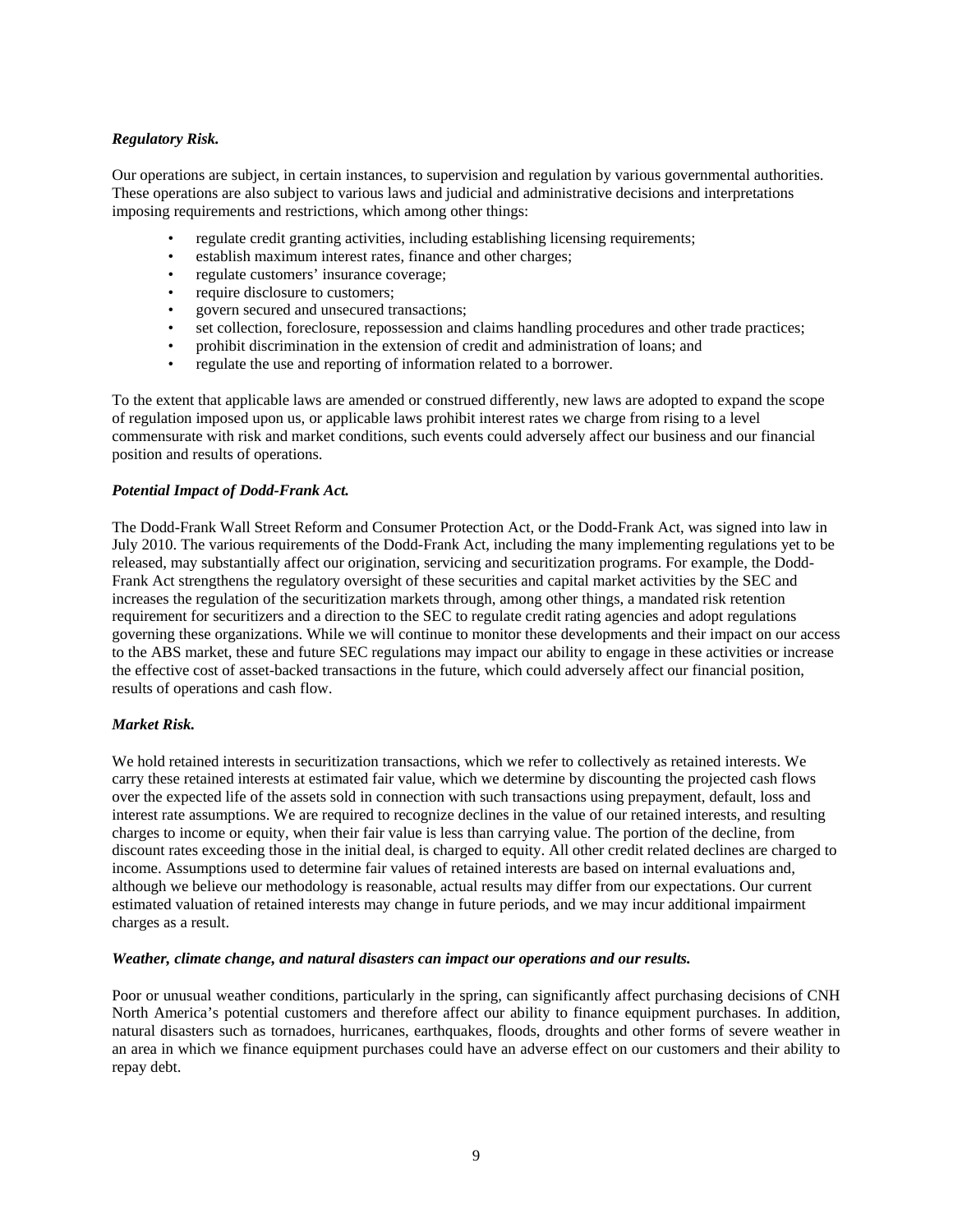***Regulatory Risk.***

Our operations are subject, in certain instances, to supervision and regulation by various governmental authorities. These operations are also subject to various laws and judicial and administrative decisions and interpretations imposing requirements and restrictions, which among other things:

- regulate credit granting activities, including establishing licensing requirements;
- establish maximum interest rates, finance and other charges;
- regulate customers' insurance coverage;
- require disclosure to customers;
- govern secured and unsecured transactions;
- set collection, foreclosure, repossession and claims handling procedures and other trade practices;
- prohibit discrimination in the extension of credit and administration of loans; and
- regulate the use and reporting of information related to a borrower.

To the extent that applicable laws are amended or construed differently, new laws are adopted to expand the scope of regulation imposed upon us, or applicable laws prohibit interest rates we charge from rising to a level commensurate with risk and market conditions, such events could adversely affect our business and our financial position and results of operations.

***Potential Impact of Dodd-Frank Act.***

The Dodd-Frank Wall Street Reform and Consumer Protection Act, or the Dodd-Frank Act, was signed into law in July 2010. The various requirements of the Dodd-Frank Act, including the many implementing regulations yet to be released, may substantially affect our origination, servicing and securitization programs. For example, the Dodd-Frank Act strengthens the regulatory oversight of these securities and capital market activities by the SEC and increases the regulation of the securitization markets through, among other things, a mandated risk retention requirement for securitizers and a direction to the SEC to regulate credit rating agencies and adopt regulations governing these organizations. While we will continue to monitor these developments and their impact on our access to the ABS market, these and future SEC regulations may impact our ability to engage in these activities or increase the effective cost of asset-backed transactions in the future, which could adversely affect our financial position, results of operations and cash flow.

***Market Risk.***

We hold retained interests in securitization transactions, which we refer to collectively as retained interests. We carry these retained interests at estimated fair value, which we determine by discounting the projected cash flows over the expected life of the assets sold in connection with such transactions using prepayment, default, loss and interest rate assumptions. We are required to recognize declines in the value of our retained interests, and resulting charges to income or equity, when their fair value is less than carrying value. The portion of the decline, from discount rates exceeding those in the initial deal, is charged to equity. All other credit related declines are charged to income. Assumptions used to determine fair values of retained interests are based on internal evaluations and, although we believe our methodology is reasonable, actual results may differ from our expectations. Our current estimated valuation of retained interests may change in future periods, and we may incur additional impairment charges as a result.

***Weather, climate change, and natural disasters can impact our operations and our results.***

Poor or unusual weather conditions, particularly in the spring, can significantly affect purchasing decisions of CNH North America's potential customers and therefore affect our ability to finance equipment purchases. In addition, natural disasters such as tornadoes, hurricanes, earthquakes, floods, droughts and other forms of severe weather in an area in which we finance equipment purchases could have an adverse effect on our customers and their ability to repay debt.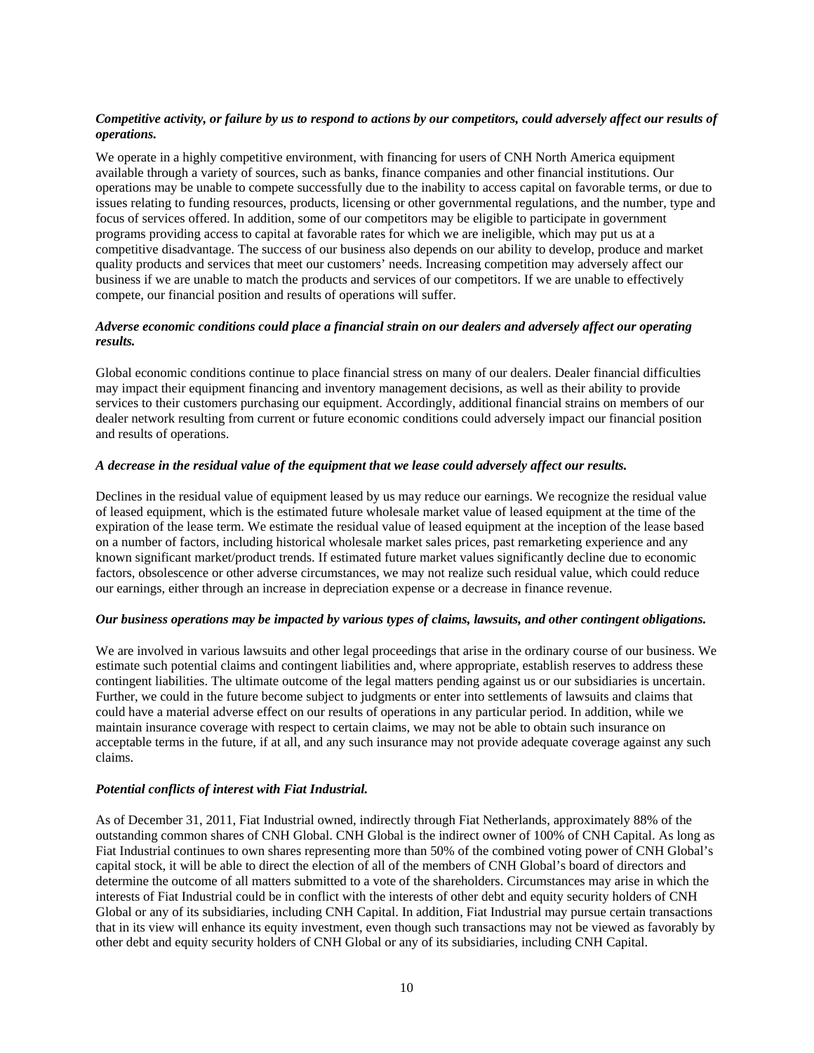***Competitive activity, or failure by us to respond to actions by our competitors, could adversely affect our results of operations.***

We operate in a highly competitive environment, with financing for users of CNH North America equipment available through a variety of sources, such as banks, finance companies and other financial institutions. Our operations may be unable to compete successfully due to the inability to access capital on favorable terms, or due to issues relating to funding resources, products, licensing or other governmental regulations, and the number, type and focus of services offered. In addition, some of our competitors may be eligible to participate in government programs providing access to capital at favorable rates for which we are ineligible, which may put us at a competitive disadvantage. The success of our business also depends on our ability to develop, produce and market quality products and services that meet our customers' needs. Increasing competition may adversely affect our business if we are unable to match the products and services of our competitors. If we are unable to effectively compete, our financial position and results of operations will suffer.

***Adverse economic conditions could place a financial strain on our dealers and adversely affect our operating results.***

Global economic conditions continue to place financial stress on many of our dealers. Dealer financial difficulties may impact their equipment financing and inventory management decisions, as well as their ability to provide services to their customers purchasing our equipment. Accordingly, additional financial strains on members of our dealer network resulting from current or future economic conditions could adversely impact our financial position and results of operations.

***A decrease in the residual value of the equipment that we lease could adversely affect our results.***

Declines in the residual value of equipment leased by us may reduce our earnings. We recognize the residual value of leased equipment, which is the estimated future wholesale market value of leased equipment at the time of the expiration of the lease term. We estimate the residual value of leased equipment at the inception of the lease based on a number of factors, including historical wholesale market sales prices, past remarketing experience and any known significant market/product trends. If estimated future market values significantly decline due to economic factors, obsolescence or other adverse circumstances, we may not realize such residual value, which could reduce our earnings, either through an increase in depreciation expense or a decrease in finance revenue.

***Our business operations may be impacted by various types of claims, lawsuits, and other contingent obligations.***

We are involved in various lawsuits and other legal proceedings that arise in the ordinary course of our business. We estimate such potential claims and contingent liabilities and, where appropriate, establish reserves to address these contingent liabilities. The ultimate outcome of the legal matters pending against us or our subsidiaries is uncertain. Further, we could in the future become subject to judgments or enter into settlements of lawsuits and claims that could have a material adverse effect on our results of operations in any particular period. In addition, while we maintain insurance coverage with respect to certain claims, we may not be able to obtain such insurance on acceptable terms in the future, if at all, and any such insurance may not provide adequate coverage against any such claims.

***Potential conflicts of interest with Fiat Industrial.***

As of December 31, 2011, Fiat Industrial owned, indirectly through Fiat Netherlands, approximately 88% of the outstanding common shares of CNH Global. CNH Global is the indirect owner of 100% of CNH Capital. As long as Fiat Industrial continues to own shares representing more than 50% of the combined voting power of CNH Global's capital stock, it will be able to direct the election of all of the members of CNH Global's board of directors and determine the outcome of all matters submitted to a vote of the shareholders. Circumstances may arise in which the interests of Fiat Industrial could be in conflict with the interests of other debt and equity security holders of CNH Global or any of its subsidiaries, including CNH Capital. In addition, Fiat Industrial may pursue certain transactions that in its view will enhance its equity investment, even though such transactions may not be viewed as favorably by other debt and equity security holders of CNH Global or any of its subsidiaries, including CNH Capital.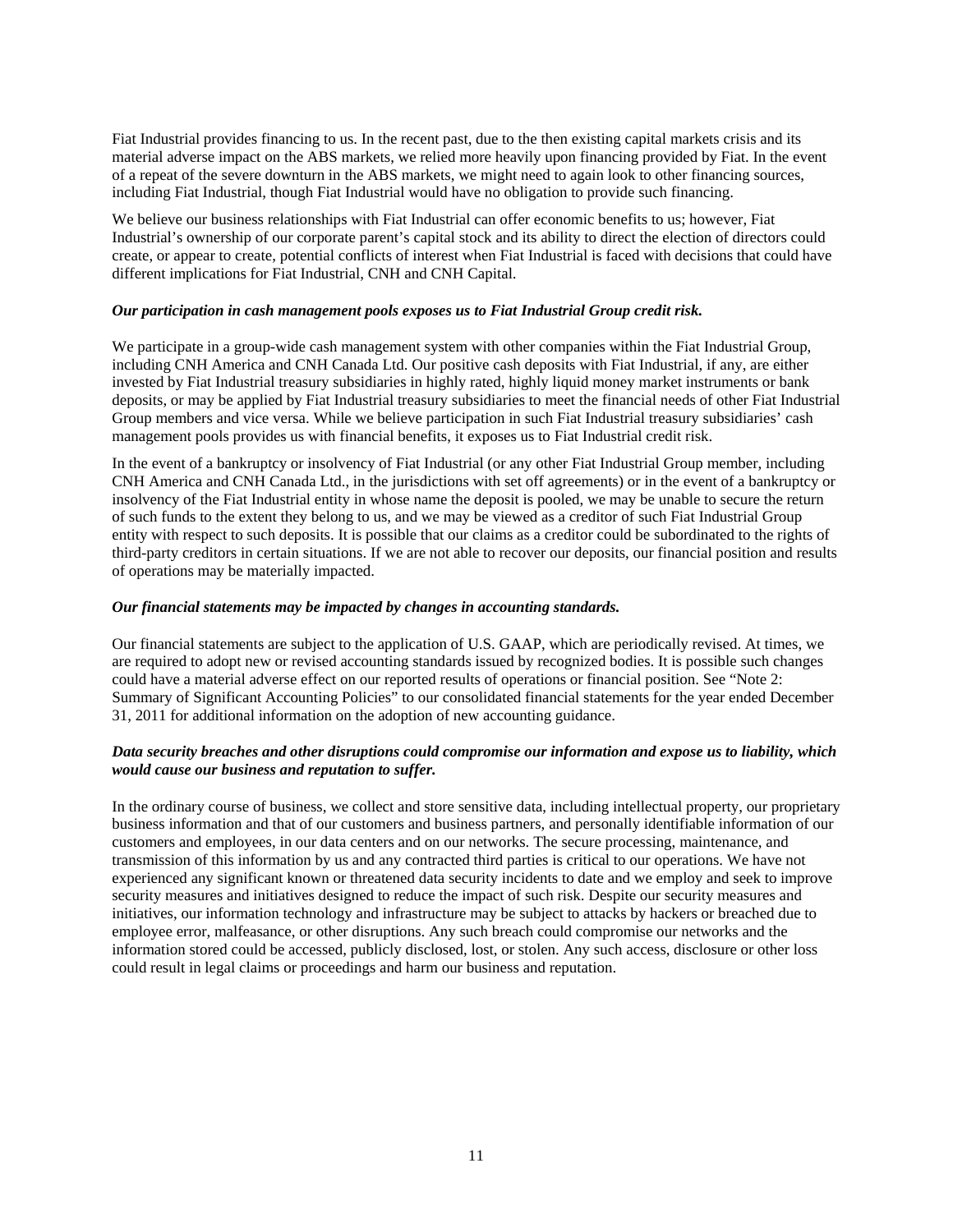Fiat Industrial provides financing to us. In the recent past, due to the then existing capital markets crisis and its material adverse impact on the ABS markets, we relied more heavily upon financing provided by Fiat. In the event of a repeat of the severe downturn in the ABS markets, we might need to again look to other financing sources, including Fiat Industrial, though Fiat Industrial would have no obligation to provide such financing.

We believe our business relationships with Fiat Industrial can offer economic benefits to us; however, Fiat Industrial's ownership of our corporate parent's capital stock and its ability to direct the election of directors could create, or appear to create, potential conflicts of interest when Fiat Industrial is faced with decisions that could have different implications for Fiat Industrial, CNH and CNH Capital.

***Our participation in cash management pools exposes us to Fiat Industrial Group credit risk.***

We participate in a group-wide cash management system with other companies within the Fiat Industrial Group, including CNH America and CNH Canada Ltd. Our positive cash deposits with Fiat Industrial, if any, are either invested by Fiat Industrial treasury subsidiaries in highly rated, highly liquid money market instruments or bank deposits, or may be applied by Fiat Industrial treasury subsidiaries to meet the financial needs of other Fiat Industrial Group members and vice versa. While we believe participation in such Fiat Industrial treasury subsidiaries' cash management pools provides us with financial benefits, it exposes us to Fiat Industrial credit risk.

In the event of a bankruptcy or insolvency of Fiat Industrial (or any other Fiat Industrial Group member, including CNH America and CNH Canada Ltd., in the jurisdictions with set off agreements) or in the event of a bankruptcy or insolvency of the Fiat Industrial entity in whose name the deposit is pooled, we may be unable to secure the return of such funds to the extent they belong to us, and we may be viewed as a creditor of such Fiat Industrial Group entity with respect to such deposits. It is possible that our claims as a creditor could be subordinated to the rights of third-party creditors in certain situations. If we are not able to recover our deposits, our financial position and results of operations may be materially impacted.

***Our financial statements may be impacted by changes in accounting standards.***

Our financial statements are subject to the application of U.S. GAAP, which are periodically revised. At times, we are required to adopt new or revised accounting standards issued by recognized bodies. It is possible such changes could have a material adverse effect on our reported results of operations or financial position. See "Note 2: Summary of Significant Accounting Policies" to our consolidated financial statements for the year ended December 31, 2011 for additional information on the adoption of new accounting guidance.

***Data security breaches and other disruptions could compromise our information and expose us to liability, which would cause our business and reputation to suffer.***

In the ordinary course of business, we collect and store sensitive data, including intellectual property, our proprietary business information and that of our customers and business partners, and personally identifiable information of our customers and employees, in our data centers and on our networks. The secure processing, maintenance, and transmission of this information by us and any contracted third parties is critical to our operations. We have not experienced any significant known or threatened data security incidents to date and we employ and seek to improve security measures and initiatives designed to reduce the impact of such risk. Despite our security measures and initiatives, our information technology and infrastructure may be subject to attacks by hackers or breached due to employee error, malfeasance, or other disruptions. Any such breach could compromise our networks and the information stored could be accessed, publicly disclosed, lost, or stolen. Any such access, disclosure or other loss could result in legal claims or proceedings and harm our business and reputation.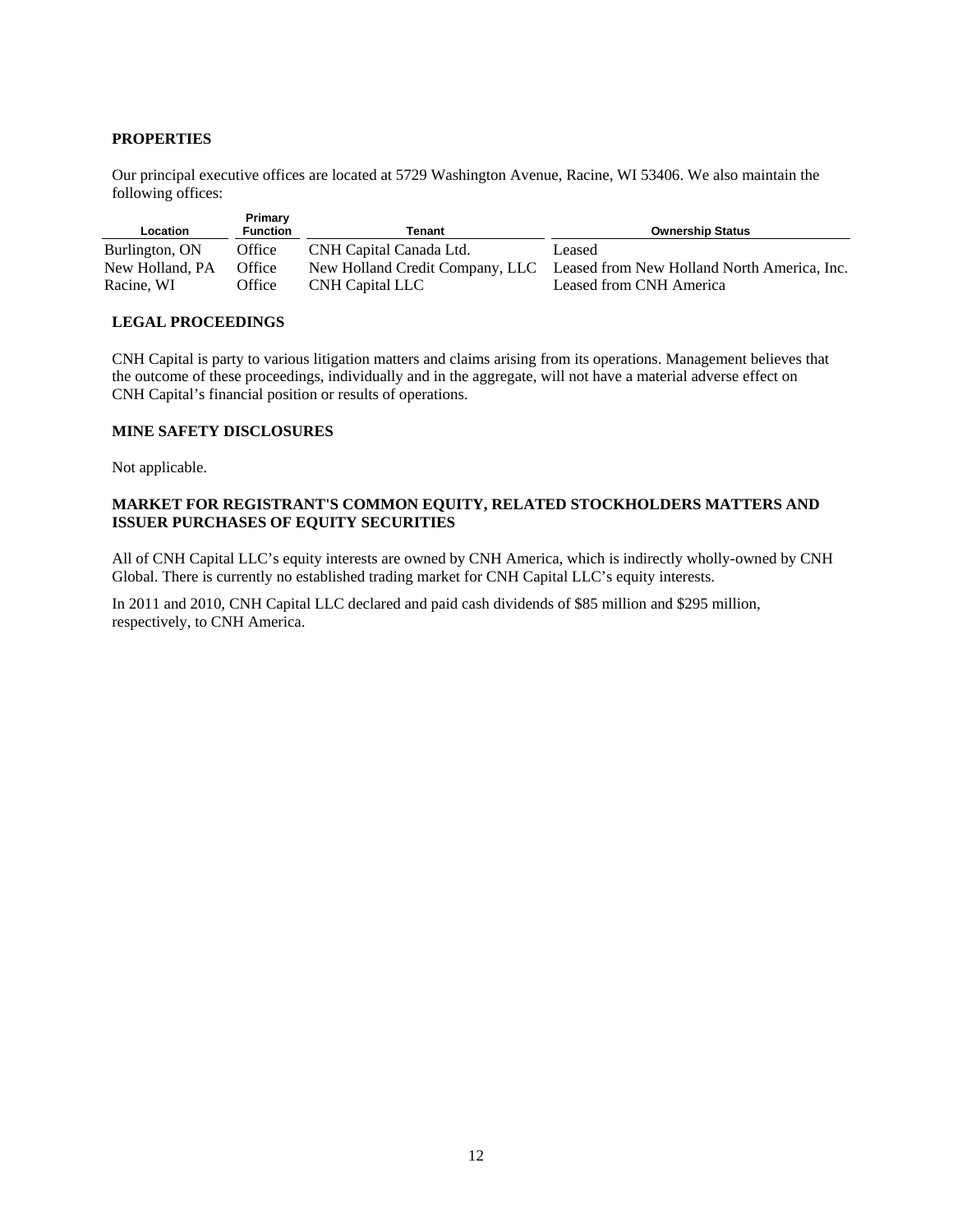## PROPERTIES

Our principal executive offices are located at 5729 Washington Avenue, Racine, WI 53406. We also maintain the following offices:

| Location | Primary Function | Tenant | Ownership Status |
|---|---|---|---|
| Burlington, ON | Office | CNH Capital Canada Ltd. | Leased |
| New Holland, PA | Office | New Holland Credit Company, LLC | Leased from New Holland North America, Inc. |
| Racine, WI | Office | CNH Capital LLC | Leased from CNH America |

## LEGAL PROCEEDINGS

CNH Capital is party to various litigation matters and claims arising from its operations. Management believes that the outcome of these proceedings, individually and in the aggregate, will not have a material adverse effect on CNH Capital's financial position or results of operations.

## MINE SAFETY DISCLOSURES

Not applicable.

## MARKET FOR REGISTRANT'S COMMON EQUITY, RELATED STOCKHOLDERS MATTERS AND ISSUER PURCHASES OF EQUITY SECURITIES

All of CNH Capital LLC's equity interests are owned by CNH America, which is indirectly wholly-owned by CNH Global. There is currently no established trading market for CNH Capital LLC's equity interests.

In 2011 and 2010, CNH Capital LLC declared and paid cash dividends of $85 million and $295 million, respectively, to CNH America.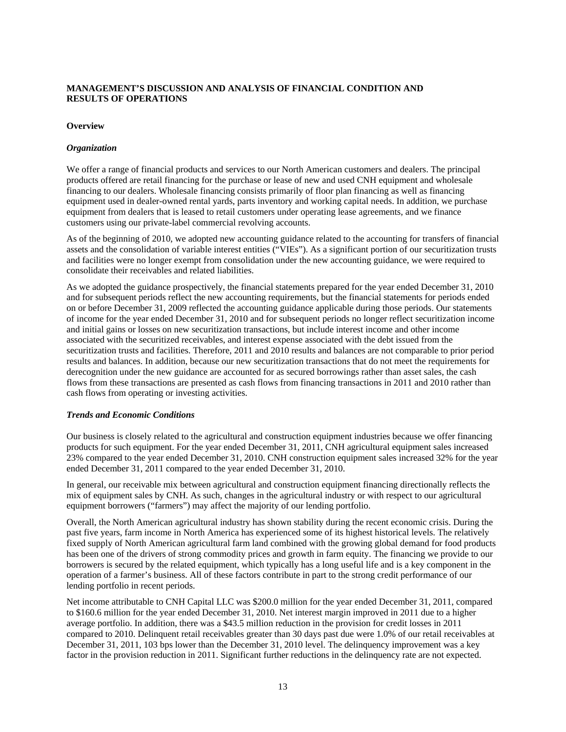## MANAGEMENT'S DISCUSSION AND ANALYSIS OF FINANCIAL CONDITION AND RESULTS OF OPERATIONS

### Overview

#### *Organization*

We offer a range of financial products and services to our North American customers and dealers. The principal products offered are retail financing for the purchase or lease of new and used CNH equipment and wholesale financing to our dealers. Wholesale financing consists primarily of floor plan financing as well as financing equipment used in dealer-owned rental yards, parts inventory and working capital needs. In addition, we purchase equipment from dealers that is leased to retail customers under operating lease agreements, and we finance customers using our private-label commercial revolving accounts.

As of the beginning of 2010, we adopted new accounting guidance related to the accounting for transfers of financial assets and the consolidation of variable interest entities ("VIEs"). As a significant portion of our securitization trusts and facilities were no longer exempt from consolidation under the new accounting guidance, we were required to consolidate their receivables and related liabilities.

As we adopted the guidance prospectively, the financial statements prepared for the year ended December 31, 2010 and for subsequent periods reflect the new accounting requirements, but the financial statements for periods ended on or before December 31, 2009 reflected the accounting guidance applicable during those periods. Our statements of income for the year ended December 31, 2010 and for subsequent periods no longer reflect securitization income and initial gains or losses on new securitization transactions, but include interest income and other income associated with the securitized receivables, and interest expense associated with the debt issued from the securitization trusts and facilities. Therefore, 2011 and 2010 results and balances are not comparable to prior period results and balances. In addition, because our new securitization transactions that do not meet the requirements for derecognition under the new guidance are accounted for as secured borrowings rather than asset sales, the cash flows from these transactions are presented as cash flows from financing transactions in 2011 and 2010 rather than cash flows from operating or investing activities.

#### *Trends and Economic Conditions*

Our business is closely related to the agricultural and construction equipment industries because we offer financing products for such equipment. For the year ended December 31, 2011, CNH agricultural equipment sales increased 23% compared to the year ended December 31, 2010. CNH construction equipment sales increased 32% for the year ended December 31, 2011 compared to the year ended December 31, 2010.

In general, our receivable mix between agricultural and construction equipment financing directionally reflects the mix of equipment sales by CNH. As such, changes in the agricultural industry or with respect to our agricultural equipment borrowers ("farmers") may affect the majority of our lending portfolio.

Overall, the North American agricultural industry has shown stability during the recent economic crisis. During the past five years, farm income in North America has experienced some of its highest historical levels. The relatively fixed supply of North American agricultural farm land combined with the growing global demand for food products has been one of the drivers of strong commodity prices and growth in farm equity. The financing we provide to our borrowers is secured by the related equipment, which typically has a long useful life and is a key component in the operation of a farmer's business. All of these factors contribute in part to the strong credit performance of our lending portfolio in recent periods.

Net income attributable to CNH Capital LLC was $200.0 million for the year ended December 31, 2011, compared to $160.6 million for the year ended December 31, 2010. Net interest margin improved in 2011 due to a higher average portfolio. In addition, there was a $43.5 million reduction in the provision for credit losses in 2011 compared to 2010. Delinquent retail receivables greater than 30 days past due were 1.0% of our retail receivables at December 31, 2011, 103 bps lower than the December 31, 2010 level. The delinquency improvement was a key factor in the provision reduction in 2011. Significant further reductions in the delinquency rate are not expected.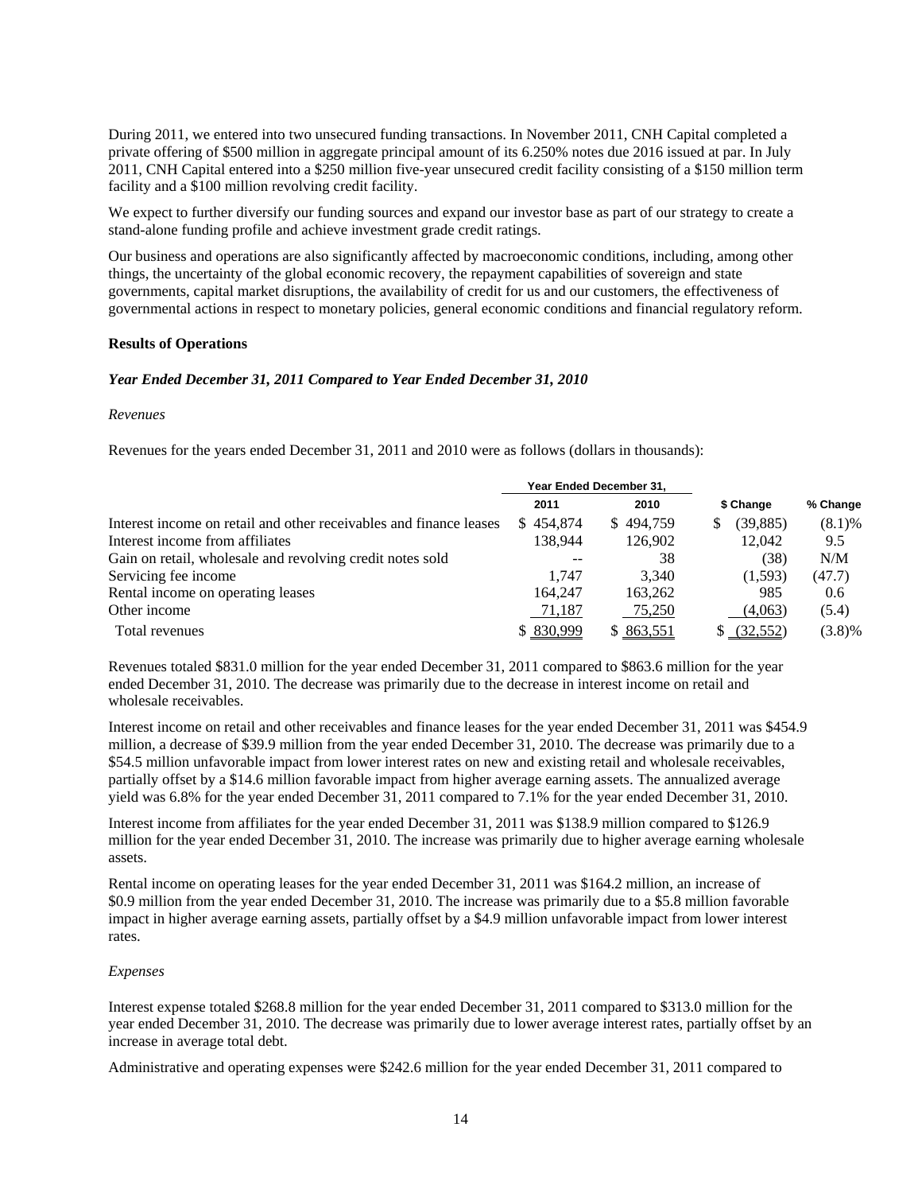During 2011, we entered into two unsecured funding transactions. In November 2011, CNH Capital completed a private offering of $500 million in aggregate principal amount of its 6.250% notes due 2016 issued at par. In July 2011, CNH Capital entered into a $250 million five-year unsecured credit facility consisting of a $150 million term facility and a $100 million revolving credit facility.

We expect to further diversify our funding sources and expand our investor base as part of our strategy to create a stand-alone funding profile and achieve investment grade credit ratings.

Our business and operations are also significantly affected by macroeconomic conditions, including, among other things, the uncertainty of the global economic recovery, the repayment capabilities of sovereign and state governments, capital market disruptions, the availability of credit for us and our customers, the effectiveness of governmental actions in respect to monetary policies, general economic conditions and financial regulatory reform.

**Results of Operations**

***Year Ended December 31, 2011 Compared to Year Ended December 31, 2010***

*Revenues*

Revenues for the years ended December 31, 2011 and 2010 were as follows (dollars in thousands):

| | Year Ended December 31, | | | |
|---|---|---|---|---|
| | 2011 | 2010 | $ Change | % Change |
| Interest income on retail and other receivables and finance leases | $ 454,874 | $ 494,759 | $ (39,885) | (8.1)% |
| Interest income from affiliates | 138,944 | 126,902 | 12,042 | 9.5 |
| Gain on retail, wholesale and revolving credit notes sold | -- | 38 | (38) | N/M |
| Servicing fee income | 1,747 | 3,340 | (1,593) | (47.7) |
| Rental income on operating leases | 164,247 | 163,262 | 985 | 0.6 |
| Other income | 71,187 | 75,250 | (4,063) | (5.4) |
| Total revenues | $ 830,999 | $ 863,551 | $ (32,552) | (3.8)% |

Revenues totaled $831.0 million for the year ended December 31, 2011 compared to $863.6 million for the year ended December 31, 2010. The decrease was primarily due to the decrease in interest income on retail and wholesale receivables.

Interest income on retail and other receivables and finance leases for the year ended December 31, 2011 was $454.9 million, a decrease of $39.9 million from the year ended December 31, 2010. The decrease was primarily due to a $54.5 million unfavorable impact from lower interest rates on new and existing retail and wholesale receivables, partially offset by a $14.6 million favorable impact from higher average earning assets. The annualized average yield was 6.8% for the year ended December 31, 2011 compared to 7.1% for the year ended December 31, 2010.

Interest income from affiliates for the year ended December 31, 2011 was $138.9 million compared to $126.9 million for the year ended December 31, 2010. The increase was primarily due to higher average earning wholesale assets.

Rental income on operating leases for the year ended December 31, 2011 was $164.2 million, an increase of $0.9 million from the year ended December 31, 2010. The increase was primarily due to a $5.8 million favorable impact in higher average earning assets, partially offset by a $4.9 million unfavorable impact from lower interest rates.

*Expenses*

Interest expense totaled $268.8 million for the year ended December 31, 2011 compared to $313.0 million for the year ended December 31, 2010. The decrease was primarily due to lower average interest rates, partially offset by an increase in average total debt.

Administrative and operating expenses were $242.6 million for the year ended December 31, 2011 compared to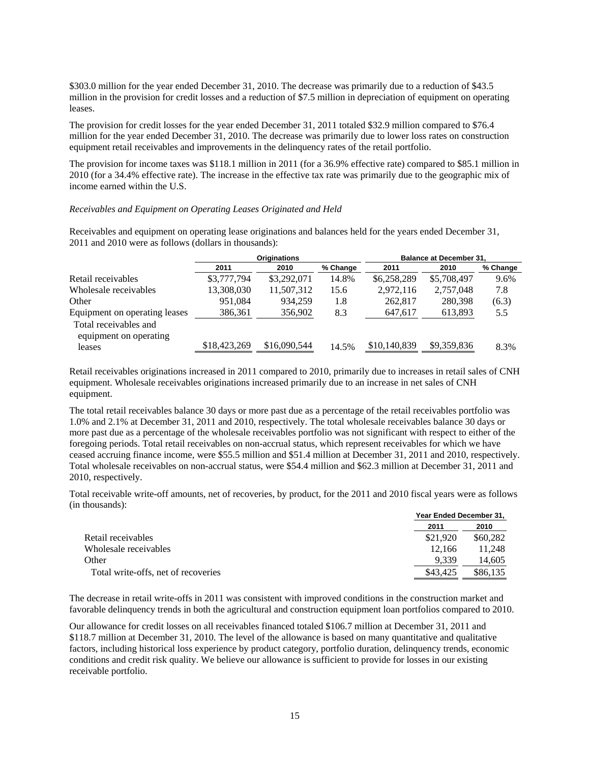$303.0 million for the year ended December 31, 2010. The decrease was primarily due to a reduction of $43.5 million in the provision for credit losses and a reduction of $7.5 million in depreciation of equipment on operating leases.

The provision for credit losses for the year ended December 31, 2011 totaled $32.9 million compared to $76.4 million for the year ended December 31, 2010. The decrease was primarily due to lower loss rates on construction equipment retail receivables and improvements in the delinquency rates of the retail portfolio.

The provision for income taxes was $118.1 million in 2011 (for a 36.9% effective rate) compared to $85.1 million in 2010 (for a 34.4% effective rate). The increase in the effective tax rate was primarily due to the geographic mix of income earned within the U.S.

*Receivables and Equipment on Operating Leases Originated and Held*

Receivables and equipment on operating lease originations and balances held for the years ended December 31, 2011 and 2010 were as follows (dollars in thousands):

| | Originations | | | Balance at December 31, | | |
|---|---|---|---|---|---|---|
| | 2011 | 2010 | % Change | 2011 | 2010 | % Change |
| Retail receivables | $3,777,794 | $3,292,071 | 14.8% | $6,258,289 | $5,708,497 | 9.6% |
| Wholesale receivables | 13,308,030 | 11,507,312 | 15.6 | 2,972,116 | 2,757,048 | 7.8 |
| Other | 951,084 | 934,259 | 1.8 | 262,817 | 280,398 | (6.3) |
| Equipment on operating leases | 386,361 | 356,902 | 8.3 | 647,617 | 613,893 | 5.5 |
| Total receivables and equipment on operating leases | $18,423,269 | $16,090,544 | 14.5% | $10,140,839 | $9,359,836 | 8.3% |

Retail receivables originations increased in 2011 compared to 2010, primarily due to increases in retail sales of CNH equipment. Wholesale receivables originations increased primarily due to an increase in net sales of CNH equipment.

The total retail receivables balance 30 days or more past due as a percentage of the retail receivables portfolio was 1.0% and 2.1% at December 31, 2011 and 2010, respectively. The total wholesale receivables balance 30 days or more past due as a percentage of the wholesale receivables portfolio was not significant with respect to either of the foregoing periods. Total retail receivables on non-accrual status, which represent receivables for which we have ceased accruing finance income, were $55.5 million and $51.4 million at December 31, 2011 and 2010, respectively. Total wholesale receivables on non-accrual status, were $54.4 million and $62.3 million at December 31, 2011 and 2010, respectively.

Total receivable write-off amounts, net of recoveries, by product, for the 2011 and 2010 fiscal years were as follows (in thousands):

| | Year Ended December 31, | |
|---|---|---|
| | 2011 | 2010 |
| Retail receivables | $21,920 | $60,282 |
| Wholesale receivables | 12,166 | 11,248 |
| Other | 9,339 | 14,605 |
| Total write-offs, net of recoveries | $43,425 | $86,135 |

The decrease in retail write-offs in 2011 was consistent with improved conditions in the construction market and favorable delinquency trends in both the agricultural and construction equipment loan portfolios compared to 2010.

Our allowance for credit losses on all receivables financed totaled $106.7 million at December 31, 2011 and $118.7 million at December 31, 2010. The level of the allowance is based on many quantitative and qualitative factors, including historical loss experience by product category, portfolio duration, delinquency trends, economic conditions and credit risk quality. We believe our allowance is sufficient to provide for losses in our existing receivable portfolio.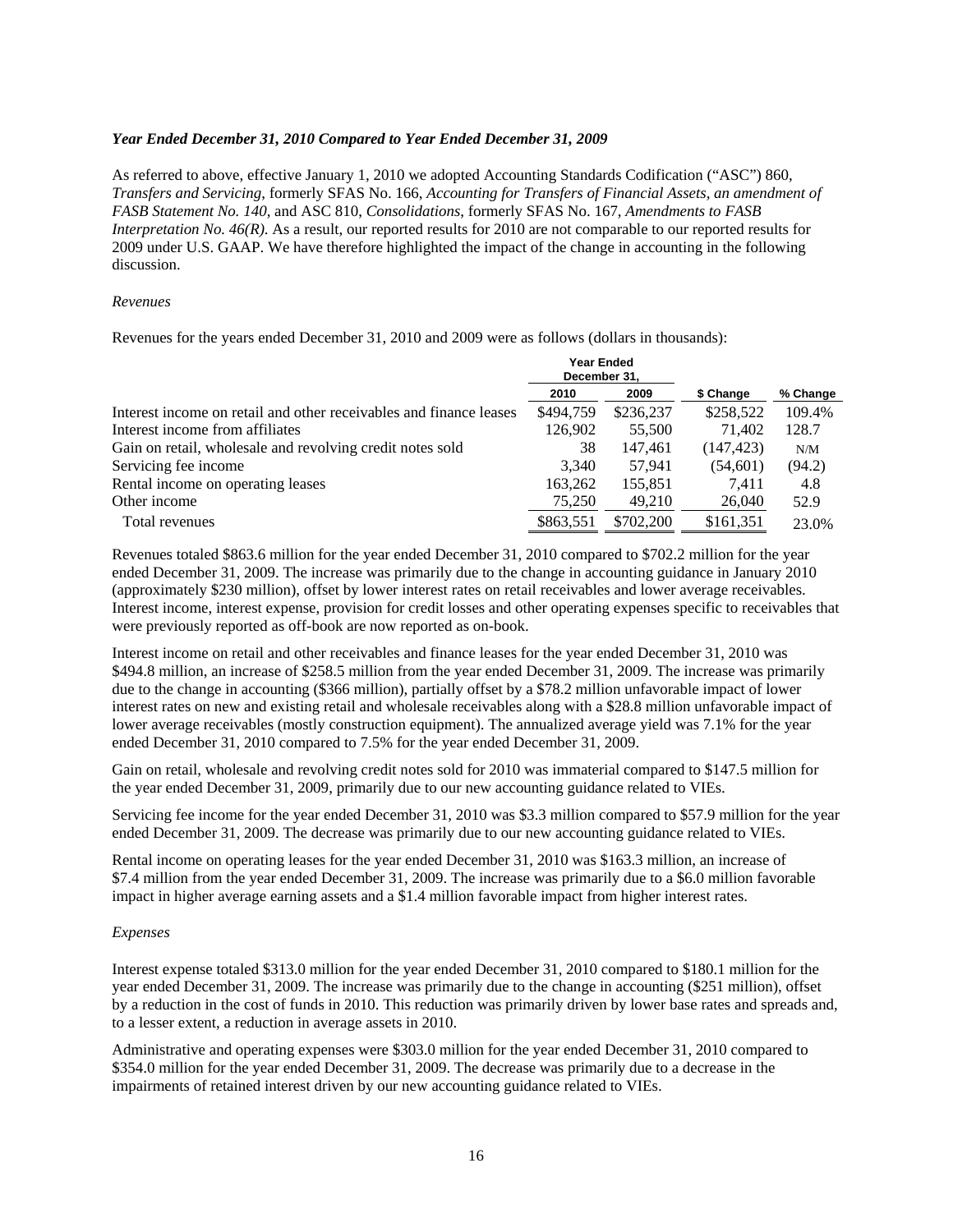*Year Ended December 31, 2010 Compared to Year Ended December 31, 2009*

As referred to above, effective January 1, 2010 we adopted Accounting Standards Codification ("ASC") 860, *Transfers and Servicing*, formerly SFAS No. 166, *Accounting for Transfers of Financial Assets, an amendment of FASB Statement No. 140*, and ASC 810, *Consolidations*, formerly SFAS No. 167, *Amendments to FASB Interpretation No. 46(R)*. As a result, our reported results for 2010 are not comparable to our reported results for 2009 under U.S. GAAP. We have therefore highlighted the impact of the change in accounting in the following discussion.

*Revenues*

Revenues for the years ended December 31, 2010 and 2009 were as follows (dollars in thousands):

| | Year Ended December 31, | | | |
|---|---|---|---|---|
| | 2010 | 2009 | $ Change | % Change |
| Interest income on retail and other receivables and finance leases | $494,759 | $236,237 | $258,522 | 109.4% |
| Interest income from affiliates | 126,902 | 55,500 | 71,402 | 128.7 |
| Gain on retail, wholesale and revolving credit notes sold | 38 | 147,461 | (147,423) | N/M |
| Servicing fee income | 3,340 | 57,941 | (54,601) | (94.2) |
| Rental income on operating leases | 163,262 | 155,851 | 7,411 | 4.8 |
| Other income | 75,250 | 49,210 | 26,040 | 52.9 |
| Total revenues | $863,551 | $702,200 | $161,351 | 23.0% |

Revenues totaled $863.6 million for the year ended December 31, 2010 compared to $702.2 million for the year ended December 31, 2009. The increase was primarily due to the change in accounting guidance in January 2010 (approximately $230 million), offset by lower interest rates on retail receivables and lower average receivables. Interest income, interest expense, provision for credit losses and other operating expenses specific to receivables that were previously reported as off-book are now reported as on-book.

Interest income on retail and other receivables and finance leases for the year ended December 31, 2010 was $494.8 million, an increase of $258.5 million from the year ended December 31, 2009. The increase was primarily due to the change in accounting ($366 million), partially offset by a $78.2 million unfavorable impact of lower interest rates on new and existing retail and wholesale receivables along with a $28.8 million unfavorable impact of lower average receivables (mostly construction equipment). The annualized average yield was 7.1% for the year ended December 31, 2010 compared to 7.5% for the year ended December 31, 2009.

Gain on retail, wholesale and revolving credit notes sold for 2010 was immaterial compared to $147.5 million for the year ended December 31, 2009, primarily due to our new accounting guidance related to VIEs.

Servicing fee income for the year ended December 31, 2010 was $3.3 million compared to $57.9 million for the year ended December 31, 2009. The decrease was primarily due to our new accounting guidance related to VIEs.

Rental income on operating leases for the year ended December 31, 2010 was $163.3 million, an increase of $7.4 million from the year ended December 31, 2009. The increase was primarily due to a $6.0 million favorable impact in higher average earning assets and a $1.4 million favorable impact from higher interest rates.

*Expenses*

Interest expense totaled $313.0 million for the year ended December 31, 2010 compared to $180.1 million for the year ended December 31, 2009. The increase was primarily due to the change in accounting ($251 million), offset by a reduction in the cost of funds in 2010. This reduction was primarily driven by lower base rates and spreads and, to a lesser extent, a reduction in average assets in 2010.

Administrative and operating expenses were $303.0 million for the year ended December 31, 2010 compared to $354.0 million for the year ended December 31, 2009. The decrease was primarily due to a decrease in the impairments of retained interest driven by our new accounting guidance related to VIEs.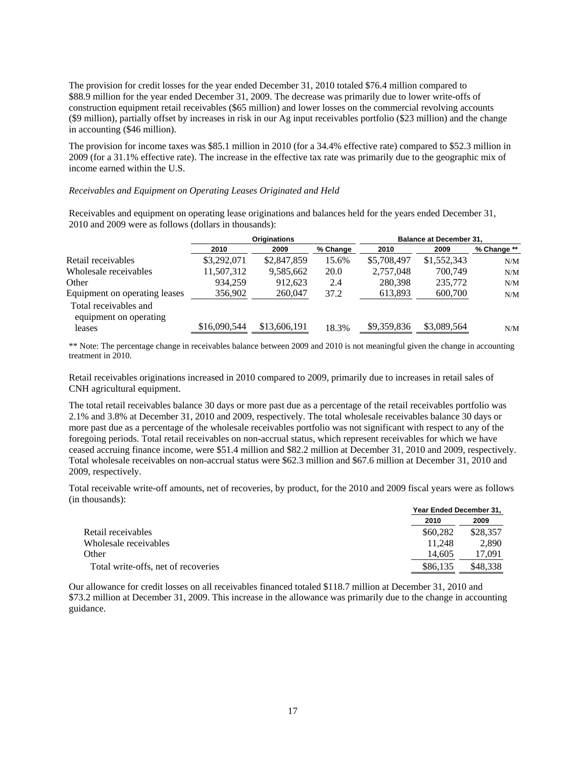The provision for credit losses for the year ended December 31, 2010 totaled $76.4 million compared to $88.9 million for the year ended December 31, 2009. The decrease was primarily due to lower write-offs of construction equipment retail receivables ($65 million) and lower losses on the commercial revolving accounts ($9 million), partially offset by increases in risk in our Ag input receivables portfolio ($23 million) and the change in accounting ($46 million).

The provision for income taxes was $85.1 million in 2010 (for a 34.4% effective rate) compared to $52.3 million in 2009 (for a 31.1% effective rate). The increase in the effective tax rate was primarily due to the geographic mix of income earned within the U.S.

*Receivables and Equipment on Operating Leases Originated and Held*

Receivables and equipment on operating lease originations and balances held for the years ended December 31, 2010 and 2009 were as follows (dollars in thousands):

| | Originations | | | Balance at December 31, | | |
|---|---|---|---|---|---|---|
| | 2010 | 2009 | % Change | 2010 | 2009 | % Change ** |
| Retail receivables | $3,292,071 | $2,847,859 | 15.6% | $5,708,497 | $1,552,343 | N/M |
| Wholesale receivables | 11,507,312 | 9,585,662 | 20.0 | 2,757,048 | 700,749 | N/M |
| Other | 934,259 | 912,623 | 2.4 | 280,398 | 235,772 | N/M |
| Equipment on operating leases | 356,902 | 260,047 | 37.2 | 613,893 | 600,700 | N/M |
| Total receivables and equipment on operating leases | $16,090,544 | $13,606,191 | 18.3% | $9,359,836 | $3,089,564 | N/M |

** Note: The percentage change in receivables balance between 2009 and 2010 is not meaningful given the change in accounting treatment in 2010.

Retail receivables originations increased in 2010 compared to 2009, primarily due to increases in retail sales of CNH agricultural equipment.

The total retail receivables balance 30 days or more past due as a percentage of the retail receivables portfolio was 2.1% and 3.8% at December 31, 2010 and 2009, respectively. The total wholesale receivables balance 30 days or more past due as a percentage of the wholesale receivables portfolio was not significant with respect to any of the foregoing periods. Total retail receivables on non-accrual status, which represent receivables for which we have ceased accruing finance income, were $51.4 million and $82.2 million at December 31, 2010 and 2009, respectively. Total wholesale receivables on non-accrual status were $62.3 million and $67.6 million at December 31, 2010 and 2009, respectively.

Total receivable write-off amounts, net of recoveries, by product, for the 2010 and 2009 fiscal years were as follows (in thousands):

| | Year Ended December 31, | |
|---|---|---|
| | 2010 | 2009 |
| Retail receivables | $60,282 | $28,357 |
| Wholesale receivables | 11,248 | 2,890 |
| Other | 14,605 | 17,091 |
| Total write-offs, net of recoveries | $86,135 | $48,338 |

Our allowance for credit losses on all receivables financed totaled $118.7 million at December 31, 2010 and $73.2 million at December 31, 2009. This increase in the allowance was primarily due to the change in accounting guidance.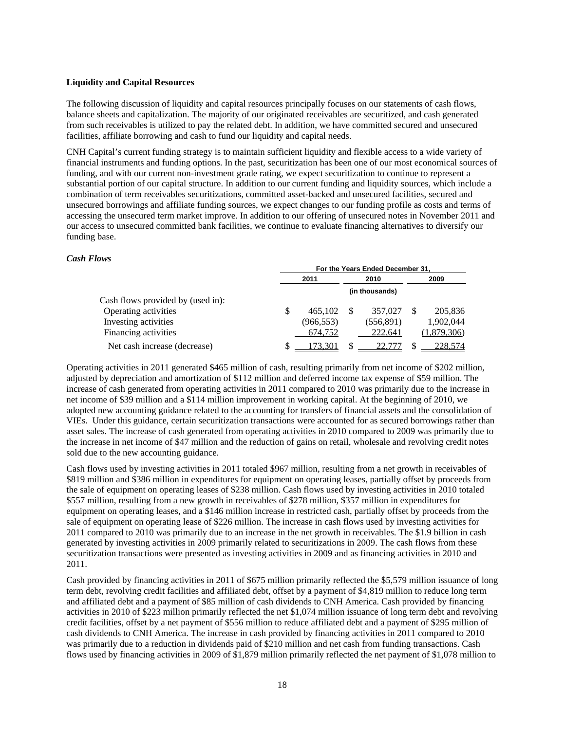**Liquidity and Capital Resources**

The following discussion of liquidity and capital resources principally focuses on our statements of cash flows, balance sheets and capitalization. The majority of our originated receivables are securitized, and cash generated from such receivables is utilized to pay the related debt. In addition, we have committed secured and unsecured facilities, affiliate borrowing and cash to fund our liquidity and capital needs.

CNH Capital's current funding strategy is to maintain sufficient liquidity and flexible access to a wide variety of financial instruments and funding options. In the past, securitization has been one of our most economical sources of funding, and with our current non-investment grade rating, we expect securitization to continue to represent a substantial portion of our capital structure. In addition to our current funding and liquidity sources, which include a combination of term receivables securitizations, committed asset-backed and unsecured facilities, secured and unsecured borrowings and affiliate funding sources, we expect changes to our funding profile as costs and terms of accessing the unsecured term market improve. In addition to our offering of unsecured notes in November 2011 and our access to unsecured committed bank facilities, we continue to evaluate financing alternatives to diversify our funding base.

***Cash Flows***

| | For the Years Ended December 31, | | |
|---|---|---|---|
| | 2011 | 2010 | 2009 |
| | (in thousands) | | |
| Cash flows provided by (used in): | | | |
| Operating activities | $ 465,102 | $ 357,027 | $ 205,836 |
| Investing activities | (966,553) | (556,891) | 1,902,044 |
| Financing activities | 674,752 | 222,641 | (1,879,306) |
| Net cash increase (decrease) | $ 173,301 | $ 22,777 | $ 228,574 |

Operating activities in 2011 generated $465 million of cash, resulting primarily from net income of $202 million, adjusted by depreciation and amortization of $112 million and deferred income tax expense of $59 million. The increase of cash generated from operating activities in 2011 compared to 2010 was primarily due to the increase in net income of $39 million and a $114 million improvement in working capital. At the beginning of 2010, we adopted new accounting guidance related to the accounting for transfers of financial assets and the consolidation of VIEs. Under this guidance, certain securitization transactions were accounted for as secured borrowings rather than asset sales. The increase of cash generated from operating activities in 2010 compared to 2009 was primarily due to the increase in net income of $47 million and the reduction of gains on retail, wholesale and revolving credit notes sold due to the new accounting guidance.

Cash flows used by investing activities in 2011 totaled $967 million, resulting from a net growth in receivables of $819 million and $386 million in expenditures for equipment on operating leases, partially offset by proceeds from the sale of equipment on operating leases of $238 million. Cash flows used by investing activities in 2010 totaled $557 million, resulting from a new growth in receivables of $278 million, $357 million in expenditures for equipment on operating leases, and a $146 million increase in restricted cash, partially offset by proceeds from the sale of equipment on operating lease of $226 million. The increase in cash flows used by investing activities for 2011 compared to 2010 was primarily due to an increase in the net growth in receivables. The $1.9 billion in cash generated by investing activities in 2009 primarily related to securitizations in 2009. The cash flows from these securitization transactions were presented as investing activities in 2009 and as financing activities in 2010 and 2011.

Cash provided by financing activities in 2011 of $675 million primarily reflected the $5,579 million issuance of long term debt, revolving credit facilities and affiliated debt, offset by a payment of $4,819 million to reduce long term and affiliated debt and a payment of $85 million of cash dividends to CNH America. Cash provided by financing activities in 2010 of $223 million primarily reflected the net $1,074 million issuance of long term debt and revolving credit facilities, offset by a net payment of $556 million to reduce affiliated debt and a payment of $295 million of cash dividends to CNH America. The increase in cash provided by financing activities in 2011 compared to 2010 was primarily due to a reduction in dividends paid of $210 million and net cash from funding transactions. Cash flows used by financing activities in 2009 of $1,879 million primarily reflected the net payment of $1,078 million to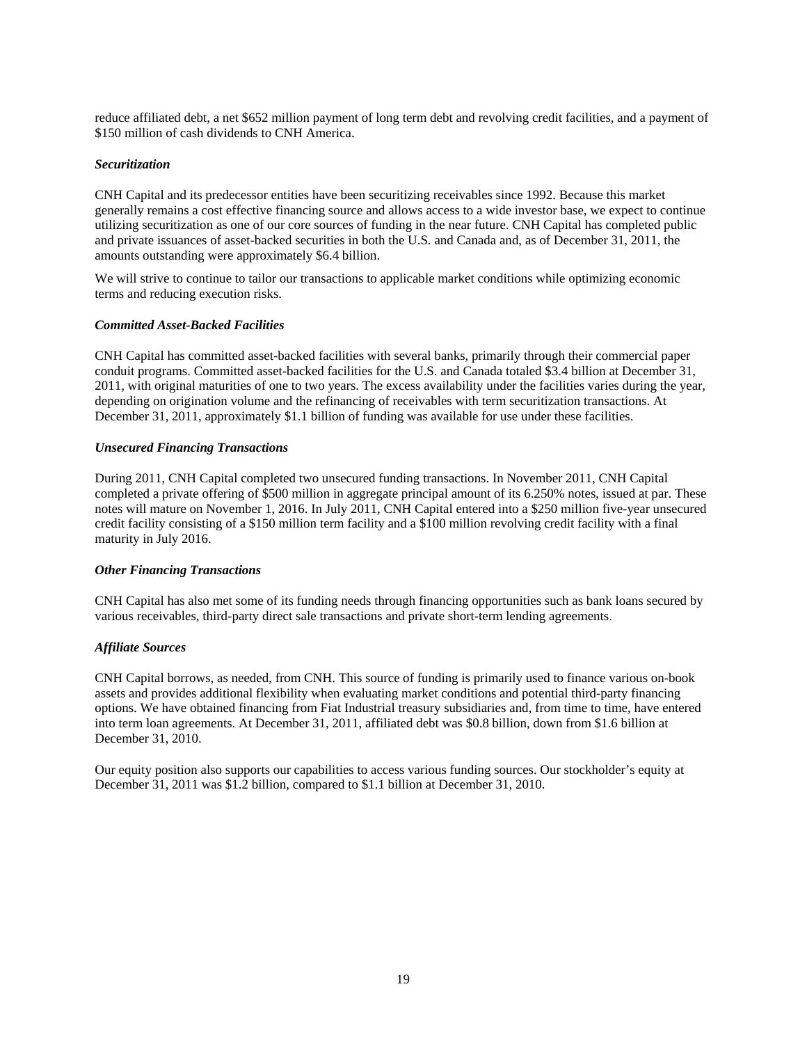reduce affiliated debt, a net $652 million payment of long term debt and revolving credit facilities, and a payment of $150 million of cash dividends to CNH America.

***Securitization***

CNH Capital and its predecessor entities have been securitizing receivables since 1992. Because this market generally remains a cost effective financing source and allows access to a wide investor base, we expect to continue utilizing securitization as one of our core sources of funding in the near future. CNH Capital has completed public and private issuances of asset-backed securities in both the U.S. and Canada and, as of December 31, 2011, the amounts outstanding were approximately $6.4 billion.

We will strive to continue to tailor our transactions to applicable market conditions while optimizing economic terms and reducing execution risks.

***Committed Asset-Backed Facilities***

CNH Capital has committed asset-backed facilities with several banks, primarily through their commercial paper conduit programs. Committed asset-backed facilities for the U.S. and Canada totaled $3.4 billion at December 31, 2011, with original maturities of one to two years. The excess availability under the facilities varies during the year, depending on origination volume and the refinancing of receivables with term securitization transactions. At December 31, 2011, approximately $1.1 billion of funding was available for use under these facilities.

***Unsecured Financing Transactions***

During 2011, CNH Capital completed two unsecured funding transactions. In November 2011, CNH Capital completed a private offering of $500 million in aggregate principal amount of its 6.250% notes, issued at par. These notes will mature on November 1, 2016. In July 2011, CNH Capital entered into a $250 million five-year unsecured credit facility consisting of a $150 million term facility and a $100 million revolving credit facility with a final maturity in July 2016.

***Other Financing Transactions***

CNH Capital has also met some of its funding needs through financing opportunities such as bank loans secured by various receivables, third-party direct sale transactions and private short-term lending agreements.

***Affiliate Sources***

CNH Capital borrows, as needed, from CNH. This source of funding is primarily used to finance various on-book assets and provides additional flexibility when evaluating market conditions and potential third-party financing options. We have obtained financing from Fiat Industrial treasury subsidiaries and, from time to time, have entered into term loan agreements. At December 31, 2011, affiliated debt was $0.8 billion, down from $1.6 billion at December 31, 2010.

Our equity position also supports our capabilities to access various funding sources. Our stockholder's equity at December 31, 2011 was $1.2 billion, compared to $1.1 billion at December 31, 2010.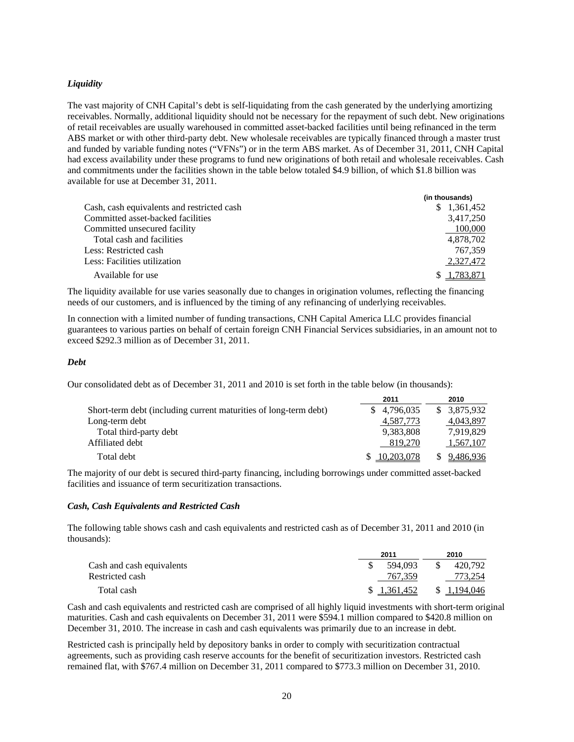### *Liquidity*

The vast majority of CNH Capital's debt is self-liquidating from the cash generated by the underlying amortizing receivables. Normally, additional liquidity should not be necessary for the repayment of such debt. New originations of retail receivables are usually warehoused in committed asset-backed facilities until being refinanced in the term ABS market or with other third-party debt. New wholesale receivables are typically financed through a master trust and funded by variable funding notes ("VFNs") or in the term ABS market. As of December 31, 2011, CNH Capital had excess availability under these programs to fund new originations of both retail and wholesale receivables. Cash and commitments under the facilities shown in the table below totaled $4.9 billion, of which $1.8 billion was available for use at December 31, 2011.

| | (in thousands) |
|---|---|
| Cash, cash equivalents and restricted cash | $ 1,361,452 |
| Committed asset-backed facilities | 3,417,250 |
| Committed unsecured facility | 100,000 |
| Total cash and facilities | 4,878,702 |
| Less: Restricted cash | 767,359 |
| Less: Facilities utilization | 2,327,472 |
| Available for use | $ 1,783,871 |

The liquidity available for use varies seasonally due to changes in origination volumes, reflecting the financing needs of our customers, and is influenced by the timing of any refinancing of underlying receivables.

In connection with a limited number of funding transactions, CNH Capital America LLC provides financial guarantees to various parties on behalf of certain foreign CNH Financial Services subsidiaries, in an amount not to exceed $292.3 million as of December 31, 2011.

### *Debt*

Our consolidated debt as of December 31, 2011 and 2010 is set forth in the table below (in thousands):

| | 2011 | 2010 |
|---|---|---|
| Short-term debt (including current maturities of long-term debt) | $ 4,796,035 | $ 3,875,932 |
| Long-term debt | 4,587,773 | 4,043,897 |
| Total third-party debt | 9,383,808 | 7,919,829 |
| Affiliated debt | 819,270 | 1,567,107 |
| Total debt | $ 10,203,078 | $ 9,486,936 |

The majority of our debt is secured third-party financing, including borrowings under committed asset-backed facilities and issuance of term securitization transactions.

### *Cash, Cash Equivalents and Restricted Cash*

The following table shows cash and cash equivalents and restricted cash as of December 31, 2011 and 2010 (in thousands):

| | 2011 | 2010 |
|---|---|---|
| Cash and cash equivalents | $ 594,093 | $ 420,792 |
| Restricted cash | 767,359 | 773,254 |
| Total cash | $ 1,361,452 | $ 1,194,046 |

Cash and cash equivalents and restricted cash are comprised of all highly liquid investments with short-term original maturities. Cash and cash equivalents on December 31, 2011 were $594.1 million compared to $420.8 million on December 31, 2010. The increase in cash and cash equivalents was primarily due to an increase in debt.

Restricted cash is principally held by depository banks in order to comply with securitization contractual agreements, such as providing cash reserve accounts for the benefit of securitization investors. Restricted cash remained flat, with $767.4 million on December 31, 2011 compared to $773.3 million on December 31, 2010.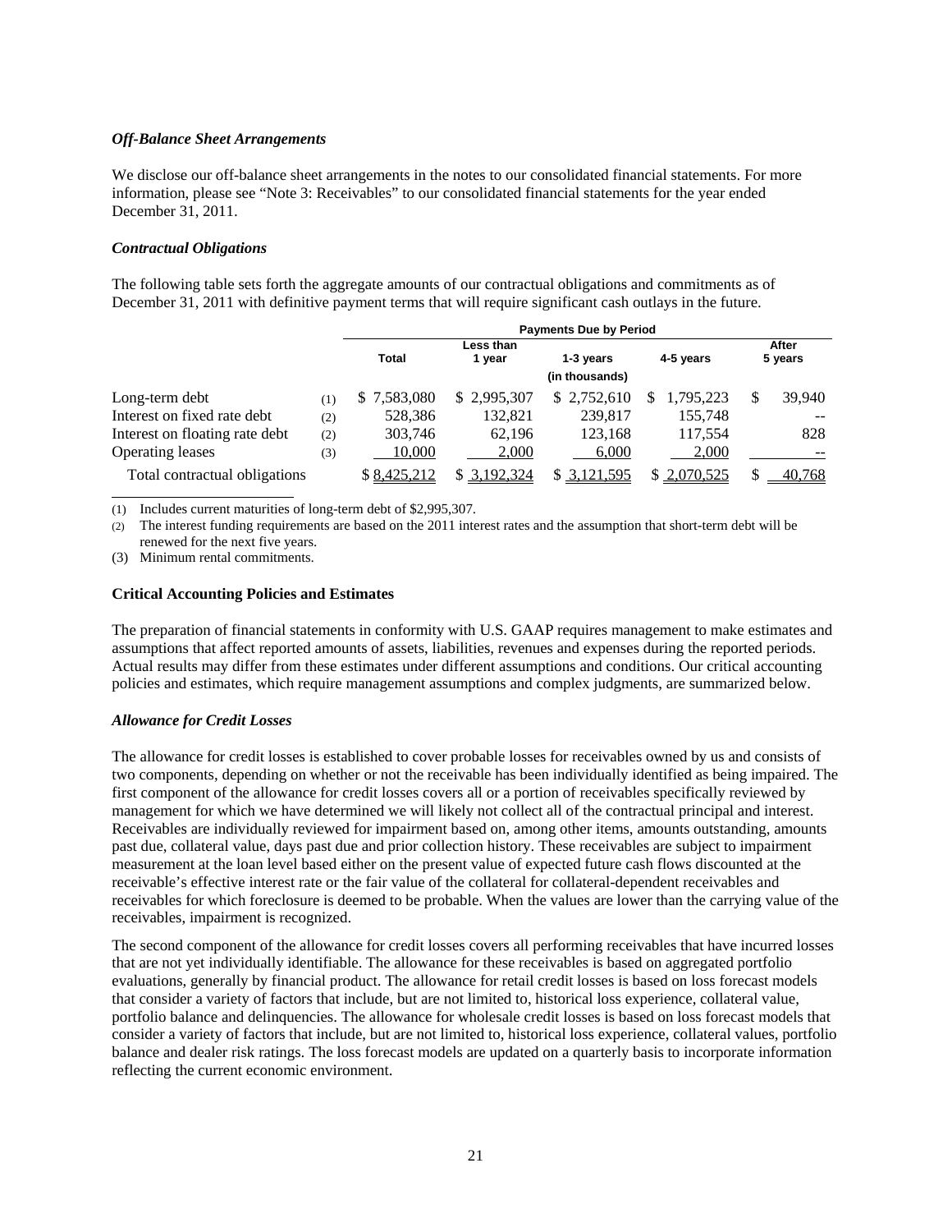***Off-Balance Sheet Arrangements***

We disclose our off-balance sheet arrangements in the notes to our consolidated financial statements. For more information, please see "Note 3: Receivables" to our consolidated financial statements for the year ended December 31, 2011.

***Contractual Obligations***

The following table sets forth the aggregate amounts of our contractual obligations and commitments as of December 31, 2011 with definitive payment terms that will require significant cash outlays in the future.

| | | Payments Due by Period | | | | |
|---|---|---|---|---|---|---|
| | | Total | Less than 1 year | 1-3 years | 4-5 years | After 5 years |
| | | | | (in thousands) | | |
| Long-term debt | (1) | $ 7,583,080 | $ 2,995,307 | $ 2,752,610 | $ 1,795,223 | $ 39,940 |
| Interest on fixed rate debt | (2) | 528,386 | 132,821 | 239,817 | 155,748 | -- |
| Interest on floating rate debt | (2) | 303,746 | 62,196 | 123,168 | 117,554 | 828 |
| Operating leases | (3) | 10,000 | 2,000 | 6,000 | 2,000 | -- |
| Total contractual obligations | | $ 8,425,212 | $ 3,192,324 | $ 3,121,595 | $ 2,070,525 | $ 40,768 |

(1) Includes current maturities of long-term debt of $2,995,307.

(2) The interest funding requirements are based on the 2011 interest rates and the assumption that short-term debt will be renewed for the next five years.

(3) Minimum rental commitments.

**Critical Accounting Policies and Estimates**

The preparation of financial statements in conformity with U.S. GAAP requires management to make estimates and assumptions that affect reported amounts of assets, liabilities, revenues and expenses during the reported periods. Actual results may differ from these estimates under different assumptions and conditions. Our critical accounting policies and estimates, which require management assumptions and complex judgments, are summarized below.

***Allowance for Credit Losses***

The allowance for credit losses is established to cover probable losses for receivables owned by us and consists of two components, depending on whether or not the receivable has been individually identified as being impaired. The first component of the allowance for credit losses covers all or a portion of receivables specifically reviewed by management for which we have determined we will likely not collect all of the contractual principal and interest. Receivables are individually reviewed for impairment based on, among other items, amounts outstanding, amounts past due, collateral value, days past due and prior collection history. These receivables are subject to impairment measurement at the loan level based either on the present value of expected future cash flows discounted at the receivable's effective interest rate or the fair value of the collateral for collateral-dependent receivables and receivables for which foreclosure is deemed to be probable. When the values are lower than the carrying value of the receivables, impairment is recognized.

The second component of the allowance for credit losses covers all performing receivables that have incurred losses that are not yet individually identifiable. The allowance for these receivables is based on aggregated portfolio evaluations, generally by financial product. The allowance for retail credit losses is based on loss forecast models that consider a variety of factors that include, but are not limited to, historical loss experience, collateral value, portfolio balance and delinquencies. The allowance for wholesale credit losses is based on loss forecast models that consider a variety of factors that include, but are not limited to, historical loss experience, collateral values, portfolio balance and dealer risk ratings. The loss forecast models are updated on a quarterly basis to incorporate information reflecting the current economic environment.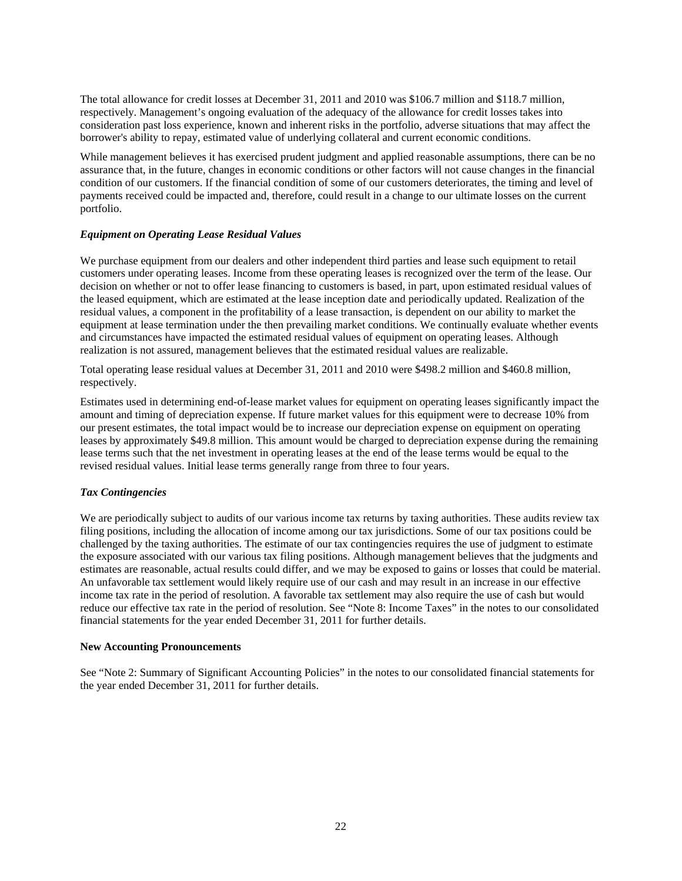The total allowance for credit losses at December 31, 2011 and 2010 was $106.7 million and $118.7 million, respectively. Management's ongoing evaluation of the adequacy of the allowance for credit losses takes into consideration past loss experience, known and inherent risks in the portfolio, adverse situations that may affect the borrower's ability to repay, estimated value of underlying collateral and current economic conditions.

While management believes it has exercised prudent judgment and applied reasonable assumptions, there can be no assurance that, in the future, changes in economic conditions or other factors will not cause changes in the financial condition of our customers. If the financial condition of some of our customers deteriorates, the timing and level of payments received could be impacted and, therefore, could result in a change to our ultimate losses on the current portfolio.

***Equipment on Operating Lease Residual Values***

We purchase equipment from our dealers and other independent third parties and lease such equipment to retail customers under operating leases. Income from these operating leases is recognized over the term of the lease. Our decision on whether or not to offer lease financing to customers is based, in part, upon estimated residual values of the leased equipment, which are estimated at the lease inception date and periodically updated. Realization of the residual values, a component in the profitability of a lease transaction, is dependent on our ability to market the equipment at lease termination under the then prevailing market conditions. We continually evaluate whether events and circumstances have impacted the estimated residual values of equipment on operating leases. Although realization is not assured, management believes that the estimated residual values are realizable.

Total operating lease residual values at December 31, 2011 and 2010 were $498.2 million and $460.8 million, respectively.

Estimates used in determining end-of-lease market values for equipment on operating leases significantly impact the amount and timing of depreciation expense. If future market values for this equipment were to decrease 10% from our present estimates, the total impact would be to increase our depreciation expense on equipment on operating leases by approximately $49.8 million. This amount would be charged to depreciation expense during the remaining lease terms such that the net investment in operating leases at the end of the lease terms would be equal to the revised residual values. Initial lease terms generally range from three to four years.

***Tax Contingencies***

We are periodically subject to audits of our various income tax returns by taxing authorities. These audits review tax filing positions, including the allocation of income among our tax jurisdictions. Some of our tax positions could be challenged by the taxing authorities. The estimate of our tax contingencies requires the use of judgment to estimate the exposure associated with our various tax filing positions. Although management believes that the judgments and estimates are reasonable, actual results could differ, and we may be exposed to gains or losses that could be material. An unfavorable tax settlement would likely require use of our cash and may result in an increase in our effective income tax rate in the period of resolution. A favorable tax settlement may also require the use of cash but would reduce our effective tax rate in the period of resolution. See "Note 8: Income Taxes" in the notes to our consolidated financial statements for the year ended December 31, 2011 for further details.

**New Accounting Pronouncements**

See "Note 2: Summary of Significant Accounting Policies" in the notes to our consolidated financial statements for the year ended December 31, 2011 for further details.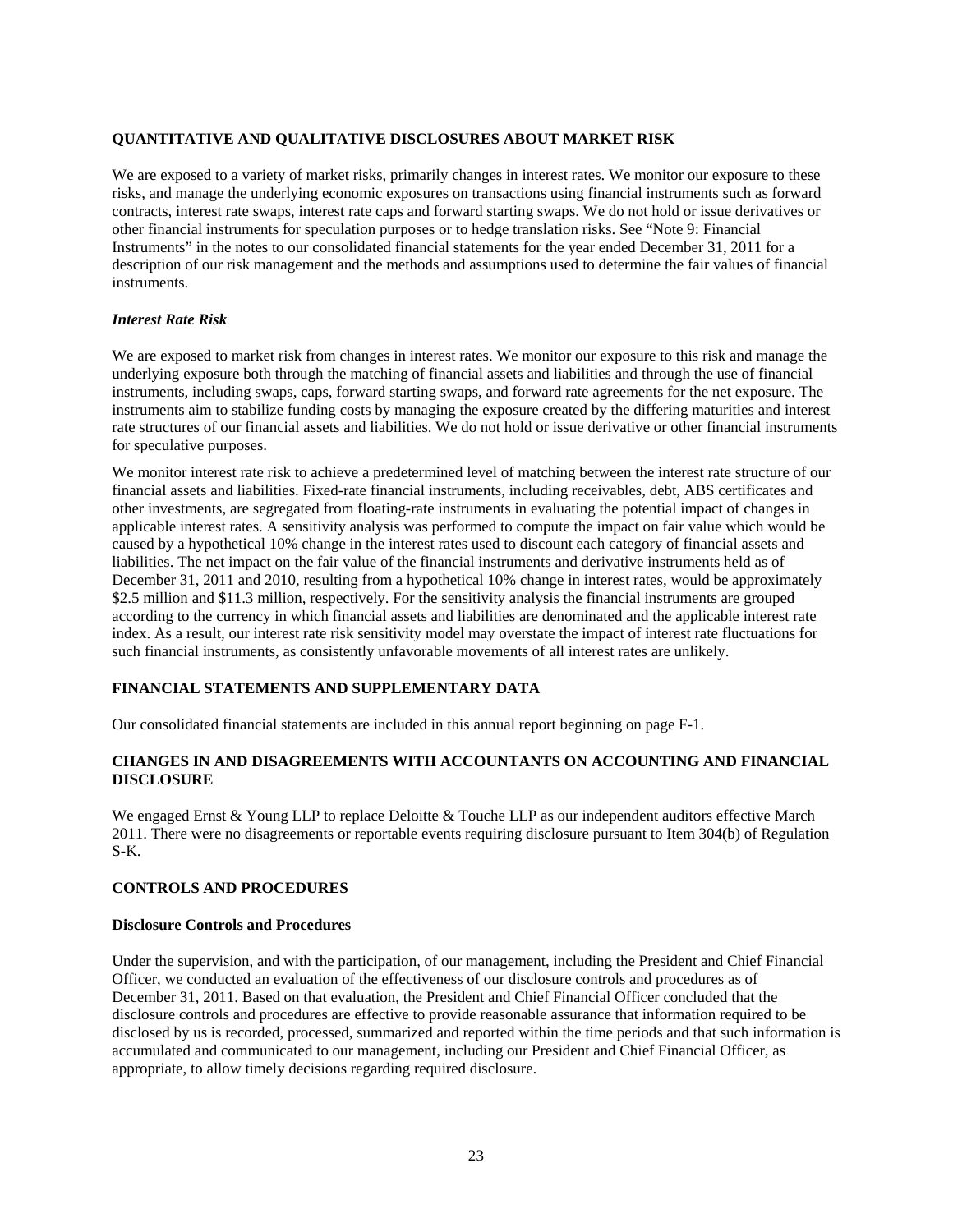## QUANTITATIVE AND QUALITATIVE DISCLOSURES ABOUT MARKET RISK

We are exposed to a variety of market risks, primarily changes in interest rates. We monitor our exposure to these risks, and manage the underlying economic exposures on transactions using financial instruments such as forward contracts, interest rate swaps, interest rate caps and forward starting swaps. We do not hold or issue derivatives or other financial instruments for speculation purposes or to hedge translation risks. See "Note 9: Financial Instruments" in the notes to our consolidated financial statements for the year ended December 31, 2011 for a description of our risk management and the methods and assumptions used to determine the fair values of financial instruments.

### *Interest Rate Risk*

We are exposed to market risk from changes in interest rates. We monitor our exposure to this risk and manage the underlying exposure both through the matching of financial assets and liabilities and through the use of financial instruments, including swaps, caps, forward starting swaps, and forward rate agreements for the net exposure. The instruments aim to stabilize funding costs by managing the exposure created by the differing maturities and interest rate structures of our financial assets and liabilities. We do not hold or issue derivative or other financial instruments for speculative purposes.

We monitor interest rate risk to achieve a predetermined level of matching between the interest rate structure of our financial assets and liabilities. Fixed-rate financial instruments, including receivables, debt, ABS certificates and other investments, are segregated from floating-rate instruments in evaluating the potential impact of changes in applicable interest rates. A sensitivity analysis was performed to compute the impact on fair value which would be caused by a hypothetical 10% change in the interest rates used to discount each category of financial assets and liabilities. The net impact on the fair value of the financial instruments and derivative instruments held as of December 31, 2011 and 2010, resulting from a hypothetical 10% change in interest rates, would be approximately $2.5 million and $11.3 million, respectively. For the sensitivity analysis the financial instruments are grouped according to the currency in which financial assets and liabilities are denominated and the applicable interest rate index. As a result, our interest rate risk sensitivity model may overstate the impact of interest rate fluctuations for such financial instruments, as consistently unfavorable movements of all interest rates are unlikely.

## FINANCIAL STATEMENTS AND SUPPLEMENTARY DATA

Our consolidated financial statements are included in this annual report beginning on page F-1.

## CHANGES IN AND DISAGREEMENTS WITH ACCOUNTANTS ON ACCOUNTING AND FINANCIAL DISCLOSURE

We engaged Ernst & Young LLP to replace Deloitte & Touche LLP as our independent auditors effective March 2011. There were no disagreements or reportable events requiring disclosure pursuant to Item 304(b) of Regulation S-K.

## CONTROLS AND PROCEDURES

### Disclosure Controls and Procedures

Under the supervision, and with the participation, of our management, including the President and Chief Financial Officer, we conducted an evaluation of the effectiveness of our disclosure controls and procedures as of December 31, 2011. Based on that evaluation, the President and Chief Financial Officer concluded that the disclosure controls and procedures are effective to provide reasonable assurance that information required to be disclosed by us is recorded, processed, summarized and reported within the time periods and that such information is accumulated and communicated to our management, including our President and Chief Financial Officer, as appropriate, to allow timely decisions regarding required disclosure.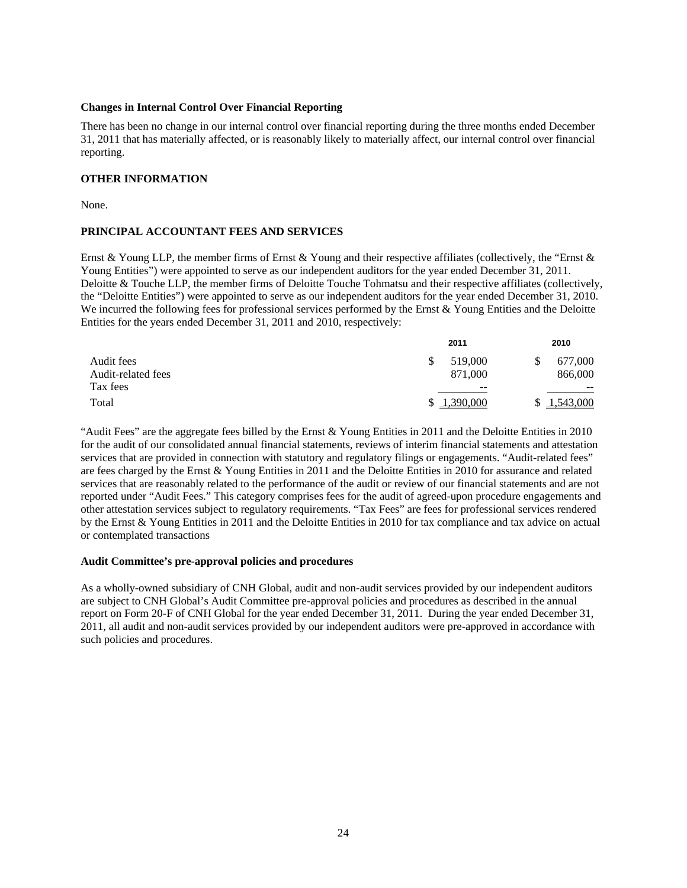**Changes in Internal Control Over Financial Reporting**

There has been no change in our internal control over financial reporting during the three months ended December 31, 2011 that has materially affected, or is reasonably likely to materially affect, our internal control over financial reporting.

**OTHER INFORMATION**

None.

**PRINCIPAL ACCOUNTANT FEES AND SERVICES**

Ernst & Young LLP, the member firms of Ernst & Young and their respective affiliates (collectively, the "Ernst & Young Entities") were appointed to serve as our independent auditors for the year ended December 31, 2011. Deloitte & Touche LLP, the member firms of Deloitte Touche Tohmatsu and their respective affiliates (collectively, the "Deloitte Entities") were appointed to serve as our independent auditors for the year ended December 31, 2010. We incurred the following fees for professional services performed by the Ernst & Young Entities and the Deloitte Entities for the years ended December 31, 2011 and 2010, respectively:

| | 2011 | 2010 |
|---|---|---|
| Audit fees | $ 519,000 | $ 677,000 |
| Audit-related fees | 871,000 | 866,000 |
| Tax fees | -- | -- |
| Total | $ 1,390,000 | $ 1,543,000 |

"Audit Fees" are the aggregate fees billed by the Ernst & Young Entities in 2011 and the Deloitte Entities in 2010 for the audit of our consolidated annual financial statements, reviews of interim financial statements and attestation services that are provided in connection with statutory and regulatory filings or engagements. "Audit-related fees" are fees charged by the Ernst & Young Entities in 2011 and the Deloitte Entities in 2010 for assurance and related services that are reasonably related to the performance of the audit or review of our financial statements and are not reported under "Audit Fees." This category comprises fees for the audit of agreed-upon procedure engagements and other attestation services subject to regulatory requirements. "Tax Fees" are fees for professional services rendered by the Ernst & Young Entities in 2011 and the Deloitte Entities in 2010 for tax compliance and tax advice on actual or contemplated transactions

**Audit Committee's pre-approval policies and procedures**

As a wholly-owned subsidiary of CNH Global, audit and non-audit services provided by our independent auditors are subject to CNH Global's Audit Committee pre-approval policies and procedures as described in the annual report on Form 20-F of CNH Global for the year ended December 31, 2011. During the year ended December 31, 2011, all audit and non-audit services provided by our independent auditors were pre-approved in accordance with such policies and procedures.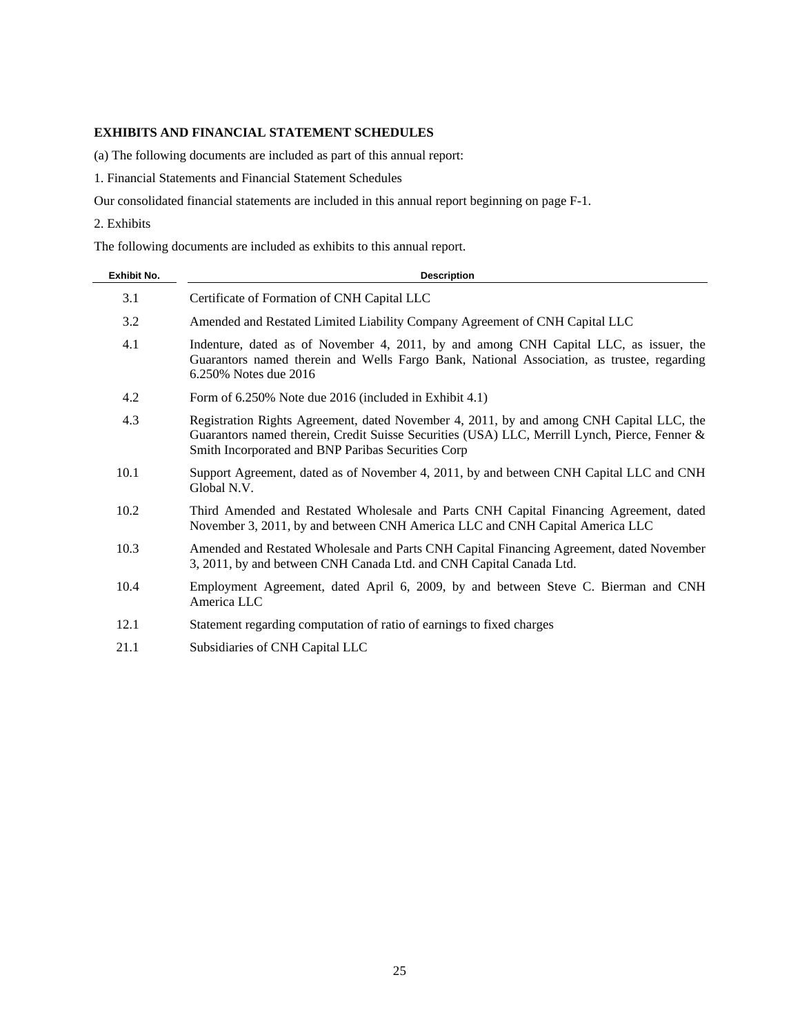**EXHIBITS AND FINANCIAL STATEMENT SCHEDULES**

(a) The following documents are included as part of this annual report:

1. Financial Statements and Financial Statement Schedules

Our consolidated financial statements are included in this annual report beginning on page F-1.

2. Exhibits

The following documents are included as exhibits to this annual report.

| Exhibit No. | Description |
| --- | --- |
| 3.1 | Certificate of Formation of CNH Capital LLC |
| 3.2 | Amended and Restated Limited Liability Company Agreement of CNH Capital LLC |
| 4.1 | Indenture, dated as of November 4, 2011, by and among CNH Capital LLC, as issuer, the Guarantors named therein and Wells Fargo Bank, National Association, as trustee, regarding 6.250% Notes due 2016 |
| 4.2 | Form of 6.250% Note due 2016 (included in Exhibit 4.1) |
| 4.3 | Registration Rights Agreement, dated November 4, 2011, by and among CNH Capital LLC, the Guarantors named therein, Credit Suisse Securities (USA) LLC, Merrill Lynch, Pierce, Fenner & Smith Incorporated and BNP Paribas Securities Corp |
| 10.1 | Support Agreement, dated as of November 4, 2011, by and between CNH Capital LLC and CNH Global N.V. |
| 10.2 | Third Amended and Restated Wholesale and Parts CNH Capital Financing Agreement, dated November 3, 2011, by and between CNH America LLC and CNH Capital America LLC |
| 10.3 | Amended and Restated Wholesale and Parts CNH Capital Financing Agreement, dated November 3, 2011, by and between CNH Canada Ltd. and CNH Capital Canada Ltd. |
| 10.4 | Employment Agreement, dated April 6, 2009, by and between Steve C. Bierman and CNH America LLC |
| 12.1 | Statement regarding computation of ratio of earnings to fixed charges |
| 21.1 | Subsidiaries of CNH Capital LLC |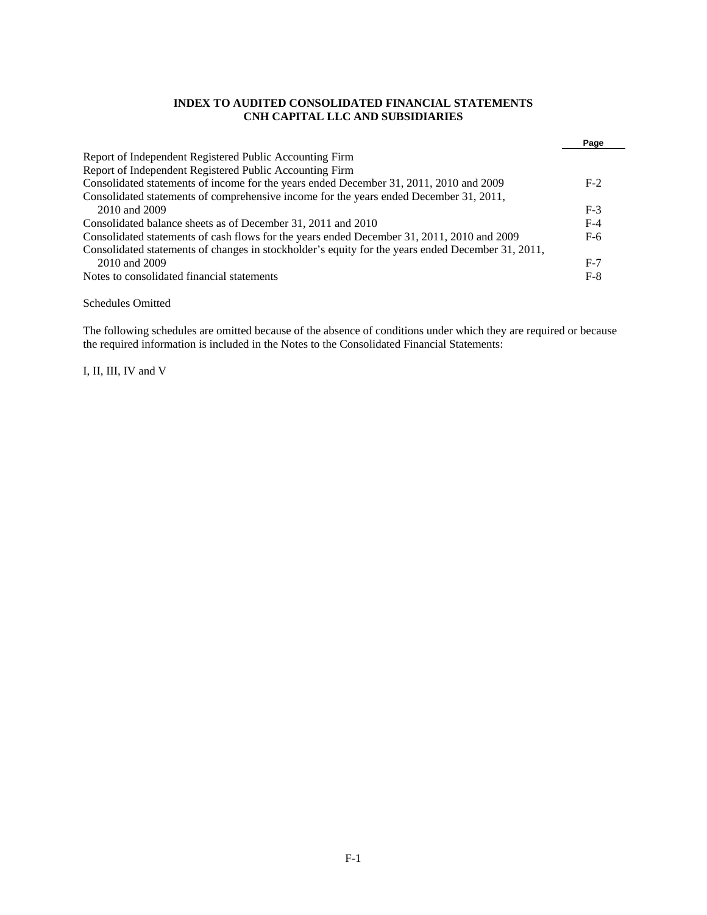# INDEX TO AUDITED CONSOLIDATED FINANCIAL STATEMENTS
# CNH CAPITAL LLC AND SUBSIDIARIES

| | Page |
|---|---|
| Report of Independent Registered Public Accounting Firm | |
| Report of Independent Registered Public Accounting Firm | |
| Consolidated statements of income for the years ended December 31, 2011, 2010 and 2009 | F-2 |
| Consolidated statements of comprehensive income for the years ended December 31, 2011, 2010 and 2009 | F-3 |
| Consolidated balance sheets as of December 31, 2011 and 2010 | F-4 |
| Consolidated statements of cash flows for the years ended December 31, 2011, 2010 and 2009 | F-6 |
| Consolidated statements of changes in stockholder's equity for the years ended December 31, 2011, 2010 and 2009 | F-7 |
| Notes to consolidated financial statements | F-8 |

Schedules Omitted

The following schedules are omitted because of the absence of conditions under which they are required or because the required information is included in the Notes to the Consolidated Financial Statements:

I, II, III, IV and V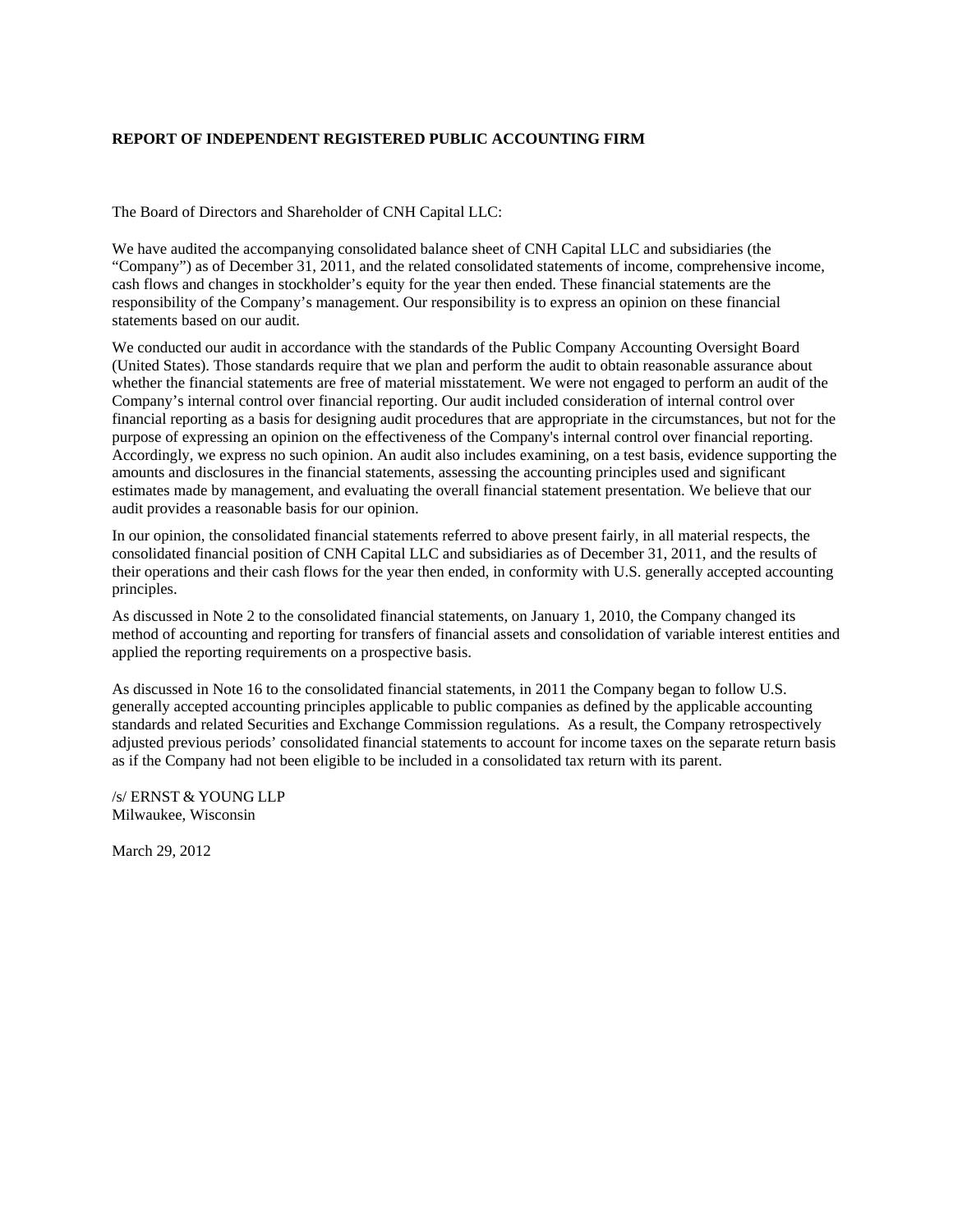**REPORT OF INDEPENDENT REGISTERED PUBLIC ACCOUNTING FIRM**

The Board of Directors and Shareholder of CNH Capital LLC:

We have audited the accompanying consolidated balance sheet of CNH Capital LLC and subsidiaries (the "Company") as of December 31, 2011, and the related consolidated statements of income, comprehensive income, cash flows and changes in stockholder's equity for the year then ended. These financial statements are the responsibility of the Company's management. Our responsibility is to express an opinion on these financial statements based on our audit.

We conducted our audit in accordance with the standards of the Public Company Accounting Oversight Board (United States). Those standards require that we plan and perform the audit to obtain reasonable assurance about whether the financial statements are free of material misstatement. We were not engaged to perform an audit of the Company's internal control over financial reporting. Our audit included consideration of internal control over financial reporting as a basis for designing audit procedures that are appropriate in the circumstances, but not for the purpose of expressing an opinion on the effectiveness of the Company's internal control over financial reporting. Accordingly, we express no such opinion. An audit also includes examining, on a test basis, evidence supporting the amounts and disclosures in the financial statements, assessing the accounting principles used and significant estimates made by management, and evaluating the overall financial statement presentation. We believe that our audit provides a reasonable basis for our opinion.

In our opinion, the consolidated financial statements referred to above present fairly, in all material respects, the consolidated financial position of CNH Capital LLC and subsidiaries as of December 31, 2011, and the results of their operations and their cash flows for the year then ended, in conformity with U.S. generally accepted accounting principles.

As discussed in Note 2 to the consolidated financial statements, on January 1, 2010, the Company changed its method of accounting and reporting for transfers of financial assets and consolidation of variable interest entities and applied the reporting requirements on a prospective basis.

As discussed in Note 16 to the consolidated financial statements, in 2011 the Company began to follow U.S. generally accepted accounting principles applicable to public companies as defined by the applicable accounting standards and related Securities and Exchange Commission regulations. As a result, the Company retrospectively adjusted previous periods' consolidated financial statements to account for income taxes on the separate return basis as if the Company had not been eligible to be included in a consolidated tax return with its parent.

/s/ ERNST & YOUNG LLP
Milwaukee, Wisconsin

March 29, 2012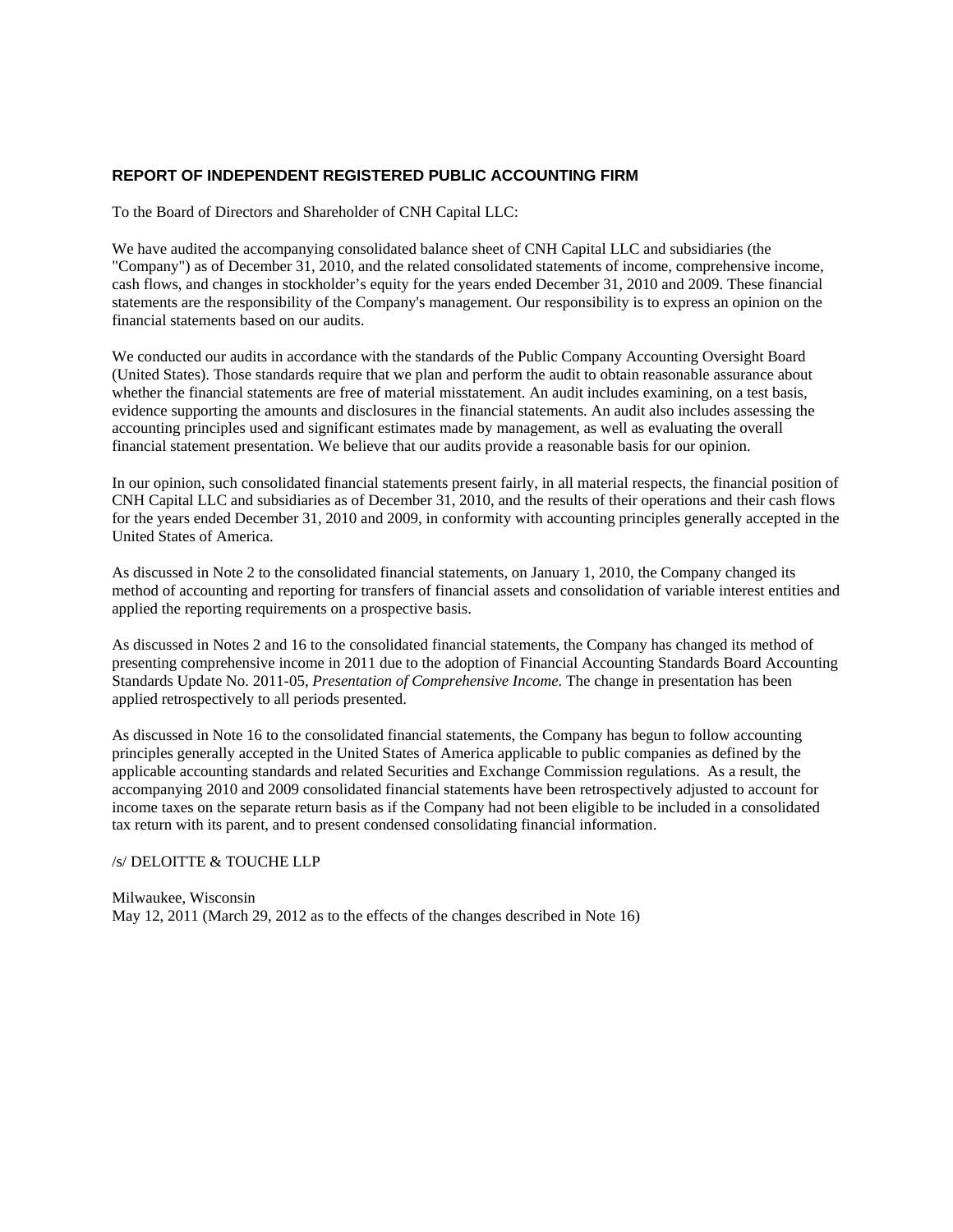## REPORT OF INDEPENDENT REGISTERED PUBLIC ACCOUNTING FIRM

To the Board of Directors and Shareholder of CNH Capital LLC:

We have audited the accompanying consolidated balance sheet of CNH Capital LLC and subsidiaries (the "Company") as of December 31, 2010, and the related consolidated statements of income, comprehensive income, cash flows, and changes in stockholder's equity for the years ended December 31, 2010 and 2009. These financial statements are the responsibility of the Company's management. Our responsibility is to express an opinion on the financial statements based on our audits.

We conducted our audits in accordance with the standards of the Public Company Accounting Oversight Board (United States). Those standards require that we plan and perform the audit to obtain reasonable assurance about whether the financial statements are free of material misstatement. An audit includes examining, on a test basis, evidence supporting the amounts and disclosures in the financial statements. An audit also includes assessing the accounting principles used and significant estimates made by management, as well as evaluating the overall financial statement presentation. We believe that our audits provide a reasonable basis for our opinion.

In our opinion, such consolidated financial statements present fairly, in all material respects, the financial position of CNH Capital LLC and subsidiaries as of December 31, 2010, and the results of their operations and their cash flows for the years ended December 31, 2010 and 2009, in conformity with accounting principles generally accepted in the United States of America.

As discussed in Note 2 to the consolidated financial statements, on January 1, 2010, the Company changed its method of accounting and reporting for transfers of financial assets and consolidation of variable interest entities and applied the reporting requirements on a prospective basis.

As discussed in Notes 2 and 16 to the consolidated financial statements, the Company has changed its method of presenting comprehensive income in 2011 due to the adoption of Financial Accounting Standards Board Accounting Standards Update No. 2011-05, *Presentation of Comprehensive Income.* The change in presentation has been applied retrospectively to all periods presented.

As discussed in Note 16 to the consolidated financial statements, the Company has begun to follow accounting principles generally accepted in the United States of America applicable to public companies as defined by the applicable accounting standards and related Securities and Exchange Commission regulations. As a result, the accompanying 2010 and 2009 consolidated financial statements have been retrospectively adjusted to account for income taxes on the separate return basis as if the Company had not been eligible to be included in a consolidated tax return with its parent, and to present condensed consolidating financial information.

/s/ DELOITTE & TOUCHE LLP

Milwaukee, Wisconsin
May 12, 2011 (March 29, 2012 as to the effects of the changes described in Note 16)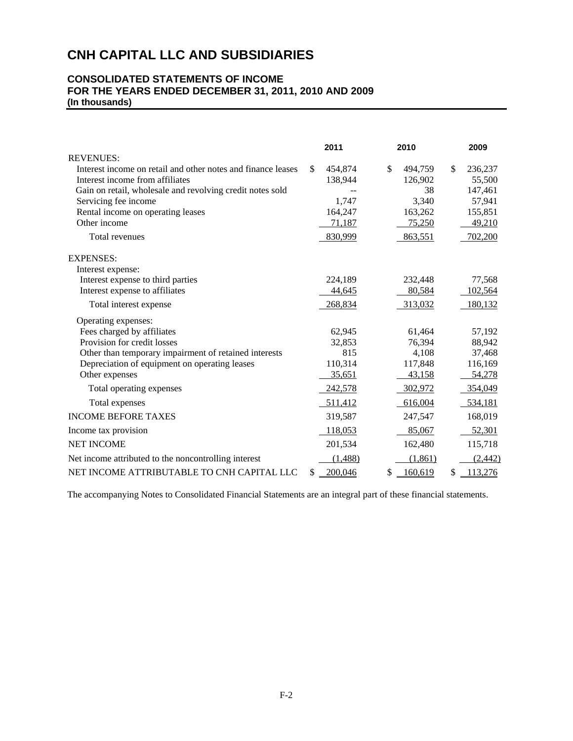# CNH CAPITAL LLC AND SUBSIDIARIES

## CONSOLIDATED STATEMENTS OF INCOME
## FOR THE YEARS ENDED DECEMBER 31, 2011, 2010 AND 2009
**(In thousands)**

| | 2011 | 2010 | 2009 |
|---|---|---|---|
| REVENUES: | | | |
| Interest income on retail and other notes and finance leases | $ 454,874 | $ 494,759 | $ 236,237 |
| Interest income from affiliates | 138,944 | 126,902 | 55,500 |
| Gain on retail, wholesale and revolving credit notes sold | -- | 38 | 147,461 |
| Servicing fee income | 1,747 | 3,340 | 57,941 |
| Rental income on operating leases | 164,247 | 163,262 | 155,851 |
| Other income | 71,187 | 75,250 | 49,210 |
| Total revenues | 830,999 | 863,551 | 702,200 |
| EXPENSES: | | | |
| Interest expense: | | | |
| Interest expense to third parties | 224,189 | 232,448 | 77,568 |
| Interest expense to affiliates | 44,645 | 80,584 | 102,564 |
| Total interest expense | 268,834 | 313,032 | 180,132 |
| Operating expenses: | | | |
| Fees charged by affiliates | 62,945 | 61,464 | 57,192 |
| Provision for credit losses | 32,853 | 76,394 | 88,942 |
| Other than temporary impairment of retained interests | 815 | 4,108 | 37,468 |
| Depreciation of equipment on operating leases | 110,314 | 117,848 | 116,169 |
| Other expenses | 35,651 | 43,158 | 54,278 |
| Total operating expenses | 242,578 | 302,972 | 354,049 |
| Total expenses | 511,412 | 616,004 | 534,181 |
| INCOME BEFORE TAXES | 319,587 | 247,547 | 168,019 |
| Income tax provision | 118,053 | 85,067 | 52,301 |
| NET INCOME | 201,534 | 162,480 | 115,718 |
| Net income attributed to the noncontrolling interest | (1,488) | (1,861) | (2,442) |
| NET INCOME ATTRIBUTABLE TO CNH CAPITAL LLC | $ 200,046 | $ 160,619 | $ 113,276 |

The accompanying Notes to Consolidated Financial Statements are an integral part of these financial statements.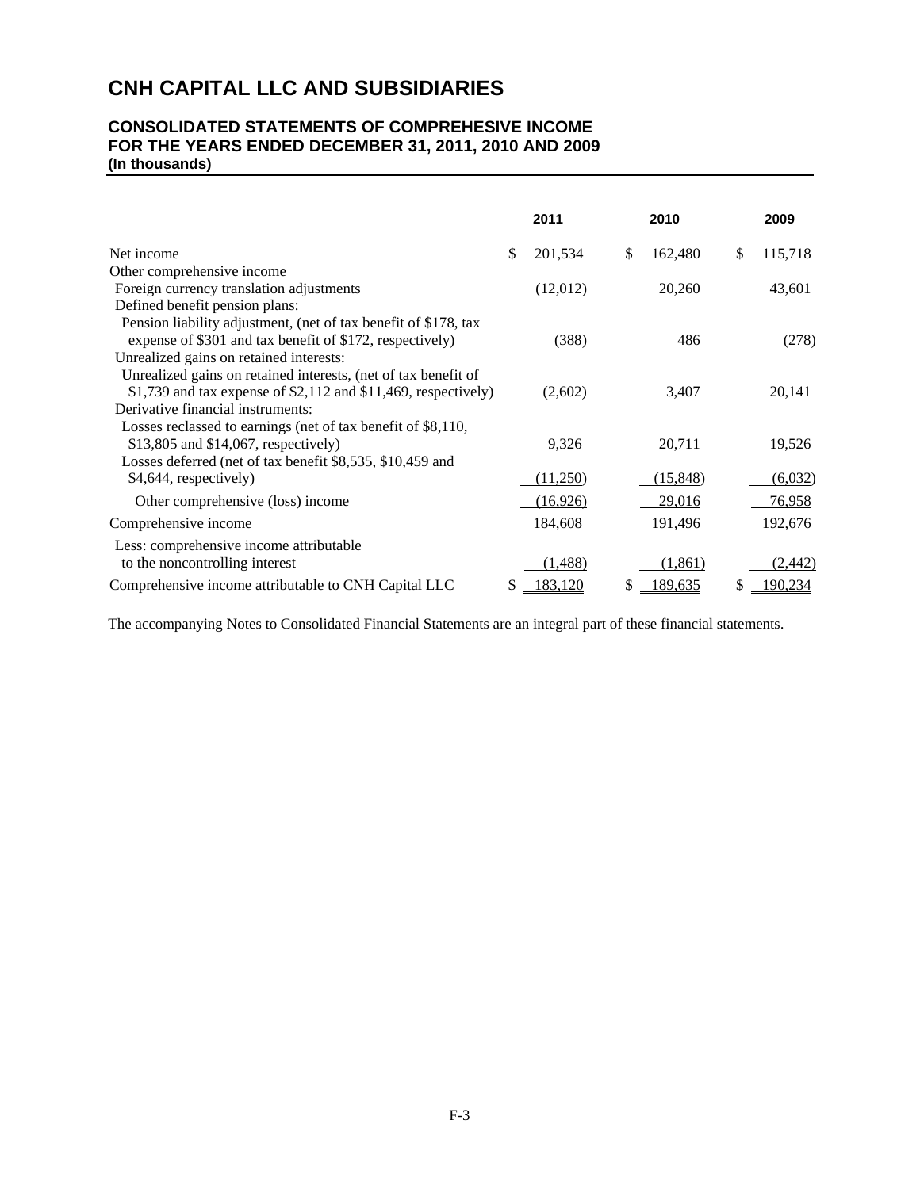# CNH CAPITAL LLC AND SUBSIDIARIES

## CONSOLIDATED STATEMENTS OF COMPREHESIVE INCOME
## FOR THE YEARS ENDED DECEMBER 31, 2011, 2010 AND 2009
**(In thousands)**

| | 2011 | 2010 | 2009 |
|---|---|---|---|
| Net income | $ 201,534 | $ 162,480 | $ 115,718 |
| Other comprehensive income | | | |
| Foreign currency translation adjustments | (12,012) | 20,260 | 43,601 |
| Defined benefit pension plans: | | | |
| Pension liability adjustment, (net of tax benefit of $178, tax expense of $301 and tax benefit of $172, respectively) | (388) | 486 | (278) |
| Unrealized gains on retained interests: | | | |
| Unrealized gains on retained interests, (net of tax benefit of $1,739 and tax expense of $2,112 and $11,469, respectively) | (2,602) | 3,407 | 20,141 |
| Derivative financial instruments: | | | |
| Losses reclassed to earnings (net of tax benefit of $8,110, $13,805 and $14,067, respectively) | 9,326 | 20,711 | 19,526 |
| Losses deferred (net of tax benefit $8,535, $10,459 and $4,644, respectively) | (11,250) | (15,848) | (6,032) |
| Other comprehensive (loss) income | (16,926) | 29,016 | 76,958 |
| Comprehensive income | 184,608 | 191,496 | 192,676 |
| Less: comprehensive income attributable to the noncontrolling interest | (1,488) | (1,861) | (2,442) |
| Comprehensive income attributable to CNH Capital LLC | $ 183,120 | $ 189,635 | $ 190,234 |

The accompanying Notes to Consolidated Financial Statements are an integral part of these financial statements.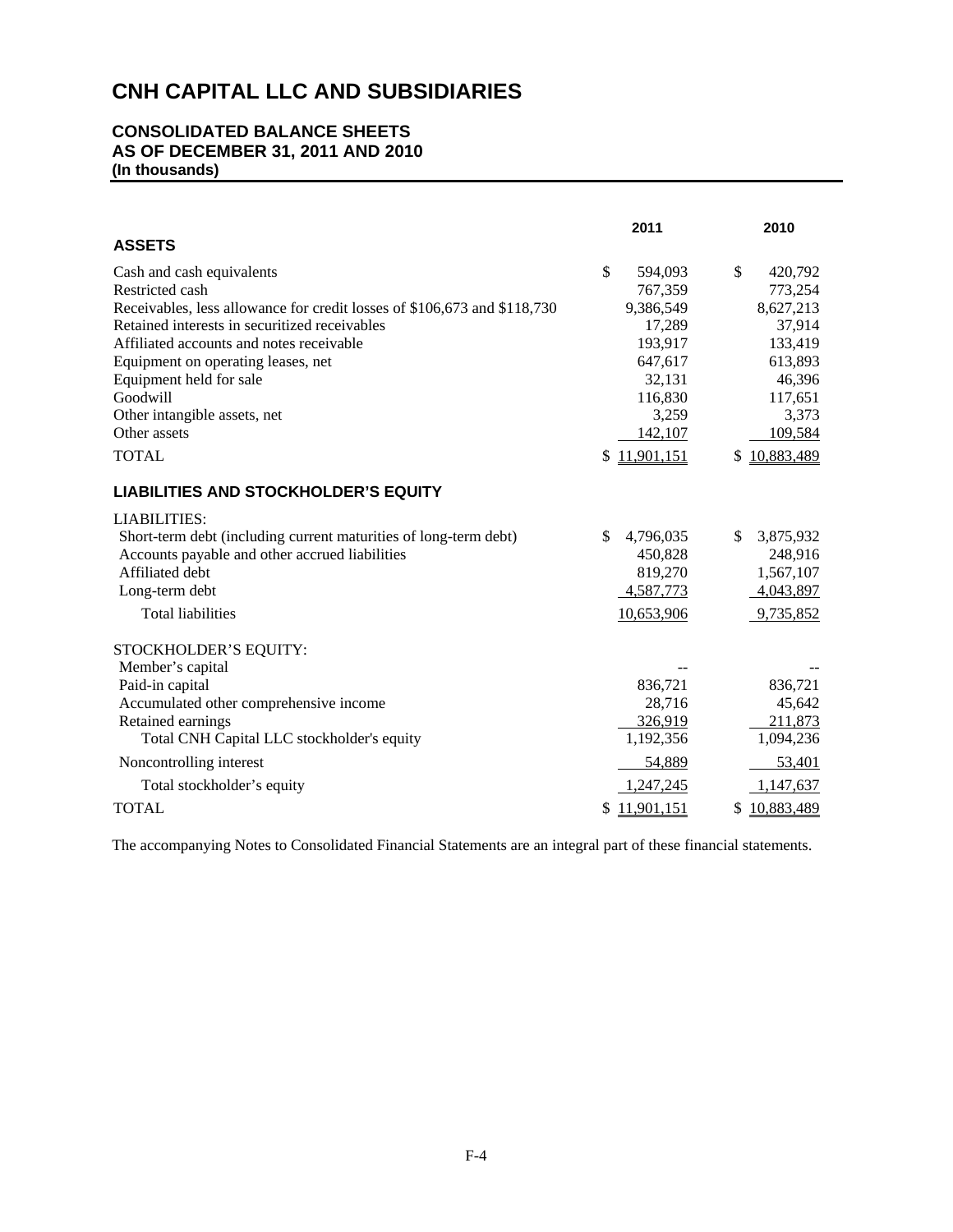# CNH CAPITAL LLC AND SUBSIDIARIES

## CONSOLIDATED BALANCE SHEETS
## AS OF DECEMBER 31, 2011 AND 2010
**(In thousands)**

| | 2011 | 2010 |
|---|---|---|
| **ASSETS** | | |
| Cash and cash equivalents | $ 594,093 | $ 420,792 |
| Restricted cash | 767,359 | 773,254 |
| Receivables, less allowance for credit losses of $106,673 and $118,730 | 9,386,549 | 8,627,213 |
| Retained interests in securitized receivables | 17,289 | 37,914 |
| Affiliated accounts and notes receivable | 193,917 | 133,419 |
| Equipment on operating leases, net | 647,617 | 613,893 |
| Equipment held for sale | 32,131 | 46,396 |
| Goodwill | 116,830 | 117,651 |
| Other intangible assets, net | 3,259 | 3,373 |
| Other assets | 142,107 | 109,584 |
| TOTAL | $ 11,901,151 | $ 10,883,489 |
| **LIABILITIES AND STOCKHOLDER'S EQUITY** | | |
| LIABILITIES: | | |
| Short-term debt (including current maturities of long-term debt) | $ 4,796,035 | $ 3,875,932 |
| Accounts payable and other accrued liabilities | 450,828 | 248,916 |
| Affiliated debt | 819,270 | 1,567,107 |
| Long-term debt | 4,587,773 | 4,043,897 |
| Total liabilities | 10,653,906 | 9,735,852 |
| STOCKHOLDER'S EQUITY: | | |
| Member's capital | -- | -- |
| Paid-in capital | 836,721 | 836,721 |
| Accumulated other comprehensive income | 28,716 | 45,642 |
| Retained earnings | 326,919 | 211,873 |
| Total CNH Capital LLC stockholder's equity | 1,192,356 | 1,094,236 |
| Noncontrolling interest | 54,889 | 53,401 |
| Total stockholder's equity | 1,247,245 | 1,147,637 |
| TOTAL | $ 11,901,151 | $ 10,883,489 |

The accompanying Notes to Consolidated Financial Statements are an integral part of these financial statements.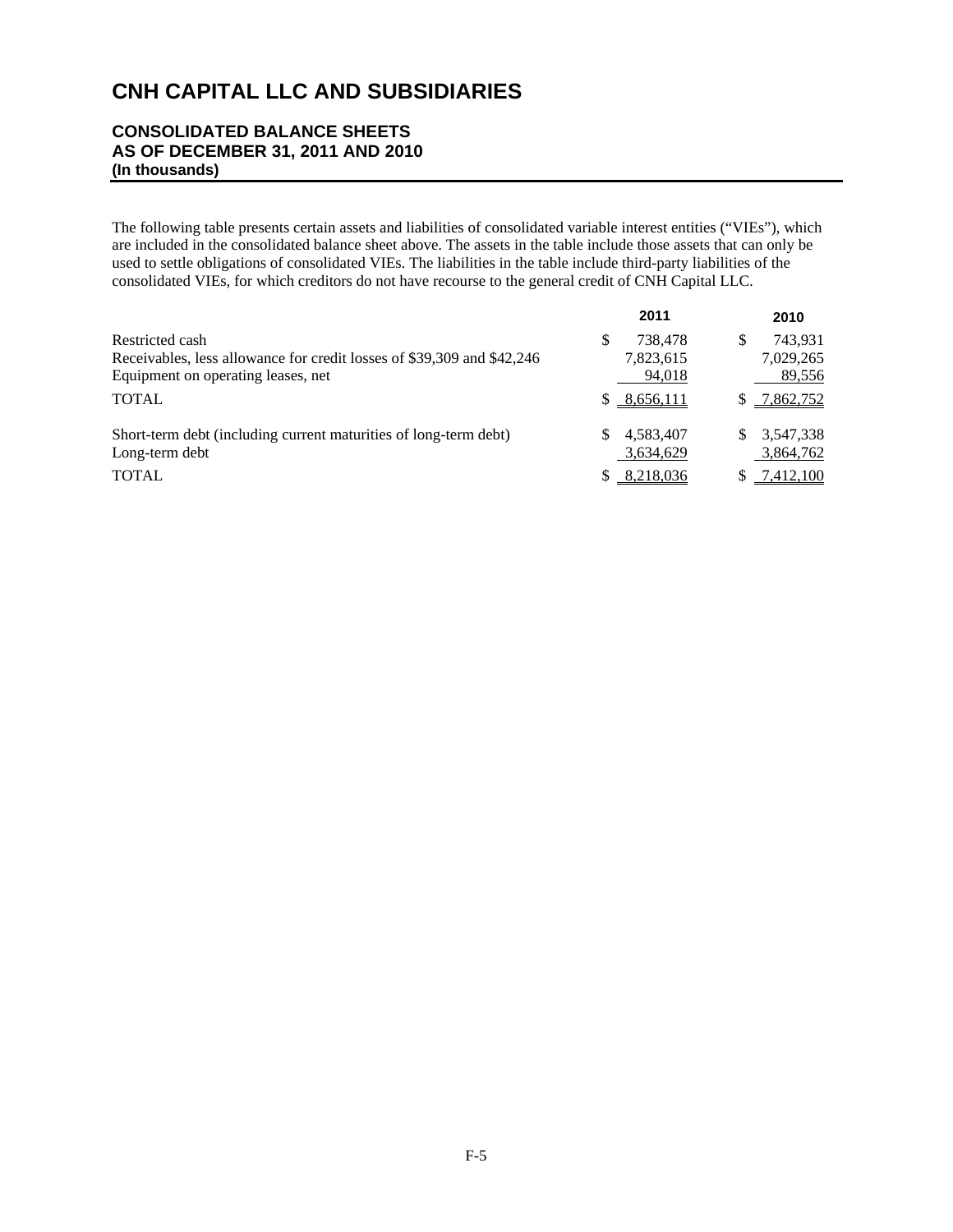# CNH CAPITAL LLC AND SUBSIDIARIES

## CONSOLIDATED BALANCE SHEETS
## AS OF DECEMBER 31, 2011 AND 2010
**(In thousands)**

The following table presents certain assets and liabilities of consolidated variable interest entities ("VIEs"), which are included in the consolidated balance sheet above. The assets in the table include those assets that can only be used to settle obligations of consolidated VIEs. The liabilities in the table include third-party liabilities of the consolidated VIEs, for which creditors do not have recourse to the general credit of CNH Capital LLC.

| | 2011 | 2010 |
|---|---|---|
| Restricted cash | $ 738,478 | $ 743,931 |
| Receivables, less allowance for credit losses of $39,309 and $42,246 | 7,823,615 | 7,029,265 |
| Equipment on operating leases, net | 94,018 | 89,556 |
| TOTAL | $ 8,656,111 | $ 7,862,752 |
| Short-term debt (including current maturities of long-term debt) | $ 4,583,407 | $ 3,547,338 |
| Long-term debt | 3,634,629 | 3,864,762 |
| TOTAL | $ 8,218,036 | $ 7,412,100 |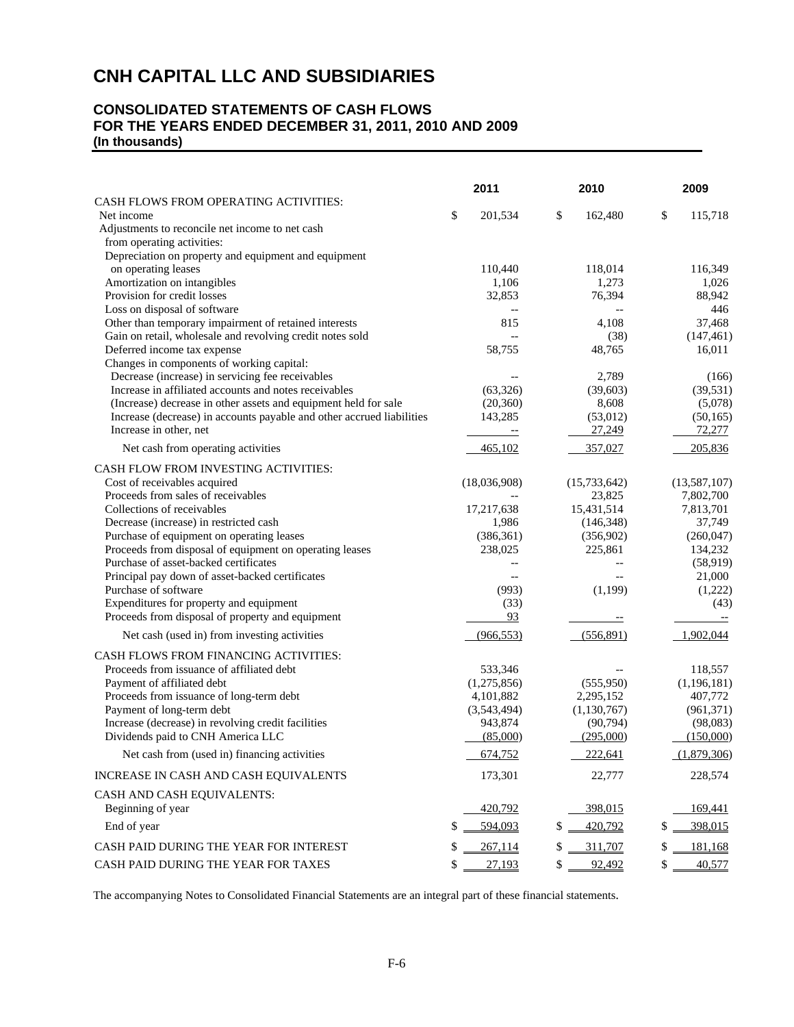# CNH CAPITAL LLC AND SUBSIDIARIES

## CONSOLIDATED STATEMENTS OF CASH FLOWS
## FOR THE YEARS ENDED DECEMBER 31, 2011, 2010 AND 2009
**(In thousands)**

| | 2011 | 2010 | 2009 |
|---|---|---|---|
| CASH FLOWS FROM OPERATING ACTIVITIES: | | | |
| Net income | $ 201,534 | $ 162,480 | $ 115,718 |
| Adjustments to reconcile net income to net cash from operating activities: | | | |
| Depreciation on property and equipment and equipment on operating leases | 110,440 | 118,014 | 116,349 |
| Amortization on intangibles | 1,106 | 1,273 | 1,026 |
| Provision for credit losses | 32,853 | 76,394 | 88,942 |
| Loss on disposal of software | -- | -- | 446 |
| Other than temporary impairment of retained interests | 815 | 4,108 | 37,468 |
| Gain on retail, wholesale and revolving credit notes sold | -- | (38) | (147,461) |
| Deferred income tax expense | 58,755 | 48,765 | 16,011 |
| Changes in components of working capital: | | | |
| Decrease (increase) in servicing fee receivables | -- | 2,789 | (166) |
| Increase in affiliated accounts and notes receivables | (63,326) | (39,603) | (39,531) |
| (Increase) decrease in other assets and equipment held for sale | (20,360) | 8,608 | (5,078) |
| Increase (decrease) in accounts payable and other accrued liabilities | 143,285 | (53,012) | (50,165) |
| Increase in other, net | -- | 27,249 | 72,277 |
| Net cash from operating activities | 465,102 | 357,027 | 205,836 |
| CASH FLOW FROM INVESTING ACTIVITIES: | | | |
| Cost of receivables acquired | (18,036,908) | (15,733,642) | (13,587,107) |
| Proceeds from sales of receivables | -- | 23,825 | 7,802,700 |
| Collections of receivables | 17,217,638 | 15,431,514 | 7,813,701 |
| Decrease (increase) in restricted cash | 1,986 | (146,348) | 37,749 |
| Purchase of equipment on operating leases | (386,361) | (356,902) | (260,047) |
| Proceeds from disposal of equipment on operating leases | 238,025 | 225,861 | 134,232 |
| Purchase of asset-backed certificates | -- | -- | (58,919) |
| Principal pay down of asset-backed certificates | -- | -- | 21,000 |
| Purchase of software | (993) | (1,199) | (1,222) |
| Expenditures for property and equipment | (33) | | (43) |
| Proceeds from disposal of property and equipment | 93 | -- | -- |
| Net cash (used in) from investing activities | (966,553) | (556,891) | 1,902,044 |
| CASH FLOWS FROM FINANCING ACTIVITIES: | | | |
| Proceeds from issuance of affiliated debt | 533,346 | -- | 118,557 |
| Payment of affiliated debt | (1,275,856) | (555,950) | (1,196,181) |
| Proceeds from issuance of long-term debt | 4,101,882 | 2,295,152 | 407,772 |
| Payment of long-term debt | (3,543,494) | (1,130,767) | (961,371) |
| Increase (decrease) in revolving credit facilities | 943,874 | (90,794) | (98,083) |
| Dividends paid to CNH America LLC | (85,000) | (295,000) | (150,000) |
| Net cash from (used in) financing activities | 674,752 | 222,641 | (1,879,306) |
| INCREASE IN CASH AND CASH EQUIVALENTS | 173,301 | 22,777 | 228,574 |
| CASH AND CASH EQUIVALENTS: | | | |
| Beginning of year | 420,792 | 398,015 | 169,441 |
| End of year | $ 594,093 | $ 420,792 | $ 398,015 |
| CASH PAID DURING THE YEAR FOR INTEREST | $ 267,114 | $ 311,707 | $ 181,168 |
| CASH PAID DURING THE YEAR FOR TAXES | $ 27,193 | $ 92,492 | $ 40,577 |

The accompanying Notes to Consolidated Financial Statements are an integral part of these financial statements.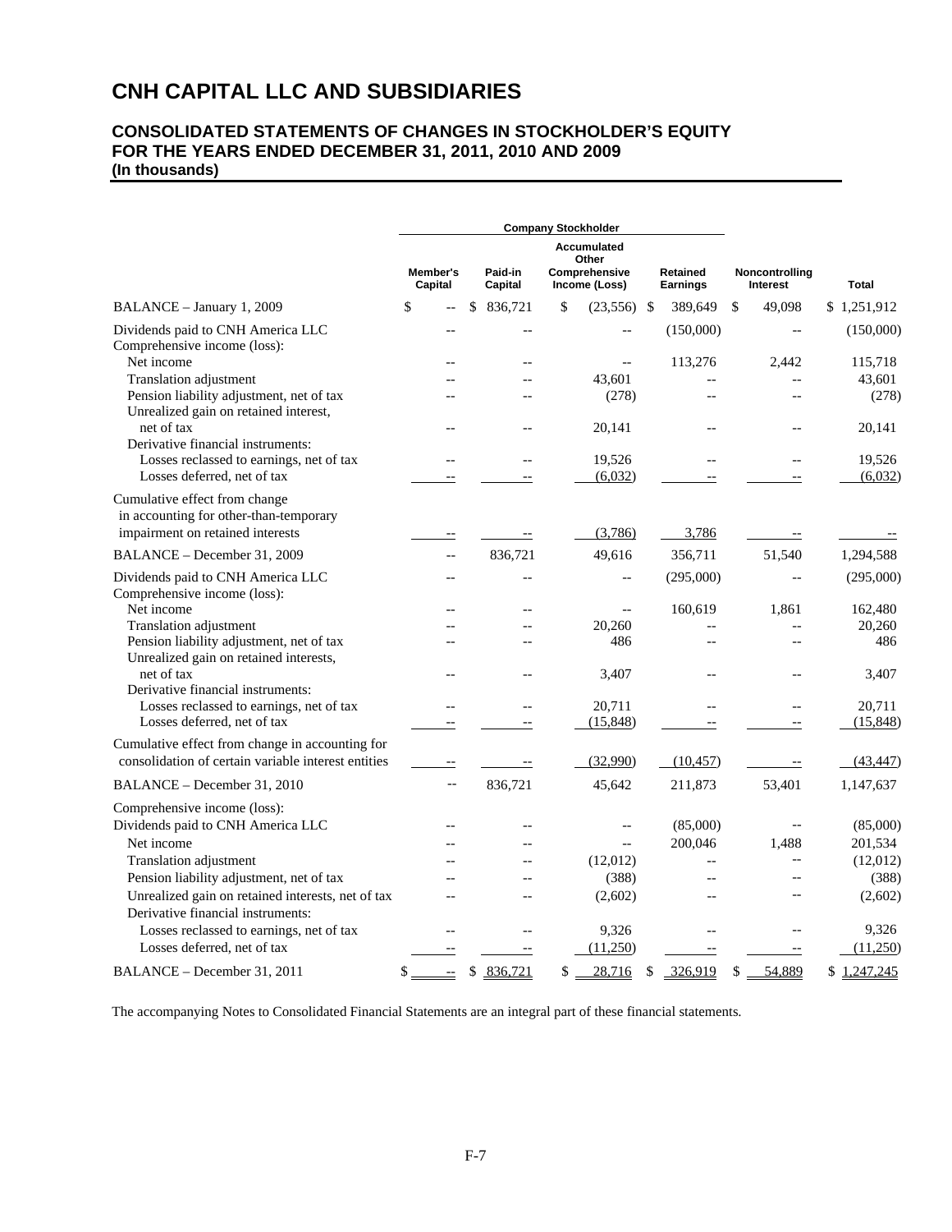# CNH CAPITAL LLC AND SUBSIDIARIES

## CONSOLIDATED STATEMENTS OF CHANGES IN STOCKHOLDER'S EQUITY FOR THE YEARS ENDED DECEMBER 31, 2011, 2010 AND 2009 (In thousands)

| | Company Stockholder | | | | | |
|---|---|---|---|---|---|---|
| | Member's Capital | Paid-in Capital | Accumulated Other Comprehensive Income (Loss) | Retained Earnings | Noncontrolling Interest | Total |
| BALANCE – January 1, 2009 | $ -- | $ 836,721 | $ (23,556) | $ 389,649 | $ 49,098 | $ 1,251,912 |
| Dividends paid to CNH America LLC | -- | -- | -- | (150,000) | -- | (150,000) |
| Comprehensive income (loss): | | | | | | |
| Net income | -- | -- | -- | 113,276 | 2,442 | 115,718 |
| Translation adjustment | -- | -- | 43,601 | -- | -- | 43,601 |
| Pension liability adjustment, net of tax | -- | -- | (278) | -- | -- | (278) |
| Unrealized gain on retained interest, net of tax | -- | -- | 20,141 | -- | -- | 20,141 |
| Derivative financial instruments: | | | | | | |
| Losses reclassed to earnings, net of tax | -- | -- | 19,526 | -- | -- | 19,526 |
| Losses deferred, net of tax | -- | -- | (6,032) | -- | -- | (6,032) |
| Cumulative effect from change in accounting for other-than-temporary impairment on retained interests | -- | -- | (3,786) | 3,786 | -- | -- |
| BALANCE – December 31, 2009 | -- | 836,721 | 49,616 | 356,711 | 51,540 | 1,294,588 |
| Dividends paid to CNH America LLC | -- | -- | -- | (295,000) | -- | (295,000) |
| Comprehensive income (loss): | | | | | | |
| Net income | -- | -- | -- | 160,619 | 1,861 | 162,480 |
| Translation adjustment | -- | -- | 20,260 | -- | -- | 20,260 |
| Pension liability adjustment, net of tax | -- | -- | 486 | -- | -- | 486 |
| Unrealized gain on retained interests, net of tax | -- | -- | 3,407 | -- | -- | 3,407 |
| Derivative financial instruments: | | | | | | |
| Losses reclassed to earnings, net of tax | -- | -- | 20,711 | -- | -- | 20,711 |
| Losses deferred, net of tax | -- | -- | (15,848) | -- | -- | (15,848) |
| Cumulative effect from change in accounting for consolidation of certain variable interest entities | -- | -- | (32,990) | (10,457) | -- | (43,447) |
| BALANCE – December 31, 2010 | -- | 836,721 | 45,642 | 211,873 | 53,401 | 1,147,637 |
| Comprehensive income (loss): | | | | | | |
| Dividends paid to CNH America LLC | -- | -- | -- | (85,000) | -- | (85,000) |
| Net income | -- | -- | -- | 200,046 | 1,488 | 201,534 |
| Translation adjustment | -- | -- | (12,012) | -- | -- | (12,012) |
| Pension liability adjustment, net of tax | -- | -- | (388) | -- | -- | (388) |
| Unrealized gain on retained interests, net of tax | -- | -- | (2,602) | -- | -- | (2,602) |
| Derivative financial instruments: | | | | | | |
| Losses reclassed to earnings, net of tax | -- | -- | 9,326 | -- | -- | 9,326 |
| Losses deferred, net of tax | -- | -- | (11,250) | -- | -- | (11,250) |
| BALANCE – December 31, 2011 | $ -- | $ 836,721 | $ 28,716 | $ 326,919 | $ 54,889 | $ 1,247,245 |

The accompanying Notes to Consolidated Financial Statements are an integral part of these financial statements.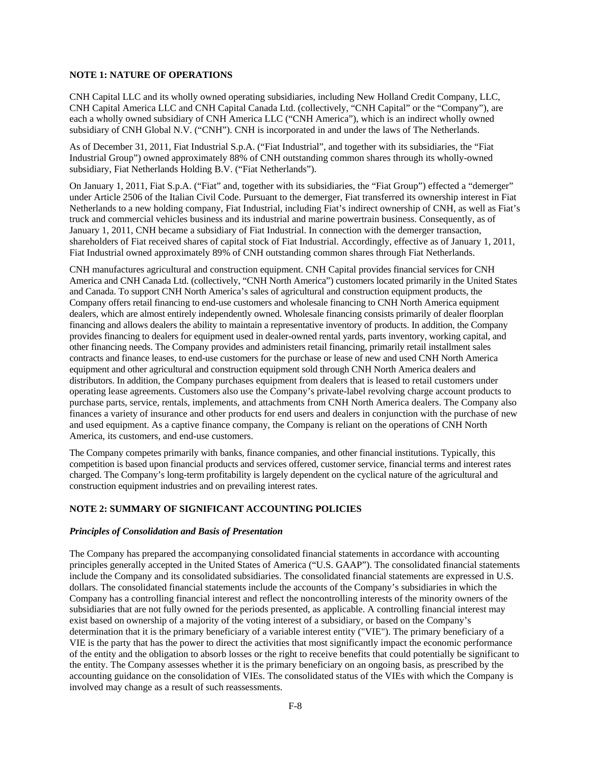## NOTE 1: NATURE OF OPERATIONS

CNH Capital LLC and its wholly owned operating subsidiaries, including New Holland Credit Company, LLC, CNH Capital America LLC and CNH Capital Canada Ltd. (collectively, "CNH Capital" or the "Company"), are each a wholly owned subsidiary of CNH America LLC ("CNH America"), which is an indirect wholly owned subsidiary of CNH Global N.V. ("CNH"). CNH is incorporated in and under the laws of The Netherlands.

As of December 31, 2011, Fiat Industrial S.p.A. ("Fiat Industrial", and together with its subsidiaries, the "Fiat Industrial Group") owned approximately 88% of CNH outstanding common shares through its wholly-owned subsidiary, Fiat Netherlands Holding B.V. ("Fiat Netherlands").

On January 1, 2011, Fiat S.p.A. ("Fiat" and, together with its subsidiaries, the "Fiat Group") effected a "demerger" under Article 2506 of the Italian Civil Code. Pursuant to the demerger, Fiat transferred its ownership interest in Fiat Netherlands to a new holding company, Fiat Industrial, including Fiat's indirect ownership of CNH, as well as Fiat's truck and commercial vehicles business and its industrial and marine powertrain business. Consequently, as of January 1, 2011, CNH became a subsidiary of Fiat Industrial. In connection with the demerger transaction, shareholders of Fiat received shares of capital stock of Fiat Industrial. Accordingly, effective as of January 1, 2011, Fiat Industrial owned approximately 89% of CNH outstanding common shares through Fiat Netherlands.

CNH manufactures agricultural and construction equipment. CNH Capital provides financial services for CNH America and CNH Canada Ltd. (collectively, "CNH North America") customers located primarily in the United States and Canada. To support CNH North America's sales of agricultural and construction equipment products, the Company offers retail financing to end-use customers and wholesale financing to CNH North America equipment dealers, which are almost entirely independently owned. Wholesale financing consists primarily of dealer floorplan financing and allows dealers the ability to maintain a representative inventory of products. In addition, the Company provides financing to dealers for equipment used in dealer-owned rental yards, parts inventory, working capital, and other financing needs. The Company provides and administers retail financing, primarily retail installment sales contracts and finance leases, to end-use customers for the purchase or lease of new and used CNH North America equipment and other agricultural and construction equipment sold through CNH North America dealers and distributors. In addition, the Company purchases equipment from dealers that is leased to retail customers under operating lease agreements. Customers also use the Company's private-label revolving charge account products to purchase parts, service, rentals, implements, and attachments from CNH North America dealers. The Company also finances a variety of insurance and other products for end users and dealers in conjunction with the purchase of new and used equipment. As a captive finance company, the Company is reliant on the operations of CNH North America, its customers, and end-use customers.

The Company competes primarily with banks, finance companies, and other financial institutions. Typically, this competition is based upon financial products and services offered, customer service, financial terms and interest rates charged. The Company's long-term profitability is largely dependent on the cyclical nature of the agricultural and construction equipment industries and on prevailing interest rates.

## NOTE 2: SUMMARY OF SIGNIFICANT ACCOUNTING POLICIES

### *Principles of Consolidation and Basis of Presentation*

The Company has prepared the accompanying consolidated financial statements in accordance with accounting principles generally accepted in the United States of America ("U.S. GAAP"). The consolidated financial statements include the Company and its consolidated subsidiaries. The consolidated financial statements are expressed in U.S. dollars. The consolidated financial statements include the accounts of the Company's subsidiaries in which the Company has a controlling financial interest and reflect the noncontrolling interests of the minority owners of the subsidiaries that are not fully owned for the periods presented, as applicable. A controlling financial interest may exist based on ownership of a majority of the voting interest of a subsidiary, or based on the Company's determination that it is the primary beneficiary of a variable interest entity ("VIE"). The primary beneficiary of a VIE is the party that has the power to direct the activities that most significantly impact the economic performance of the entity and the obligation to absorb losses or the right to receive benefits that could potentially be significant to the entity. The Company assesses whether it is the primary beneficiary on an ongoing basis, as prescribed by the accounting guidance on the consolidation of VIEs. The consolidated status of the VIEs with which the Company is involved may change as a result of such reassessments.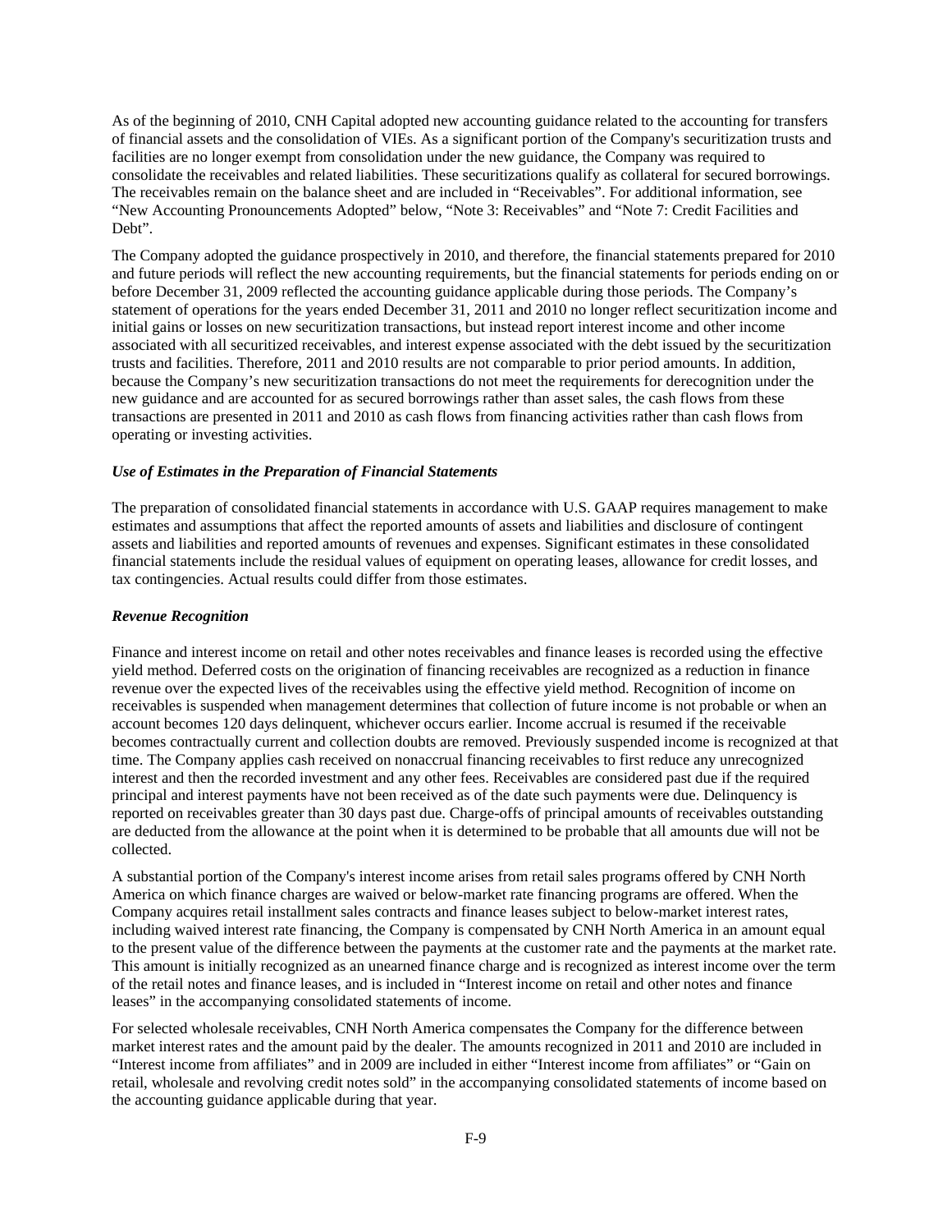As of the beginning of 2010, CNH Capital adopted new accounting guidance related to the accounting for transfers of financial assets and the consolidation of VIEs. As a significant portion of the Company's securitization trusts and facilities are no longer exempt from consolidation under the new guidance, the Company was required to consolidate the receivables and related liabilities. These securitizations qualify as collateral for secured borrowings. The receivables remain on the balance sheet and are included in "Receivables". For additional information, see "New Accounting Pronouncements Adopted" below, "Note 3: Receivables" and "Note 7: Credit Facilities and Debt".

The Company adopted the guidance prospectively in 2010, and therefore, the financial statements prepared for 2010 and future periods will reflect the new accounting requirements, but the financial statements for periods ending on or before December 31, 2009 reflected the accounting guidance applicable during those periods. The Company's statement of operations for the years ended December 31, 2011 and 2010 no longer reflect securitization income and initial gains or losses on new securitization transactions, but instead report interest income and other income associated with all securitized receivables, and interest expense associated with the debt issued by the securitization trusts and facilities. Therefore, 2011 and 2010 results are not comparable to prior period amounts. In addition, because the Company's new securitization transactions do not meet the requirements for derecognition under the new guidance and are accounted for as secured borrowings rather than asset sales, the cash flows from these transactions are presented in 2011 and 2010 as cash flows from financing activities rather than cash flows from operating or investing activities.

### *Use of Estimates in the Preparation of Financial Statements*

The preparation of consolidated financial statements in accordance with U.S. GAAP requires management to make estimates and assumptions that affect the reported amounts of assets and liabilities and disclosure of contingent assets and liabilities and reported amounts of revenues and expenses. Significant estimates in these consolidated financial statements include the residual values of equipment on operating leases, allowance for credit losses, and tax contingencies. Actual results could differ from those estimates.

### *Revenue Recognition*

Finance and interest income on retail and other notes receivables and finance leases is recorded using the effective yield method. Deferred costs on the origination of financing receivables are recognized as a reduction in finance revenue over the expected lives of the receivables using the effective yield method. Recognition of income on receivables is suspended when management determines that collection of future income is not probable or when an account becomes 120 days delinquent, whichever occurs earlier. Income accrual is resumed if the receivable becomes contractually current and collection doubts are removed. Previously suspended income is recognized at that time. The Company applies cash received on nonaccrual financing receivables to first reduce any unrecognized interest and then the recorded investment and any other fees. Receivables are considered past due if the required principal and interest payments have not been received as of the date such payments were due. Delinquency is reported on receivables greater than 30 days past due. Charge-offs of principal amounts of receivables outstanding are deducted from the allowance at the point when it is determined to be probable that all amounts due will not be collected.

A substantial portion of the Company's interest income arises from retail sales programs offered by CNH North America on which finance charges are waived or below-market rate financing programs are offered. When the Company acquires retail installment sales contracts and finance leases subject to below-market interest rates, including waived interest rate financing, the Company is compensated by CNH North America in an amount equal to the present value of the difference between the payments at the customer rate and the payments at the market rate. This amount is initially recognized as an unearned finance charge and is recognized as interest income over the term of the retail notes and finance leases, and is included in "Interest income on retail and other notes and finance leases" in the accompanying consolidated statements of income.

For selected wholesale receivables, CNH North America compensates the Company for the difference between market interest rates and the amount paid by the dealer. The amounts recognized in 2011 and 2010 are included in "Interest income from affiliates" and in 2009 are included in either "Interest income from affiliates" or "Gain on retail, wholesale and revolving credit notes sold" in the accompanying consolidated statements of income based on the accounting guidance applicable during that year.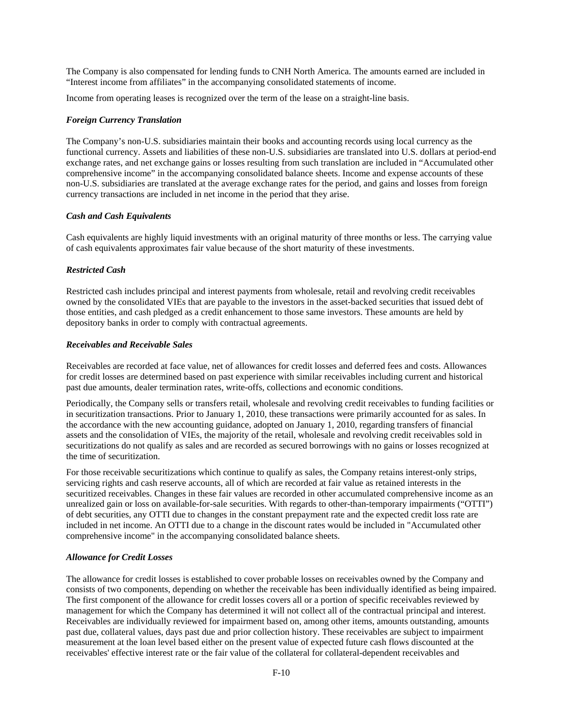The Company is also compensated for lending funds to CNH North America. The amounts earned are included in “Interest income from affiliates” in the accompanying consolidated statements of income.

Income from operating leases is recognized over the term of the lease on a straight-line basis.

***Foreign Currency Translation***

The Company’s non-U.S. subsidiaries maintain their books and accounting records using local currency as the functional currency. Assets and liabilities of these non-U.S. subsidiaries are translated into U.S. dollars at period-end exchange rates, and net exchange gains or losses resulting from such translation are included in “Accumulated other comprehensive income” in the accompanying consolidated balance sheets. Income and expense accounts of these non-U.S. subsidiaries are translated at the average exchange rates for the period, and gains and losses from foreign currency transactions are included in net income in the period that they arise.

***Cash and Cash Equivalents***

Cash equivalents are highly liquid investments with an original maturity of three months or less. The carrying value of cash equivalents approximates fair value because of the short maturity of these investments.

***Restricted Cash***

Restricted cash includes principal and interest payments from wholesale, retail and revolving credit receivables owned by the consolidated VIEs that are payable to the investors in the asset-backed securities that issued debt of those entities, and cash pledged as a credit enhancement to those same investors. These amounts are held by depository banks in order to comply with contractual agreements.

***Receivables and Receivable Sales***

Receivables are recorded at face value, net of allowances for credit losses and deferred fees and costs. Allowances for credit losses are determined based on past experience with similar receivables including current and historical past due amounts, dealer termination rates, write-offs, collections and economic conditions.

Periodically, the Company sells or transfers retail, wholesale and revolving credit receivables to funding facilities or in securitization transactions. Prior to January 1, 2010, these transactions were primarily accounted for as sales. In the accordance with the new accounting guidance, adopted on January 1, 2010, regarding transfers of financial assets and the consolidation of VIEs, the majority of the retail, wholesale and revolving credit receivables sold in securitizations do not qualify as sales and are recorded as secured borrowings with no gains or losses recognized at the time of securitization.

For those receivable securitizations which continue to qualify as sales, the Company retains interest-only strips, servicing rights and cash reserve accounts, all of which are recorded at fair value as retained interests in the securitized receivables. Changes in these fair values are recorded in other accumulated comprehensive income as an unrealized gain or loss on available-for-sale securities. With regards to other-than-temporary impairments (“OTTI”) of debt securities, any OTTI due to changes in the constant prepayment rate and the expected credit loss rate are included in net income. An OTTI due to a change in the discount rates would be included in "Accumulated other comprehensive income" in the accompanying consolidated balance sheets.

***Allowance for Credit Losses***

The allowance for credit losses is established to cover probable losses on receivables owned by the Company and consists of two components, depending on whether the receivable has been individually identified as being impaired. The first component of the allowance for credit losses covers all or a portion of specific receivables reviewed by management for which the Company has determined it will not collect all of the contractual principal and interest. Receivables are individually reviewed for impairment based on, among other items, amounts outstanding, amounts past due, collateral values, days past due and prior collection history. These receivables are subject to impairment measurement at the loan level based either on the present value of expected future cash flows discounted at the receivables' effective interest rate or the fair value of the collateral for collateral-dependent receivables and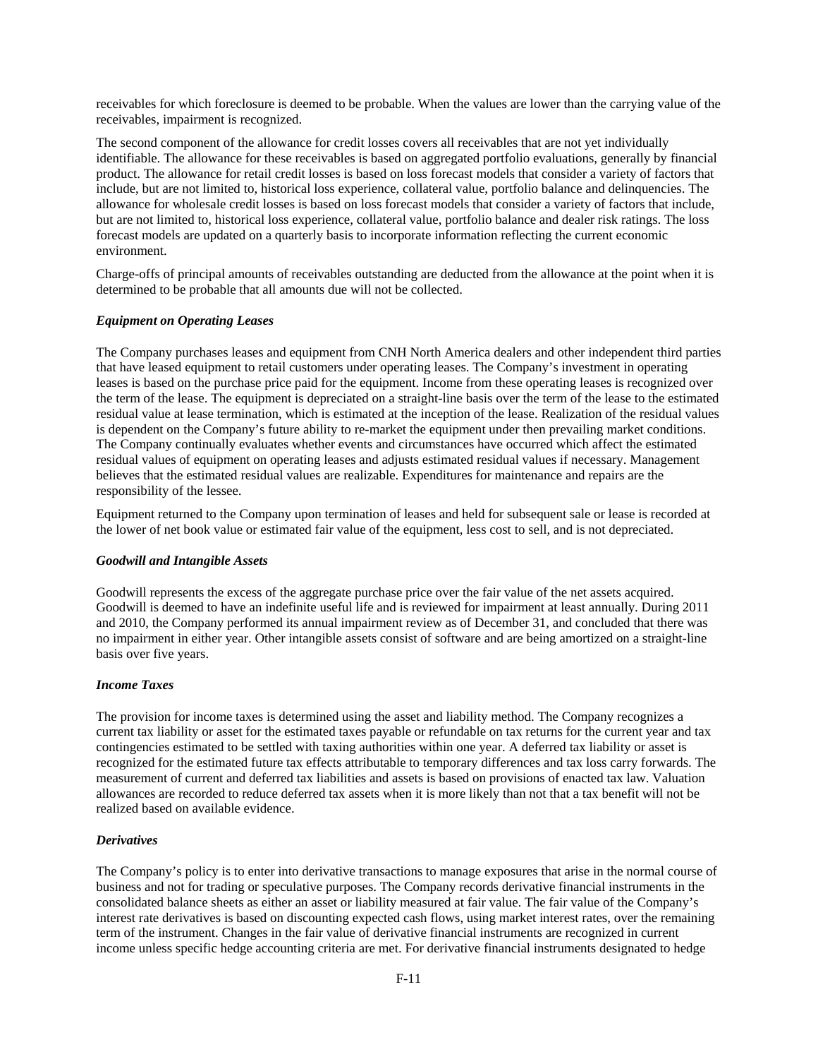receivables for which foreclosure is deemed to be probable. When the values are lower than the carrying value of the receivables, impairment is recognized.

The second component of the allowance for credit losses covers all receivables that are not yet individually identifiable. The allowance for these receivables is based on aggregated portfolio evaluations, generally by financial product. The allowance for retail credit losses is based on loss forecast models that consider a variety of factors that include, but are not limited to, historical loss experience, collateral value, portfolio balance and delinquencies. The allowance for wholesale credit losses is based on loss forecast models that consider a variety of factors that include, but are not limited to, historical loss experience, collateral value, portfolio balance and dealer risk ratings. The loss forecast models are updated on a quarterly basis to incorporate information reflecting the current economic environment.

Charge-offs of principal amounts of receivables outstanding are deducted from the allowance at the point when it is determined to be probable that all amounts due will not be collected.

***Equipment on Operating Leases***

The Company purchases leases and equipment from CNH North America dealers and other independent third parties that have leased equipment to retail customers under operating leases. The Company's investment in operating leases is based on the purchase price paid for the equipment. Income from these operating leases is recognized over the term of the lease. The equipment is depreciated on a straight-line basis over the term of the lease to the estimated residual value at lease termination, which is estimated at the inception of the lease. Realization of the residual values is dependent on the Company's future ability to re-market the equipment under then prevailing market conditions. The Company continually evaluates whether events and circumstances have occurred which affect the estimated residual values of equipment on operating leases and adjusts estimated residual values if necessary. Management believes that the estimated residual values are realizable. Expenditures for maintenance and repairs are the responsibility of the lessee.

Equipment returned to the Company upon termination of leases and held for subsequent sale or lease is recorded at the lower of net book value or estimated fair value of the equipment, less cost to sell, and is not depreciated.

***Goodwill and Intangible Assets***

Goodwill represents the excess of the aggregate purchase price over the fair value of the net assets acquired. Goodwill is deemed to have an indefinite useful life and is reviewed for impairment at least annually. During 2011 and 2010, the Company performed its annual impairment review as of December 31, and concluded that there was no impairment in either year. Other intangible assets consist of software and are being amortized on a straight-line basis over five years.

***Income Taxes***

The provision for income taxes is determined using the asset and liability method. The Company recognizes a current tax liability or asset for the estimated taxes payable or refundable on tax returns for the current year and tax contingencies estimated to be settled with taxing authorities within one year. A deferred tax liability or asset is recognized for the estimated future tax effects attributable to temporary differences and tax loss carry forwards. The measurement of current and deferred tax liabilities and assets is based on provisions of enacted tax law. Valuation allowances are recorded to reduce deferred tax assets when it is more likely than not that a tax benefit will not be realized based on available evidence.

***Derivatives***

The Company's policy is to enter into derivative transactions to manage exposures that arise in the normal course of business and not for trading or speculative purposes. The Company records derivative financial instruments in the consolidated balance sheets as either an asset or liability measured at fair value. The fair value of the Company's interest rate derivatives is based on discounting expected cash flows, using market interest rates, over the remaining term of the instrument. Changes in the fair value of derivative financial instruments are recognized in current income unless specific hedge accounting criteria are met. For derivative financial instruments designated to hedge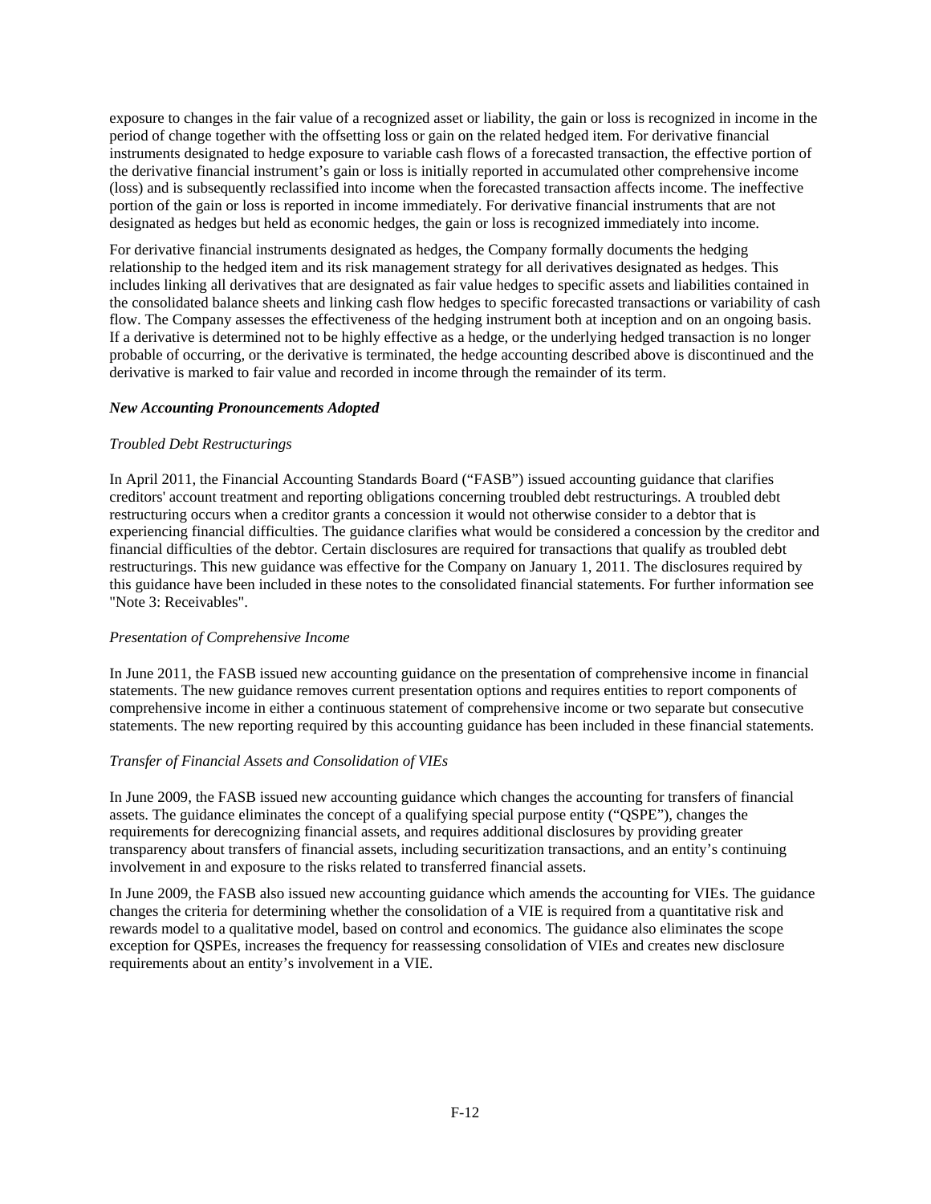exposure to changes in the fair value of a recognized asset or liability, the gain or loss is recognized in income in the period of change together with the offsetting loss or gain on the related hedged item. For derivative financial instruments designated to hedge exposure to variable cash flows of a forecasted transaction, the effective portion of the derivative financial instrument's gain or loss is initially reported in accumulated other comprehensive income (loss) and is subsequently reclassified into income when the forecasted transaction affects income. The ineffective portion of the gain or loss is reported in income immediately. For derivative financial instruments that are not designated as hedges but held as economic hedges, the gain or loss is recognized immediately into income.

For derivative financial instruments designated as hedges, the Company formally documents the hedging relationship to the hedged item and its risk management strategy for all derivatives designated as hedges. This includes linking all derivatives that are designated as fair value hedges to specific assets and liabilities contained in the consolidated balance sheets and linking cash flow hedges to specific forecasted transactions or variability of cash flow. The Company assesses the effectiveness of the hedging instrument both at inception and on an ongoing basis. If a derivative is determined not to be highly effective as a hedge, or the underlying hedged transaction is no longer probable of occurring, or the derivative is terminated, the hedge accounting described above is discontinued and the derivative is marked to fair value and recorded in income through the remainder of its term.

***New Accounting Pronouncements Adopted***

*Troubled Debt Restructurings*

In April 2011, the Financial Accounting Standards Board ("FASB") issued accounting guidance that clarifies creditors' account treatment and reporting obligations concerning troubled debt restructurings. A troubled debt restructuring occurs when a creditor grants a concession it would not otherwise consider to a debtor that is experiencing financial difficulties. The guidance clarifies what would be considered a concession by the creditor and financial difficulties of the debtor. Certain disclosures are required for transactions that qualify as troubled debt restructurings. This new guidance was effective for the Company on January 1, 2011. The disclosures required by this guidance have been included in these notes to the consolidated financial statements. For further information see "Note 3: Receivables".

*Presentation of Comprehensive Income*

In June 2011, the FASB issued new accounting guidance on the presentation of comprehensive income in financial statements. The new guidance removes current presentation options and requires entities to report components of comprehensive income in either a continuous statement of comprehensive income or two separate but consecutive statements. The new reporting required by this accounting guidance has been included in these financial statements.

*Transfer of Financial Assets and Consolidation of VIEs*

In June 2009, the FASB issued new accounting guidance which changes the accounting for transfers of financial assets. The guidance eliminates the concept of a qualifying special purpose entity ("QSPE"), changes the requirements for derecognizing financial assets, and requires additional disclosures by providing greater transparency about transfers of financial assets, including securitization transactions, and an entity's continuing involvement in and exposure to the risks related to transferred financial assets.

In June 2009, the FASB also issued new accounting guidance which amends the accounting for VIEs. The guidance changes the criteria for determining whether the consolidation of a VIE is required from a quantitative risk and rewards model to a qualitative model, based on control and economics. The guidance also eliminates the scope exception for QSPEs, increases the frequency for reassessing consolidation of VIEs and creates new disclosure requirements about an entity's involvement in a VIE.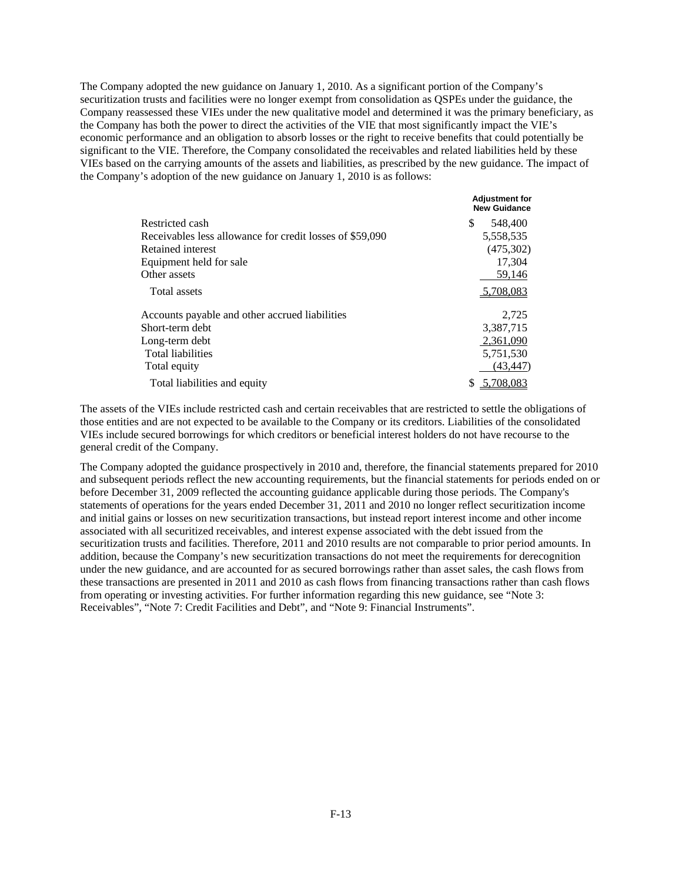The Company adopted the new guidance on January 1, 2010. As a significant portion of the Company's securitization trusts and facilities were no longer exempt from consolidation as QSPEs under the guidance, the Company reassessed these VIEs under the new qualitative model and determined it was the primary beneficiary, as the Company has both the power to direct the activities of the VIE that most significantly impact the VIE's economic performance and an obligation to absorb losses or the right to receive benefits that could potentially be significant to the VIE. Therefore, the Company consolidated the receivables and related liabilities held by these VIEs based on the carrying amounts of the assets and liabilities, as prescribed by the new guidance. The impact of the Company's adoption of the new guidance on January 1, 2010 is as follows:

| | Adjustment for New Guidance |
|---|---|
| Restricted cash | $ 548,400 |
| Receivables less allowance for credit losses of $59,090 | 5,558,535 |
| Retained interest | (475,302) |
| Equipment held for sale | 17,304 |
| Other assets | 59,146 |
| Total assets | 5,708,083 |
| Accounts payable and other accrued liabilities | 2,725 |
| Short-term debt | 3,387,715 |
| Long-term debt | 2,361,090 |
| Total liabilities | 5,751,530 |
| Total equity | (43,447) |
| Total liabilities and equity | $ 5,708,083 |

The assets of the VIEs include restricted cash and certain receivables that are restricted to settle the obligations of those entities and are not expected to be available to the Company or its creditors. Liabilities of the consolidated VIEs include secured borrowings for which creditors or beneficial interest holders do not have recourse to the general credit of the Company.

The Company adopted the guidance prospectively in 2010 and, therefore, the financial statements prepared for 2010 and subsequent periods reflect the new accounting requirements, but the financial statements for periods ended on or before December 31, 2009 reflected the accounting guidance applicable during those periods. The Company's statements of operations for the years ended December 31, 2011 and 2010 no longer reflect securitization income and initial gains or losses on new securitization transactions, but instead report interest income and other income associated with all securitized receivables, and interest expense associated with the debt issued from the securitization trusts and facilities. Therefore, 2011 and 2010 results are not comparable to prior period amounts. In addition, because the Company's new securitization transactions do not meet the requirements for derecognition under the new guidance, and are accounted for as secured borrowings rather than asset sales, the cash flows from these transactions are presented in 2011 and 2010 as cash flows from financing transactions rather than cash flows from operating or investing activities. For further information regarding this new guidance, see "Note 3: Receivables", "Note 7: Credit Facilities and Debt", and "Note 9: Financial Instruments".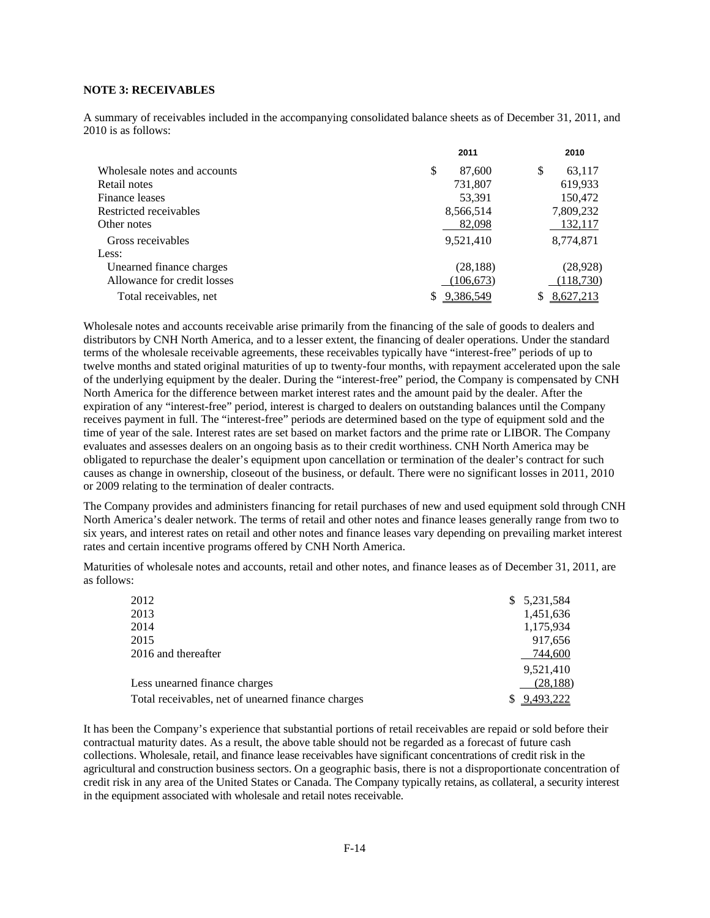**NOTE 3: RECEIVABLES**

A summary of receivables included in the accompanying consolidated balance sheets as of December 31, 2011, and 2010 is as follows:

| | 2011 | 2010 |
|---|---|---|
| Wholesale notes and accounts | $ 87,600 | $ 63,117 |
| Retail notes | 731,807 | 619,933 |
| Finance leases | 53,391 | 150,472 |
| Restricted receivables | 8,566,514 | 7,809,232 |
| Other notes | 82,098 | 132,117 |
| Gross receivables | 9,521,410 | 8,774,871 |
| Less: | | |
| Unearned finance charges | (28,188) | (28,928) |
| Allowance for credit losses | (106,673) | (118,730) |
| Total receivables, net | $ 9,386,549 | $ 8,627,213 |

Wholesale notes and accounts receivable arise primarily from the financing of the sale of goods to dealers and distributors by CNH North America, and to a lesser extent, the financing of dealer operations. Under the standard terms of the wholesale receivable agreements, these receivables typically have "interest-free" periods of up to twelve months and stated original maturities of up to twenty-four months, with repayment accelerated upon the sale of the underlying equipment by the dealer. During the "interest-free" period, the Company is compensated by CNH North America for the difference between market interest rates and the amount paid by the dealer. After the expiration of any "interest-free" period, interest is charged to dealers on outstanding balances until the Company receives payment in full. The "interest-free" periods are determined based on the type of equipment sold and the time of year of the sale. Interest rates are set based on market factors and the prime rate or LIBOR. The Company evaluates and assesses dealers on an ongoing basis as to their credit worthiness. CNH North America may be obligated to repurchase the dealer's equipment upon cancellation or termination of the dealer's contract for such causes as change in ownership, closeout of the business, or default. There were no significant losses in 2011, 2010 or 2009 relating to the termination of dealer contracts.

The Company provides and administers financing for retail purchases of new and used equipment sold through CNH North America's dealer network. The terms of retail and other notes and finance leases generally range from two to six years, and interest rates on retail and other notes and finance leases vary depending on prevailing market interest rates and certain incentive programs offered by CNH North America.

Maturities of wholesale notes and accounts, retail and other notes, and finance leases as of December 31, 2011, are as follows:

| | |
|---|---|
| 2012 | $ 5,231,584 |
| 2013 | 1,451,636 |
| 2014 | 1,175,934 |
| 2015 | 917,656 |
| 2016 and thereafter | 744,600 |
| | 9,521,410 |
| Less unearned finance charges | (28,188) |
| Total receivables, net of unearned finance charges | $ 9,493,222 |

It has been the Company's experience that substantial portions of retail receivables are repaid or sold before their contractual maturity dates. As a result, the above table should not be regarded as a forecast of future cash collections. Wholesale, retail, and finance lease receivables have significant concentrations of credit risk in the agricultural and construction business sectors. On a geographic basis, there is not a disproportionate concentration of credit risk in any area of the United States or Canada. The Company typically retains, as collateral, a security interest in the equipment associated with wholesale and retail notes receivable.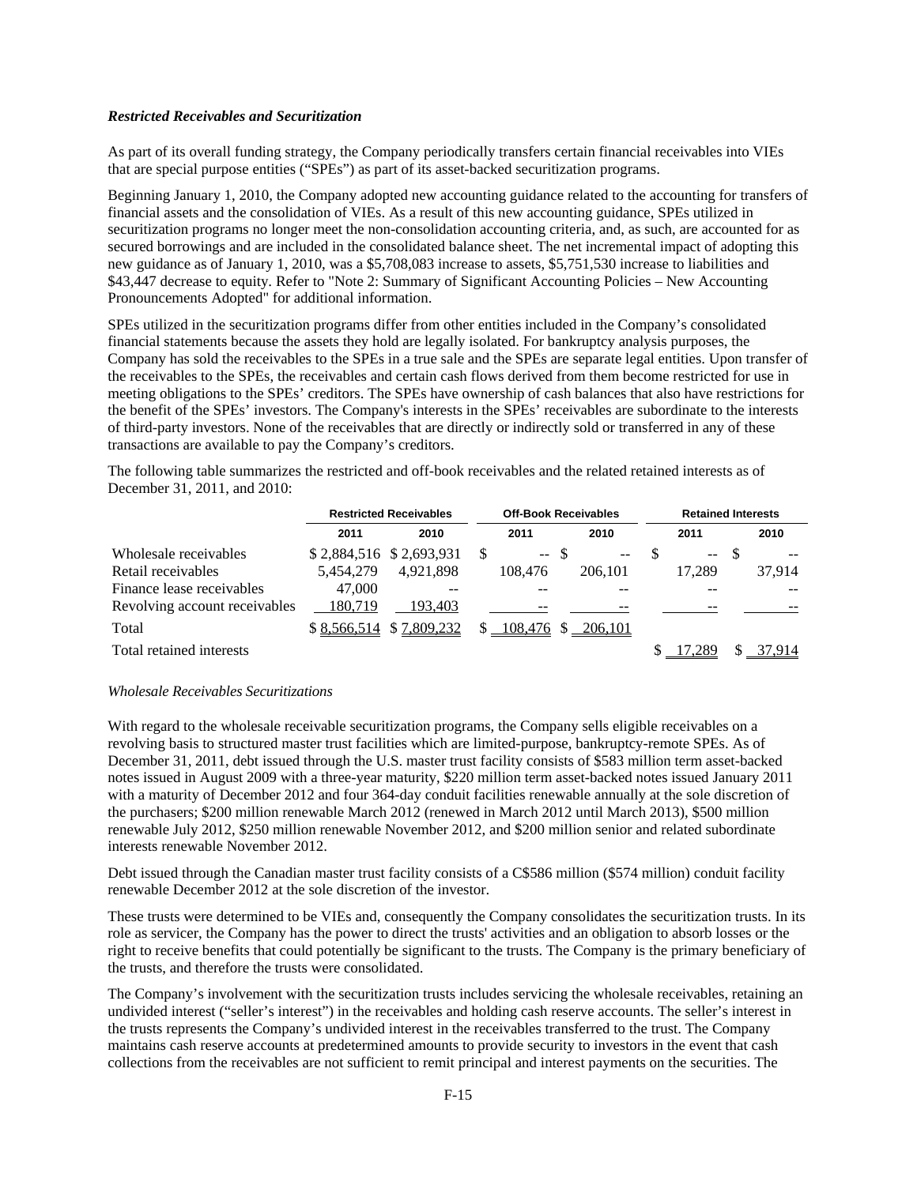***Restricted Receivables and Securitization***

As part of its overall funding strategy, the Company periodically transfers certain financial receivables into VIEs that are special purpose entities ("SPEs") as part of its asset-backed securitization programs.

Beginning January 1, 2010, the Company adopted new accounting guidance related to the accounting for transfers of financial assets and the consolidation of VIEs. As a result of this new accounting guidance, SPEs utilized in securitization programs no longer meet the non-consolidation accounting criteria, and, as such, are accounted for as secured borrowings and are included in the consolidated balance sheet. The net incremental impact of adopting this new guidance as of January 1, 2010, was a $5,708,083 increase to assets, $5,751,530 increase to liabilities and $43,447 decrease to equity. Refer to "Note 2: Summary of Significant Accounting Policies – New Accounting Pronouncements Adopted" for additional information.

SPEs utilized in the securitization programs differ from other entities included in the Company's consolidated financial statements because the assets they hold are legally isolated. For bankruptcy analysis purposes, the Company has sold the receivables to the SPEs in a true sale and the SPEs are separate legal entities. Upon transfer of the receivables to the SPEs, the receivables and certain cash flows derived from them become restricted for use in meeting obligations to the SPEs' creditors. The SPEs have ownership of cash balances that also have restrictions for the benefit of the SPEs' investors. The Company's interests in the SPEs' receivables are subordinate to the interests of third-party investors. None of the receivables that are directly or indirectly sold or transferred in any of these transactions are available to pay the Company's creditors.

The following table summarizes the restricted and off-book receivables and the related retained interests as of December 31, 2011, and 2010:

| | Restricted Receivables | | Off-Book Receivables | | Retained Interests | |
|---|---|---|---|---|---|---|
| | 2011 | 2010 | 2011 | 2010 | 2011 | 2010 |
| Wholesale receivables | $ 2,884,516 | $ 2,693,931 | $ -- | $ -- | $ -- | $ -- |
| Retail receivables | 5,454,279 | 4,921,898 | 108,476 | 206,101 | 17,289 | 37,914 |
| Finance lease receivables | 47,000 | -- | -- | -- | -- | -- |
| Revolving account receivables | 180,719 | 193,403 | -- | -- | -- | -- |
| Total | $ 8,566,514 | $ 7,809,232 | $ 108,476 | $ 206,101 | | |
| Total retained interests | | | | | $ 17,289 | $ 37,914 |

*Wholesale Receivables Securitizations*

With regard to the wholesale receivable securitization programs, the Company sells eligible receivables on a revolving basis to structured master trust facilities which are limited-purpose, bankruptcy-remote SPEs. As of December 31, 2011, debt issued through the U.S. master trust facility consists of $583 million term asset-backed notes issued in August 2009 with a three-year maturity, $220 million term asset-backed notes issued January 2011 with a maturity of December 2012 and four 364-day conduit facilities renewable annually at the sole discretion of the purchasers; $200 million renewable March 2012 (renewed in March 2012 until March 2013), $500 million renewable July 2012, $250 million renewable November 2012, and $200 million senior and related subordinate interests renewable November 2012.

Debt issued through the Canadian master trust facility consists of a C$586 million ($574 million) conduit facility renewable December 2012 at the sole discretion of the investor.

These trusts were determined to be VIEs and, consequently the Company consolidates the securitization trusts. In its role as servicer, the Company has the power to direct the trusts' activities and an obligation to absorb losses or the right to receive benefits that could potentially be significant to the trusts. The Company is the primary beneficiary of the trusts, and therefore the trusts were consolidated.

The Company's involvement with the securitization trusts includes servicing the wholesale receivables, retaining an undivided interest ("seller's interest") in the receivables and holding cash reserve accounts. The seller's interest in the trusts represents the Company's undivided interest in the receivables transferred to the trust. The Company maintains cash reserve accounts at predetermined amounts to provide security to investors in the event that cash collections from the receivables are not sufficient to remit principal and interest payments on the securities. The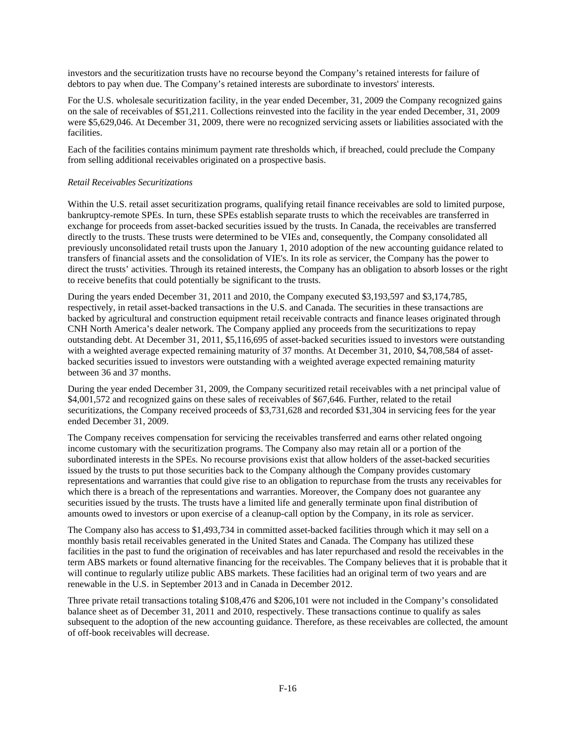investors and the securitization trusts have no recourse beyond the Company's retained interests for failure of debtors to pay when due. The Company's retained interests are subordinate to investors' interests.

For the U.S. wholesale securitization facility, in the year ended December, 31, 2009 the Company recognized gains on the sale of receivables of $51,211. Collections reinvested into the facility in the year ended December, 31, 2009 were $5,629,046. At December 31, 2009, there were no recognized servicing assets or liabilities associated with the facilities.

Each of the facilities contains minimum payment rate thresholds which, if breached, could preclude the Company from selling additional receivables originated on a prospective basis.

*Retail Receivables Securitizations*

Within the U.S. retail asset securitization programs, qualifying retail finance receivables are sold to limited purpose, bankruptcy-remote SPEs. In turn, these SPEs establish separate trusts to which the receivables are transferred in exchange for proceeds from asset-backed securities issued by the trusts. In Canada, the receivables are transferred directly to the trusts. These trusts were determined to be VIEs and, consequently, the Company consolidated all previously unconsolidated retail trusts upon the January 1, 2010 adoption of the new accounting guidance related to transfers of financial assets and the consolidation of VIE's. In its role as servicer, the Company has the power to direct the trusts' activities. Through its retained interests, the Company has an obligation to absorb losses or the right to receive benefits that could potentially be significant to the trusts.

During the years ended December 31, 2011 and 2010, the Company executed $3,193,597 and $3,174,785, respectively, in retail asset-backed transactions in the U.S. and Canada. The securities in these transactions are backed by agricultural and construction equipment retail receivable contracts and finance leases originated through CNH North America's dealer network. The Company applied any proceeds from the securitizations to repay outstanding debt. At December 31, 2011, $5,116,695 of asset-backed securities issued to investors were outstanding with a weighted average expected remaining maturity of 37 months. At December 31, 2010, $4,708,584 of asset-backed securities issued to investors were outstanding with a weighted average expected remaining maturity between 36 and 37 months.

During the year ended December 31, 2009, the Company securitized retail receivables with a net principal value of $4,001,572 and recognized gains on these sales of receivables of $67,646. Further, related to the retail securitizations, the Company received proceeds of $3,731,628 and recorded $31,304 in servicing fees for the year ended December 31, 2009.

The Company receives compensation for servicing the receivables transferred and earns other related ongoing income customary with the securitization programs. The Company also may retain all or a portion of the subordinated interests in the SPEs. No recourse provisions exist that allow holders of the asset-backed securities issued by the trusts to put those securities back to the Company although the Company provides customary representations and warranties that could give rise to an obligation to repurchase from the trusts any receivables for which there is a breach of the representations and warranties. Moreover, the Company does not guarantee any securities issued by the trusts. The trusts have a limited life and generally terminate upon final distribution of amounts owed to investors or upon exercise of a cleanup-call option by the Company, in its role as servicer.

The Company also has access to $1,493,734 in committed asset-backed facilities through which it may sell on a monthly basis retail receivables generated in the United States and Canada. The Company has utilized these facilities in the past to fund the origination of receivables and has later repurchased and resold the receivables in the term ABS markets or found alternative financing for the receivables. The Company believes that it is probable that it will continue to regularly utilize public ABS markets. These facilities had an original term of two years and are renewable in the U.S. in September 2013 and in Canada in December 2012.

Three private retail transactions totaling $108,476 and $206,101 were not included in the Company's consolidated balance sheet as of December 31, 2011 and 2010, respectively. These transactions continue to qualify as sales subsequent to the adoption of the new accounting guidance. Therefore, as these receivables are collected, the amount of off-book receivables will decrease.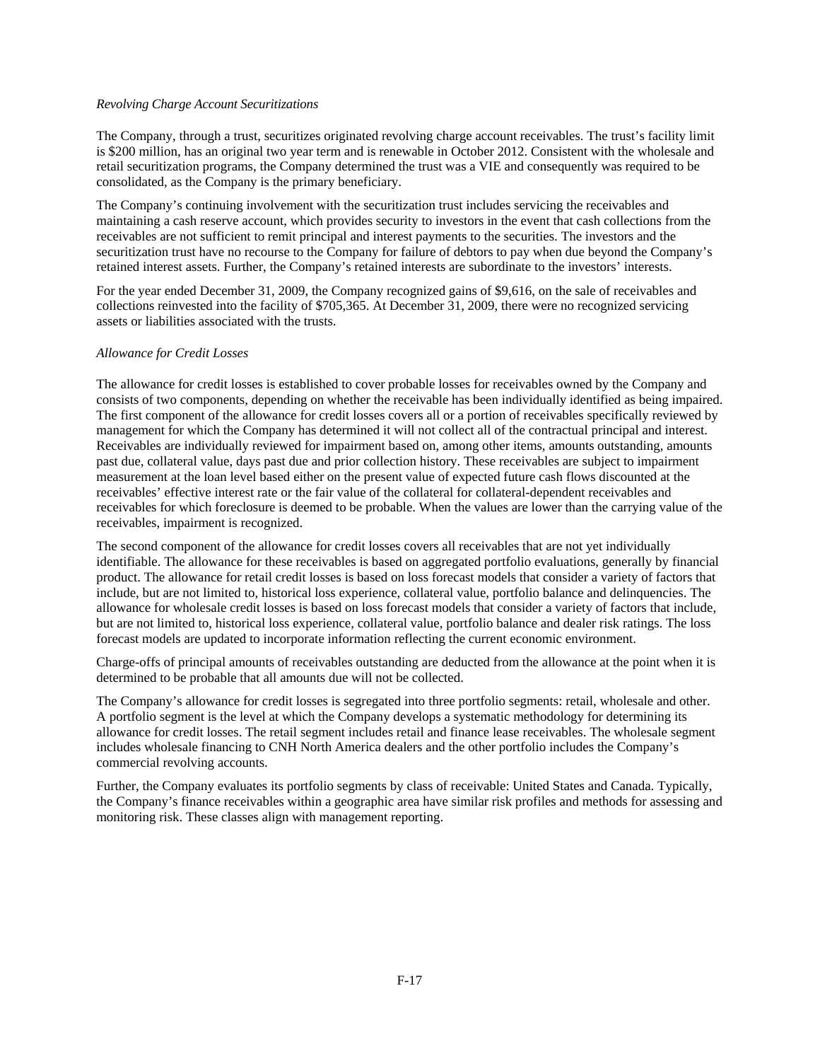*Revolving Charge Account Securitizations*

The Company, through a trust, securitizes originated revolving charge account receivables. The trust's facility limit is $200 million, has an original two year term and is renewable in October 2012. Consistent with the wholesale and retail securitization programs, the Company determined the trust was a VIE and consequently was required to be consolidated, as the Company is the primary beneficiary.

The Company's continuing involvement with the securitization trust includes servicing the receivables and maintaining a cash reserve account, which provides security to investors in the event that cash collections from the receivables are not sufficient to remit principal and interest payments to the securities. The investors and the securitization trust have no recourse to the Company for failure of debtors to pay when due beyond the Company's retained interest assets. Further, the Company's retained interests are subordinate to the investors' interests.

For the year ended December 31, 2009, the Company recognized gains of $9,616, on the sale of receivables and collections reinvested into the facility of $705,365. At December 31, 2009, there were no recognized servicing assets or liabilities associated with the trusts.

*Allowance for Credit Losses*

The allowance for credit losses is established to cover probable losses for receivables owned by the Company and consists of two components, depending on whether the receivable has been individually identified as being impaired. The first component of the allowance for credit losses covers all or a portion of receivables specifically reviewed by management for which the Company has determined it will not collect all of the contractual principal and interest. Receivables are individually reviewed for impairment based on, among other items, amounts outstanding, amounts past due, collateral value, days past due and prior collection history. These receivables are subject to impairment measurement at the loan level based either on the present value of expected future cash flows discounted at the receivables' effective interest rate or the fair value of the collateral for collateral-dependent receivables and receivables for which foreclosure is deemed to be probable. When the values are lower than the carrying value of the receivables, impairment is recognized.

The second component of the allowance for credit losses covers all receivables that are not yet individually identifiable. The allowance for these receivables is based on aggregated portfolio evaluations, generally by financial product. The allowance for retail credit losses is based on loss forecast models that consider a variety of factors that include, but are not limited to, historical loss experience, collateral value, portfolio balance and delinquencies. The allowance for wholesale credit losses is based on loss forecast models that consider a variety of factors that include, but are not limited to, historical loss experience, collateral value, portfolio balance and dealer risk ratings. The loss forecast models are updated to incorporate information reflecting the current economic environment.

Charge-offs of principal amounts of receivables outstanding are deducted from the allowance at the point when it is determined to be probable that all amounts due will not be collected.

The Company's allowance for credit losses is segregated into three portfolio segments: retail, wholesale and other. A portfolio segment is the level at which the Company develops a systematic methodology for determining its allowance for credit losses. The retail segment includes retail and finance lease receivables. The wholesale segment includes wholesale financing to CNH North America dealers and the other portfolio includes the Company's commercial revolving accounts.

Further, the Company evaluates its portfolio segments by class of receivable: United States and Canada. Typically, the Company's finance receivables within a geographic area have similar risk profiles and methods for assessing and monitoring risk. These classes align with management reporting.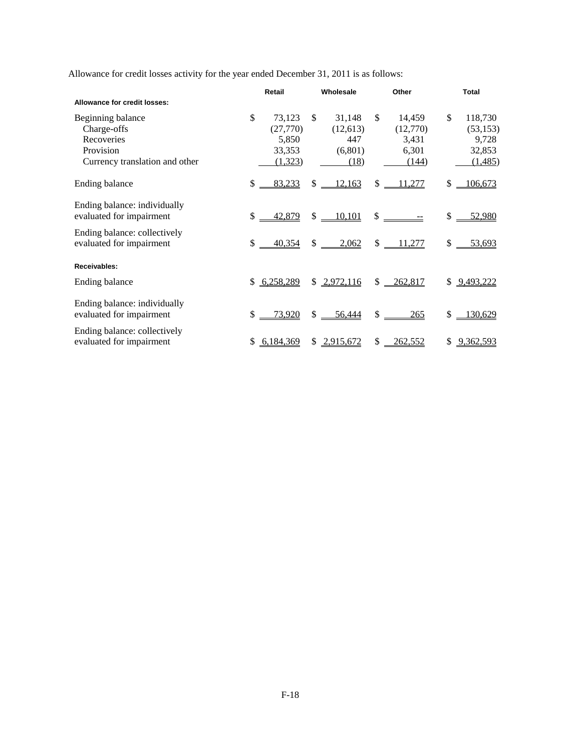Allowance for credit losses activity for the year ended December 31, 2011 is as follows:

| | Retail | Wholesale | Other | Total |
|---|---|---|---|---|
| **Allowance for credit losses:** | | | | |
| Beginning balance | $ 73,123 | $ 31,148 | $ 14,459 | $ 118,730 |
| Charge-offs | (27,770) | (12,613) | (12,770) | (53,153) |
| Recoveries | 5,850 | 447 | 3,431 | 9,728 |
| Provision | 33,353 | (6,801) | 6,301 | 32,853 |
| Currency translation and other | (1,323) | (18) | (144) | (1,485) |
| Ending balance | $ 83,233 | $ 12,163 | $ 11,277 | $ 106,673 |
| Ending balance: individually evaluated for impairment | $ 42,879 | $ 10,101 | $ -- | $ 52,980 |
| Ending balance: collectively evaluated for impairment | $ 40,354 | $ 2,062 | $ 11,277 | $ 53,693 |
| **Receivables:** | | | | |
| Ending balance | $ 6,258,289 | $ 2,972,116 | $ 262,817 | $ 9,493,222 |
| Ending balance: individually evaluated for impairment | $ 73,920 | $ 56,444 | $ 265 | $ 130,629 |
| Ending balance: collectively evaluated for impairment | $ 6,184,369 | $ 2,915,672 | $ 262,552 | $ 9,362,593 |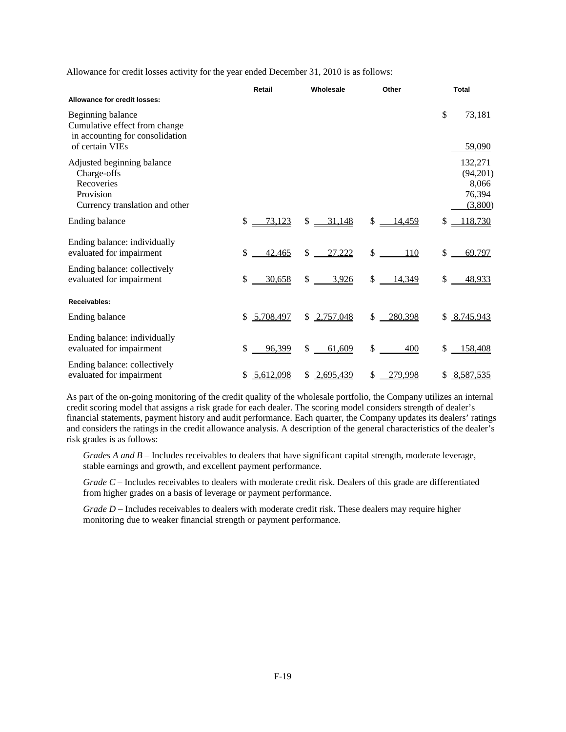Allowance for credit losses activity for the year ended December 31, 2010 is as follows:

| | Retail | Wholesale | Other | Total |
|---|---|---|---|---|
| **Allowance for credit losses:** | | | | |
| Beginning balance | | | | $ 73,181 |
| Cumulative effect from change in accounting for consolidation of certain VIEs | | | | 59,090 |
| Adjusted beginning balance | | | | 132,271 |
| Charge-offs | | | | (94,201) |
| Recoveries | | | | 8,066 |
| Provision | | | | 76,394 |
| Currency translation and other | | | | (3,800) |
| Ending balance | $ 73,123 | $ 31,148 | $ 14,459 | $ 118,730 |
| Ending balance: individually evaluated for impairment | $ 42,465 | $ 27,222 | $ 110 | $ 69,797 |
| Ending balance: collectively evaluated for impairment | $ 30,658 | $ 3,926 | $ 14,349 | $ 48,933 |
| **Receivables:** | | | | |
| Ending balance | $ 5,708,497 | $ 2,757,048 | $ 280,398 | $ 8,745,943 |
| Ending balance: individually evaluated for impairment | $ 96,399 | $ 61,609 | $ 400 | $ 158,408 |
| Ending balance: collectively evaluated for impairment | $ 5,612,098 | $ 2,695,439 | $ 279,998 | $ 8,587,535 |

As part of the on-going monitoring of the credit quality of the wholesale portfolio, the Company utilizes an internal credit scoring model that assigns a risk grade for each dealer. The scoring model considers strength of dealer's financial statements, payment history and audit performance. Each quarter, the Company updates its dealers' ratings and considers the ratings in the credit allowance analysis. A description of the general characteristics of the dealer's risk grades is as follows:

*Grades A and B* – Includes receivables to dealers that have significant capital strength, moderate leverage, stable earnings and growth, and excellent payment performance.

*Grade C* – Includes receivables to dealers with moderate credit risk. Dealers of this grade are differentiated from higher grades on a basis of leverage or payment performance.

*Grade D* – Includes receivables to dealers with moderate credit risk. These dealers may require higher monitoring due to weaker financial strength or payment performance.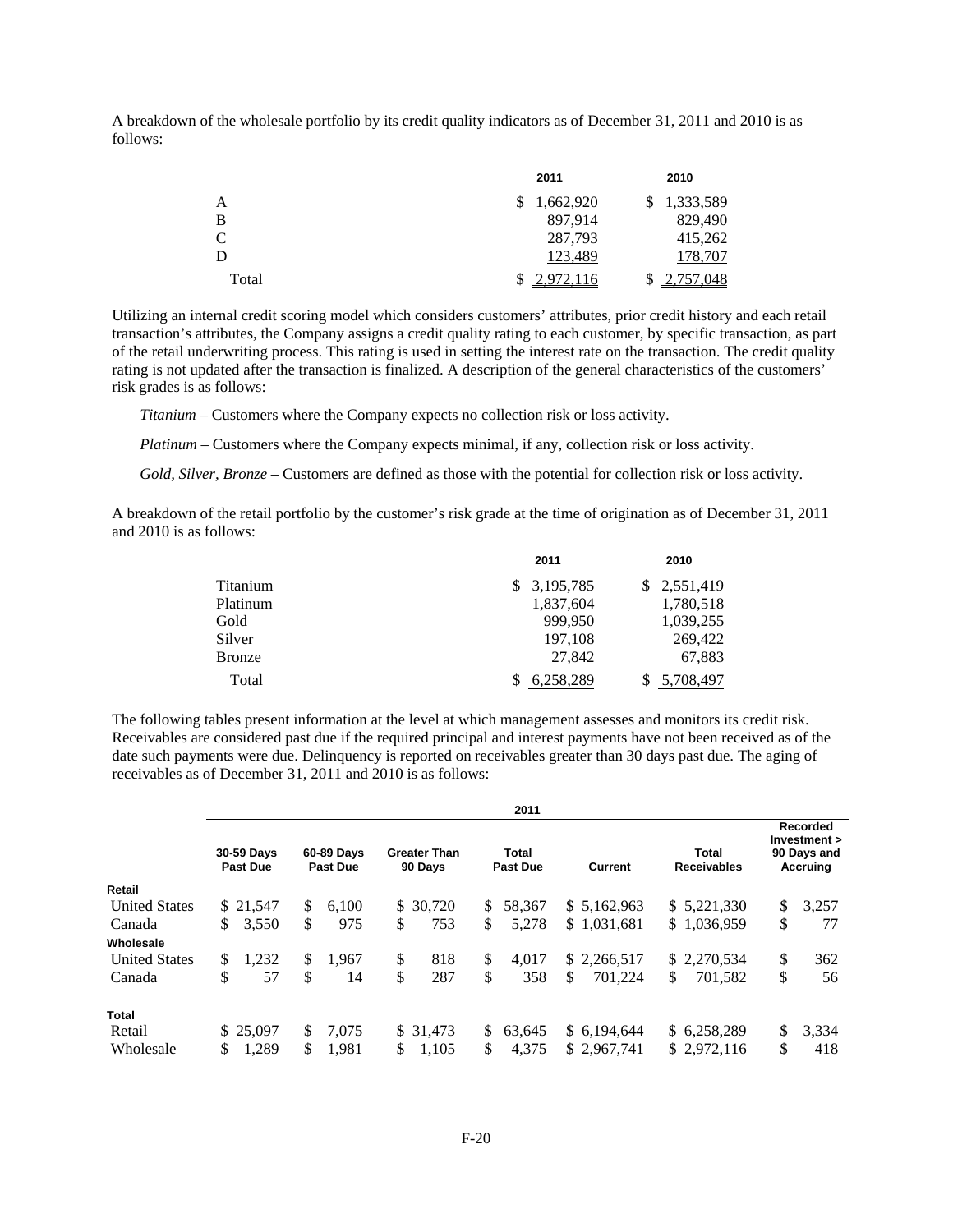A breakdown of the wholesale portfolio by its credit quality indicators as of December 31, 2011 and 2010 is as follows:

| | 2011 | 2010 |
|---|---|---|
| A | $ 1,662,920 | $ 1,333,589 |
| B | 897,914 | 829,490 |
| C | 287,793 | 415,262 |
| D | 123,489 | 178,707 |
| Total | $ 2,972,116 | $ 2,757,048 |

Utilizing an internal credit scoring model which considers customers' attributes, prior credit history and each retail transaction's attributes, the Company assigns a credit quality rating to each customer, by specific transaction, as part of the retail underwriting process. This rating is used in setting the interest rate on the transaction. The credit quality rating is not updated after the transaction is finalized. A description of the general characteristics of the customers' risk grades is as follows:

*Titanium* – Customers where the Company expects no collection risk or loss activity.

*Platinum* – Customers where the Company expects minimal, if any, collection risk or loss activity.

*Gold, Silver, Bronze* – Customers are defined as those with the potential for collection risk or loss activity.

A breakdown of the retail portfolio by the customer's risk grade at the time of origination as of December 31, 2011 and 2010 is as follows:

| | 2011 | 2010 |
|---|---|---|
| Titanium | $ 3,195,785 | $ 2,551,419 |
| Platinum | 1,837,604 | 1,780,518 |
| Gold | 999,950 | 1,039,255 |
| Silver | 197,108 | 269,422 |
| Bronze | 27,842 | 67,883 |
| Total | $ 6,258,289 | $ 5,708,497 |

The following tables present information at the level at which management assesses and monitors its credit risk. Receivables are considered past due if the required principal and interest payments have not been received as of the date such payments were due. Delinquency is reported on receivables greater than 30 days past due. The aging of receivables as of December 31, 2011 and 2010 is as follows:

| | 2011 | | | | | | |
|---|---|---|---|---|---|---|---|
| | 30-59 Days Past Due | 60-89 Days Past Due | Greater Than 90 Days | Total Past Due | Current | Total Receivables | Recorded Investment > 90 Days and Accruing |
| **Retail** | | | | | | | |
| United States | $ 21,547 | $ 6,100 | $ 30,720 | $ 58,367 | $ 5,162,963 | $ 5,221,330 | $ 3,257 |
| Canada | $ 3,550 | $ 975 | $ 753 | $ 5,278 | $ 1,031,681 | $ 1,036,959 | $ 77 |
| **Wholesale** | | | | | | | |
| United States | $ 1,232 | $ 1,967 | $ 818 | $ 4,017 | $ 2,266,517 | $ 2,270,534 | $ 362 |
| Canada | $ 57 | $ 14 | $ 287 | $ 358 | $ 701,224 | $ 701,582 | $ 56 |
| **Total** | | | | | | | |
| Retail | $ 25,097 | $ 7,075 | $ 31,473 | $ 63,645 | $ 6,194,644 | $ 6,258,289 | $ 3,334 |
| Wholesale | $ 1,289 | $ 1,981 | $ 1,105 | $ 4,375 | $ 2,967,741 | $ 2,972,116 | $ 418 |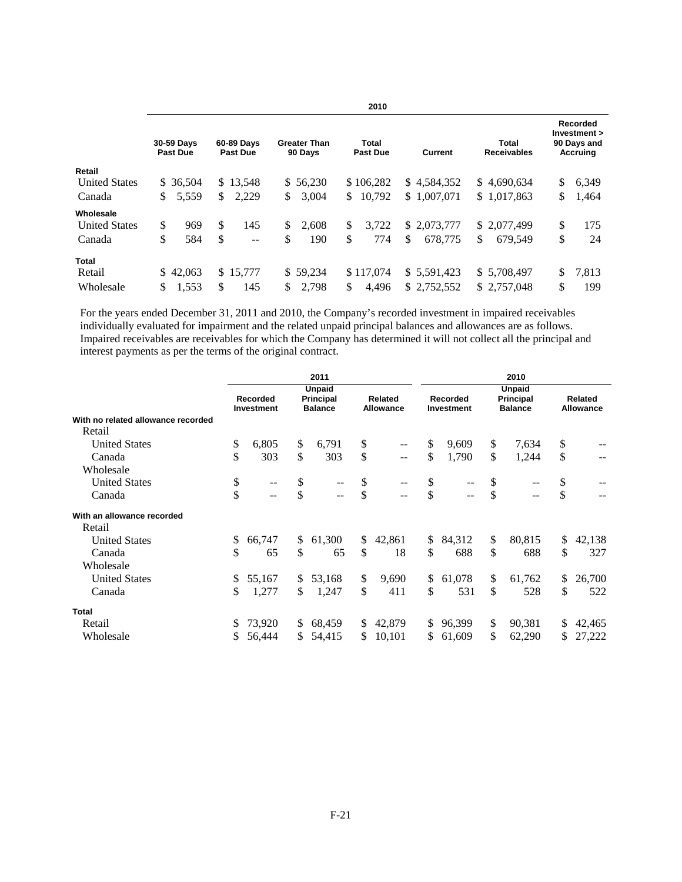| | 2010 | | | | | | |
|---|---|---|---|---|---|---|---|
| | 30-59 Days Past Due | 60-89 Days Past Due | Greater Than 90 Days | Total Past Due | Current | Total Receivables | Recorded Investment > 90 Days and Accruing |
| **Retail** | | | | | | | |
| United States | $ 36,504 | $ 13,548 | $ 56,230 | $ 106,282 | $ 4,584,352 | $ 4,690,634 | $ 6,349 |
| Canada | $ 5,559 | $ 2,229 | $ 3,004 | $ 10,792 | $ 1,007,071 | $ 1,017,863 | $ 1,464 |
| **Wholesale** | | | | | | | |
| United States | $ 969 | $ 145 | $ 2,608 | $ 3,722 | $ 2,073,777 | $ 2,077,499 | $ 175 |
| Canada | $ 584 | $ -- | $ 190 | $ 774 | $ 678,775 | $ 679,549 | $ 24 |
| **Total** | | | | | | | |
| Retail | $ 42,063 | $ 15,777 | $ 59,234 | $ 117,074 | $ 5,591,423 | $ 5,708,497 | $ 7,813 |
| Wholesale | $ 1,553 | $ 145 | $ 2,798 | $ 4,496 | $ 2,752,552 | $ 2,757,048 | $ 199 |

For the years ended December 31, 2011 and 2010, the Company's recorded investment in impaired receivables individually evaluated for impairment and the related unpaid principal balances and allowances are as follows. Impaired receivables are receivables for which the Company has determined it will not collect all the principal and interest payments as per the terms of the original contract.

| | 2011 | | | 2010 | | |
|---|---|---|---|---|---|---|
| | Recorded Investment | Unpaid Principal Balance | Related Allowance | Recorded Investment | Unpaid Principal Balance | Related Allowance |
| **With no related allowance recorded** | | | | | | |
| Retail | | | | | | |
| United States | $ 6,805 | $ 6,791 | $ -- | $ 9,609 | $ 7,634 | $ -- |
| Canada | $ 303 | $ 303 | $ -- | $ 1,790 | $ 1,244 | $ -- |
| Wholesale | | | | | | |
| United States | $ -- | $ -- | $ -- | $ -- | $ -- | $ -- |
| Canada | $ -- | $ -- | $ -- | $ -- | $ -- | $ -- |
| **With an allowance recorded** | | | | | | |
| Retail | | | | | | |
| United States | $ 66,747 | $ 61,300 | $ 42,861 | $ 84,312 | $ 80,815 | $ 42,138 |
| Canada | $ 65 | $ 65 | $ 18 | $ 688 | $ 688 | $ 327 |
| Wholesale | | | | | | |
| United States | $ 55,167 | $ 53,168 | $ 9,690 | $ 61,078 | $ 61,762 | $ 26,700 |
| Canada | $ 1,277 | $ 1,247 | $ 411 | $ 531 | $ 528 | $ 522 |
| **Total** | | | | | | |
| Retail | $ 73,920 | $ 68,459 | $ 42,879 | $ 96,399 | $ 90,381 | $ 42,465 |
| Wholesale | $ 56,444 | $ 54,415 | $ 10,101 | $ 61,609 | $ 62,290 | $ 27,222 |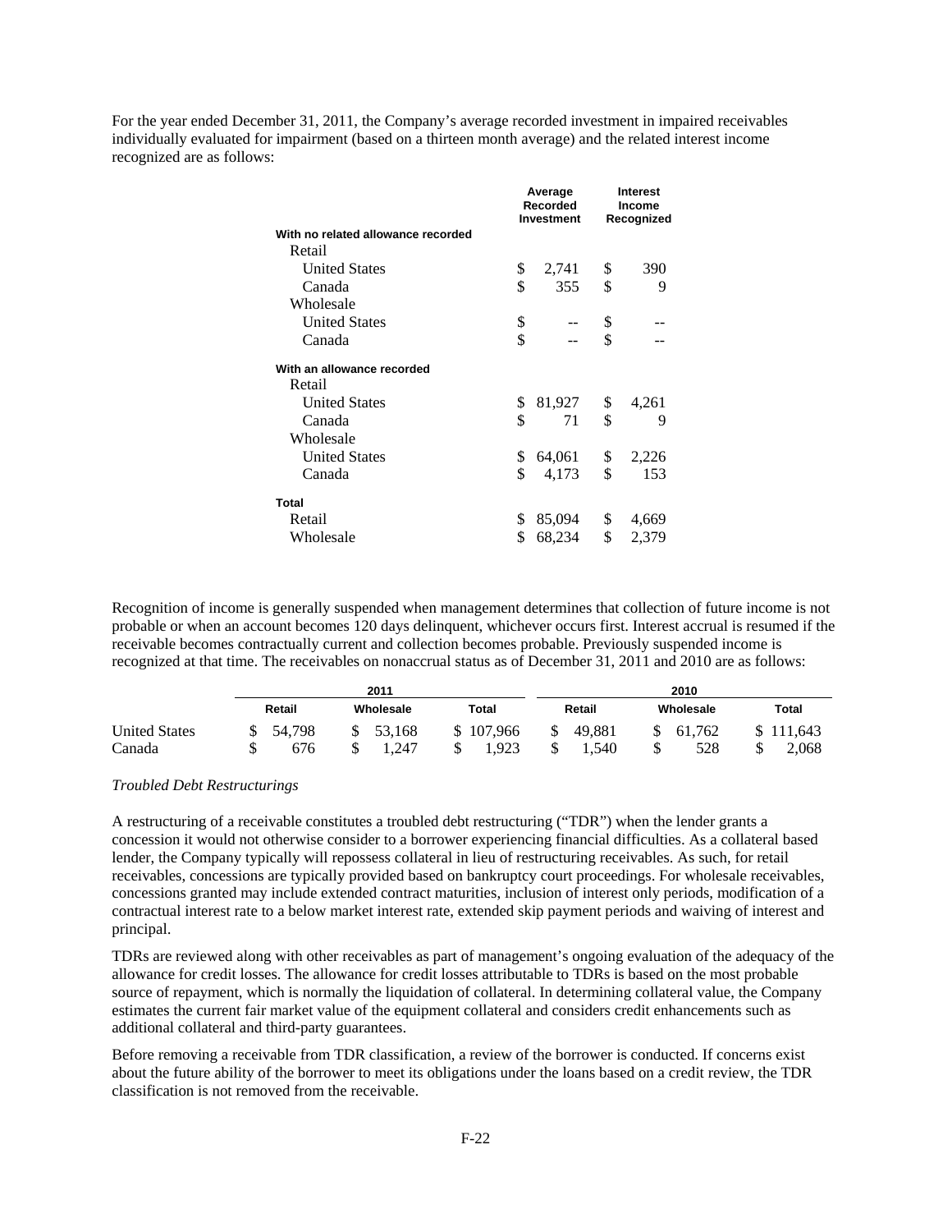For the year ended December 31, 2011, the Company's average recorded investment in impaired receivables individually evaluated for impairment (based on a thirteen month average) and the related interest income recognized are as follows:

| | Average Recorded Investment | Interest Income Recognized |
|---|---|---|
| **With no related allowance recorded** | | |
| Retail | | |
| United States | $ 2,741 | $ 390 |
| Canada | $ 355 | $ 9 |
| Wholesale | | |
| United States | $ -- | $ -- |
| Canada | $ -- | $ -- |
| **With an allowance recorded** | | |
| Retail | | |
| United States | $ 81,927 | $ 4,261 |
| Canada | $ 71 | $ 9 |
| Wholesale | | |
| United States | $ 64,061 | $ 2,226 |
| Canada | $ 4,173 | $ 153 |
| **Total** | | |
| Retail | $ 85,094 | $ 4,669 |
| Wholesale | $ 68,234 | $ 2,379 |

Recognition of income is generally suspended when management determines that collection of future income is not probable or when an account becomes 120 days delinquent, whichever occurs first. Interest accrual is resumed if the receivable becomes contractually current and collection becomes probable. Previously suspended income is recognized at that time. The receivables on nonaccrual status as of December 31, 2011 and 2010 are as follows:

| | 2011 | | | 2010 | | |
|---|---|---|---|---|---|---|
| | Retail | Wholesale | Total | Retail | Wholesale | Total |
| United States | $ 54,798 | $ 53,168 | $ 107,966 | $ 49,881 | $ 61,762 | $ 111,643 |
| Canada | $ 676 | $ 1,247 | $ 1,923 | $ 1,540 | $ 528 | $ 2,068 |

*Troubled Debt Restructurings*

A restructuring of a receivable constitutes a troubled debt restructuring ("TDR") when the lender grants a concession it would not otherwise consider to a borrower experiencing financial difficulties. As a collateral based lender, the Company typically will repossess collateral in lieu of restructuring receivables. As such, for retail receivables, concessions are typically provided based on bankruptcy court proceedings. For wholesale receivables, concessions granted may include extended contract maturities, inclusion of interest only periods, modification of a contractual interest rate to a below market interest rate, extended skip payment periods and waiving of interest and principal.

TDRs are reviewed along with other receivables as part of management's ongoing evaluation of the adequacy of the allowance for credit losses. The allowance for credit losses attributable to TDRs is based on the most probable source of repayment, which is normally the liquidation of collateral. In determining collateral value, the Company estimates the current fair market value of the equipment collateral and considers credit enhancements such as additional collateral and third-party guarantees.

Before removing a receivable from TDR classification, a review of the borrower is conducted. If concerns exist about the future ability of the borrower to meet its obligations under the loans based on a credit review, the TDR classification is not removed from the receivable.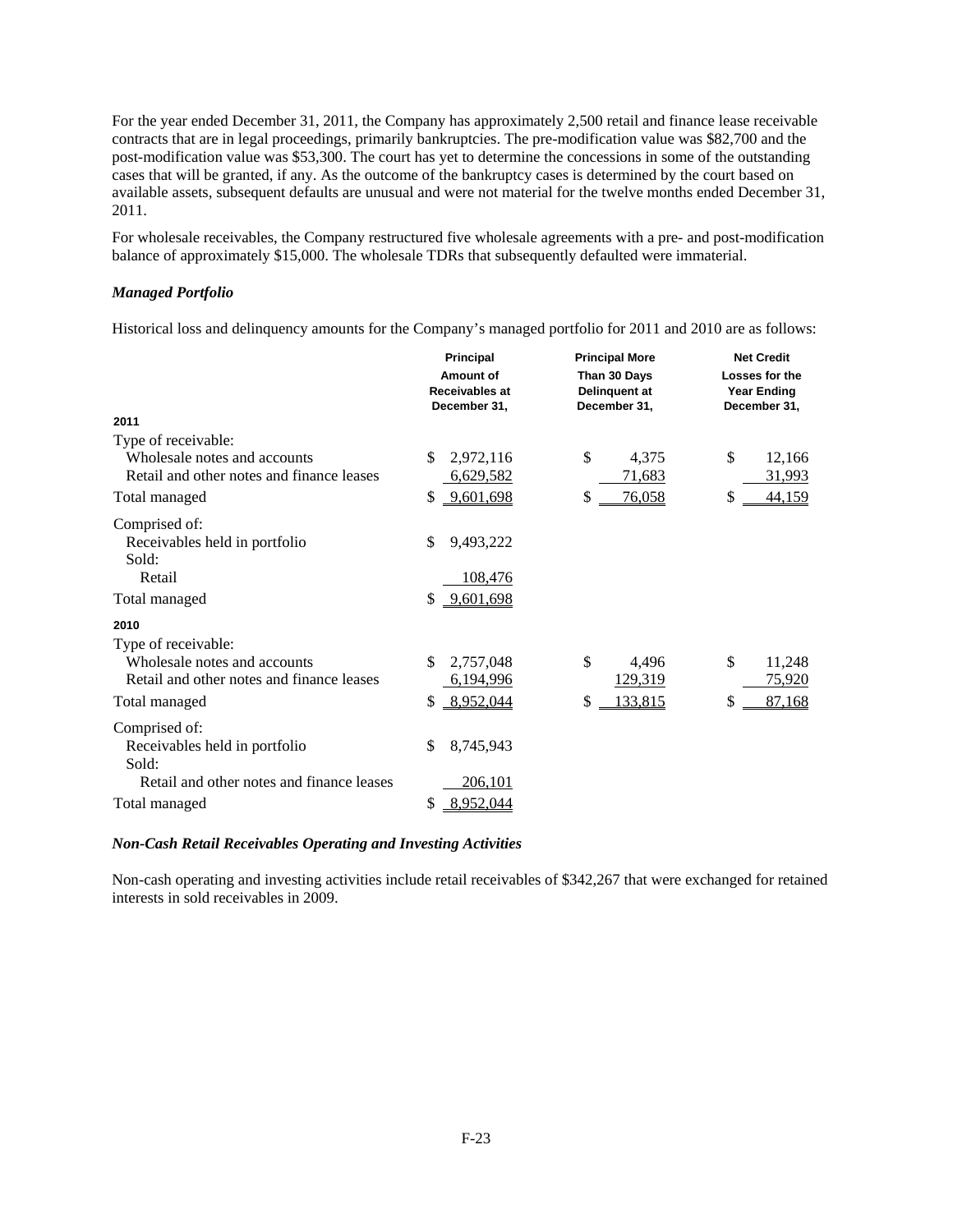For the year ended December 31, 2011, the Company has approximately 2,500 retail and finance lease receivable contracts that are in legal proceedings, primarily bankruptcies. The pre-modification value was $82,700 and the post-modification value was $53,300. The court has yet to determine the concessions in some of the outstanding cases that will be granted, if any. As the outcome of the bankruptcy cases is determined by the court based on available assets, subsequent defaults are unusual and were not material for the twelve months ended December 31, 2011.

For wholesale receivables, the Company restructured five wholesale agreements with a pre- and post-modification balance of approximately $15,000. The wholesale TDRs that subsequently defaulted were immaterial.

***Managed Portfolio***

Historical loss and delinquency amounts for the Company's managed portfolio for 2011 and 2010 are as follows:

| | Principal Amount of Receivables at December 31, | Principal More Than 30 Days Delinquent at December 31, | Net Credit Losses for the Year Ending December 31, |
|---|---|---|---|
| **2011** | | | |
| Type of receivable: | | | |
| Wholesale notes and accounts | $ 2,972,116 | $ 4,375 | $ 12,166 |
| Retail and other notes and finance leases | 6,629,582 | 71,683 | 31,993 |
| Total managed | $ 9,601,698 | $ 76,058 | $ 44,159 |
| Comprised of: | | | |
| Receivables held in portfolio | $ 9,493,222 | | |
| Sold: | | | |
| Retail | 108,476 | | |
| Total managed | $ 9,601,698 | | |
| **2010** | | | |
| Type of receivable: | | | |
| Wholesale notes and accounts | $ 2,757,048 | $ 4,496 | $ 11,248 |
| Retail and other notes and finance leases | 6,194,996 | 129,319 | 75,920 |
| Total managed | $ 8,952,044 | $ 133,815 | $ 87,168 |
| Comprised of: | | | |
| Receivables held in portfolio | $ 8,745,943 | | |
| Sold: | | | |
| Retail and other notes and finance leases | 206,101 | | |
| Total managed | $ 8,952,044 | | |

***Non-Cash Retail Receivables Operating and Investing Activities***

Non-cash operating and investing activities include retail receivables of $342,267 that were exchanged for retained interests in sold receivables in 2009.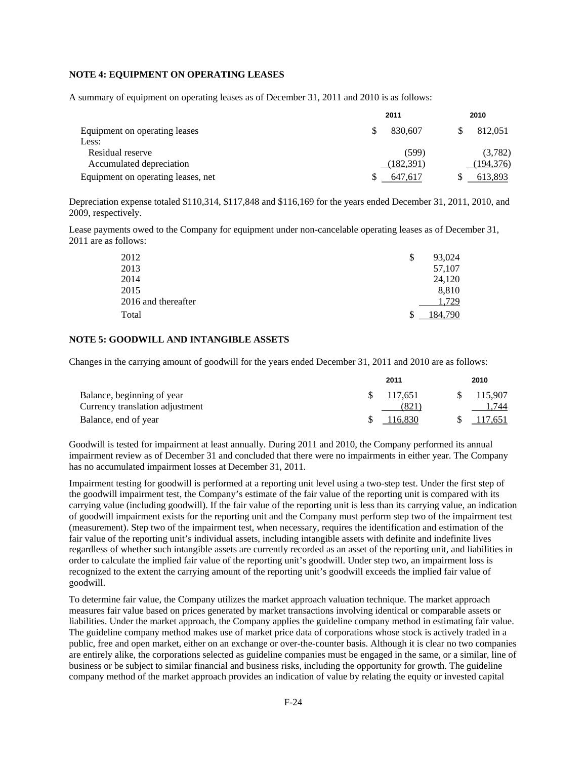### NOTE 4: EQUIPMENT ON OPERATING LEASES

A summary of equipment on operating leases as of December 31, 2011 and 2010 is as follows:

| | 2011 | 2010 |
|---|---|---|
| Equipment on operating leases | $ 830,607 | $ 812,051 |
| Less: | | |
| Residual reserve | (599) | (3,782) |
| Accumulated depreciation | (182,391) | (194,376) |
| Equipment on operating leases, net | $ 647,617 | $ 613,893 |

Depreciation expense totaled $110,314, $117,848 and $116,169 for the years ended December 31, 2011, 2010, and 2009, respectively.

Lease payments owed to the Company for equipment under non-cancelable operating leases as of December 31, 2011 are as follows:

| | |
|---|---|
| 2012 | $ 93,024 |
| 2013 | 57,107 |
| 2014 | 24,120 |
| 2015 | 8,810 |
| 2016 and thereafter | 1,729 |
| Total | $ 184,790 |

### NOTE 5: GOODWILL AND INTANGIBLE ASSETS

Changes in the carrying amount of goodwill for the years ended December 31, 2011 and 2010 are as follows:

| | 2011 | 2010 |
|---|---|---|
| Balance, beginning of year | $ 117,651 | $ 115,907 |
| Currency translation adjustment | (821) | 1,744 |
| Balance, end of year | $ 116,830 | $ 117,651 |

Goodwill is tested for impairment at least annually. During 2011 and 2010, the Company performed its annual impairment review as of December 31 and concluded that there were no impairments in either year. The Company has no accumulated impairment losses at December 31, 2011.

Impairment testing for goodwill is performed at a reporting unit level using a two-step test. Under the first step of the goodwill impairment test, the Company's estimate of the fair value of the reporting unit is compared with its carrying value (including goodwill). If the fair value of the reporting unit is less than its carrying value, an indication of goodwill impairment exists for the reporting unit and the Company must perform step two of the impairment test (measurement). Step two of the impairment test, when necessary, requires the identification and estimation of the fair value of the reporting unit's individual assets, including intangible assets with definite and indefinite lives regardless of whether such intangible assets are currently recorded as an asset of the reporting unit, and liabilities in order to calculate the implied fair value of the reporting unit's goodwill. Under step two, an impairment loss is recognized to the extent the carrying amount of the reporting unit's goodwill exceeds the implied fair value of goodwill.

To determine fair value, the Company utilizes the market approach valuation technique. The market approach measures fair value based on prices generated by market transactions involving identical or comparable assets or liabilities. Under the market approach, the Company applies the guideline company method in estimating fair value. The guideline company method makes use of market price data of corporations whose stock is actively traded in a public, free and open market, either on an exchange or over-the-counter basis. Although it is clear no two companies are entirely alike, the corporations selected as guideline companies must be engaged in the same, or a similar, line of business or be subject to similar financial and business risks, including the opportunity for growth. The guideline company method of the market approach provides an indication of value by relating the equity or invested capital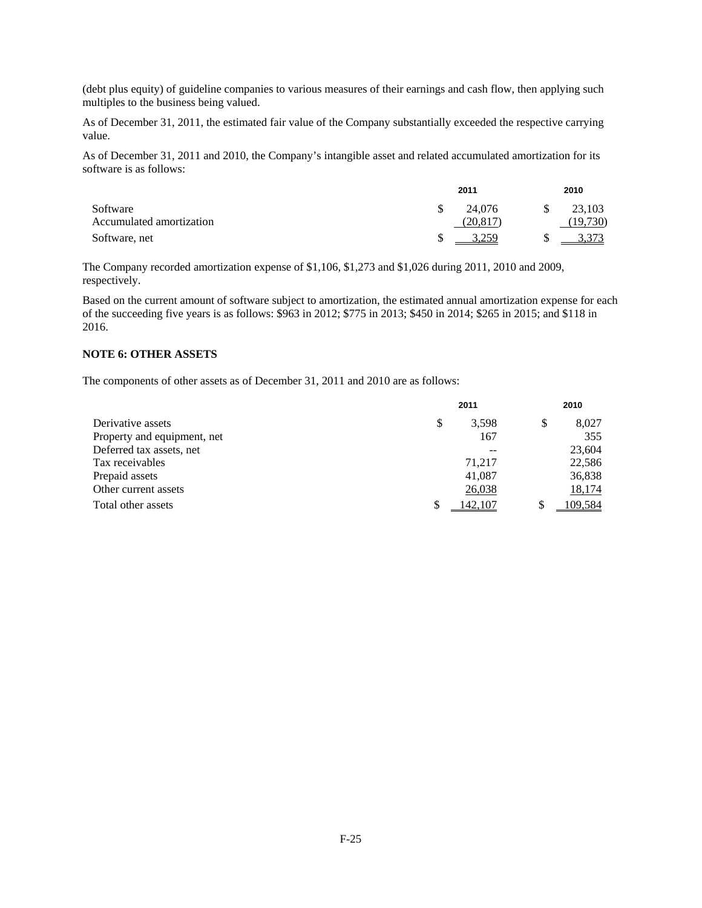(debt plus equity) of guideline companies to various measures of their earnings and cash flow, then applying such multiples to the business being valued.

As of December 31, 2011, the estimated fair value of the Company substantially exceeded the respective carrying value.

As of December 31, 2011 and 2010, the Company's intangible asset and related accumulated amortization for its software is as follows:

| | 2011 | 2010 |
|---|---|---|
| Software | $ 24,076 | $ 23,103 |
| Accumulated amortization | (20,817) | (19,730) |
| Software, net | $ 3,259 | $ 3,373 |

The Company recorded amortization expense of $1,106, $1,273 and $1,026 during 2011, 2010 and 2009, respectively.

Based on the current amount of software subject to amortization, the estimated annual amortization expense for each of the succeeding five years is as follows: $963 in 2012; $775 in 2013; $450 in 2014; $265 in 2015; and $118 in 2016.

**NOTE 6: OTHER ASSETS**

The components of other assets as of December 31, 2011 and 2010 are as follows:

| | 2011 | 2010 |
|---|---|---|
| Derivative assets | $ 3,598 | $ 8,027 |
| Property and equipment, net | 167 | 355 |
| Deferred tax assets, net | -- | 23,604 |
| Tax receivables | 71,217 | 22,586 |
| Prepaid assets | 41,087 | 36,838 |
| Other current assets | 26,038 | 18,174 |
| Total other assets | $ 142,107 | $ 109,584 |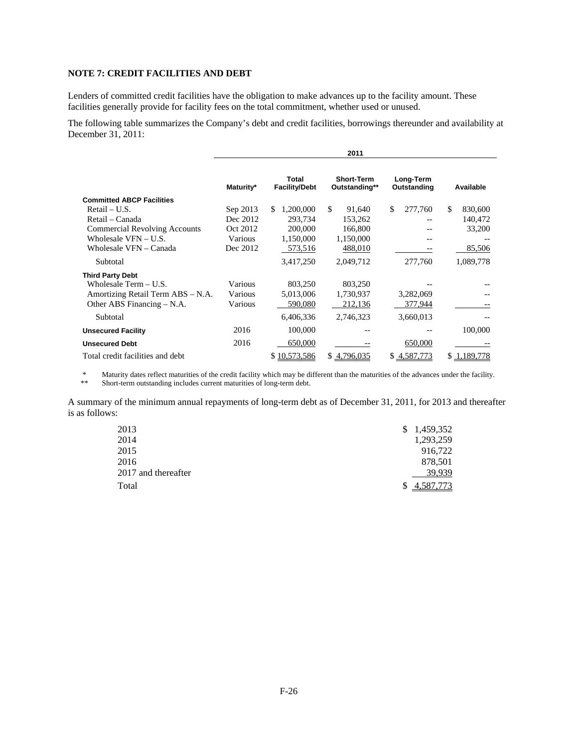## NOTE 7: CREDIT FACILITIES AND DEBT

Lenders of committed credit facilities have the obligation to make advances up to the facility amount. These facilities generally provide for facility fees on the total commitment, whether used or unused.

The following table summarizes the Company's debt and credit facilities, borrowings thereunder and availability at December 31, 2011:

| | 2011 | | | | |
|---|---|---|---|---|---|
| | Maturity* | Total Facility/Debt | Short-Term Outstanding** | Long-Term Outstanding | Available |
| **Committed ABCP Facilities** | | | | | |
| Retail – U.S. | Sep 2013 | $ 1,200,000 | $ 91,640 | $ 277,760 | $ 830,600 |
| Retail – Canada | Dec 2012 | 293,734 | 153,262 | -- | 140,472 |
| Commercial Revolving Accounts | Oct 2012 | 200,000 | 166,800 | -- | 33,200 |
| Wholesale VFN – U.S. | Various | 1,150,000 | 1,150,000 | -- | -- |
| Wholesale VFN – Canada | Dec 2012 | 573,516 | 488,010 | -- | 85,506 |
| Subtotal | | 3,417,250 | 2,049,712 | 277,760 | 1,089,778 |
| **Third Party Debt** | | | | | |
| Wholesale Term – U.S. | Various | 803,250 | 803,250 | -- | -- |
| Amortizing Retail Term ABS – N.A. | Various | 5,013,006 | 1,730,937 | 3,282,069 | -- |
| Other ABS Financing – N.A. | Various | 590,080 | 212,136 | 377,944 | -- |
| Subtotal | | 6,406,336 | 2,746,323 | 3,660,013 | -- |
| **Unsecured Facility** | 2016 | 100,000 | -- | -- | 100,000 |
| **Unsecured Debt** | 2016 | 650,000 | -- | 650,000 | -- |
| Total credit facilities and debt | | $ 10,573,586 | $ 4,796,035 | $ 4,587,773 | $ 1,189,778 |

\* Maturity dates reflect maturities of the credit facility which may be different than the maturities of the advances under the facility.
\*\* Short-term outstanding includes current maturities of long-term debt.

A summary of the minimum annual repayments of long-term debt as of December 31, 2011, for 2013 and thereafter is as follows:

| | |
|---|---|
| 2013 | $ 1,459,352 |
| 2014 | 1,293,259 |
| 2015 | 916,722 |
| 2016 | 878,501 |
| 2017 and thereafter | 39,939 |
| Total | $ 4,587,773 |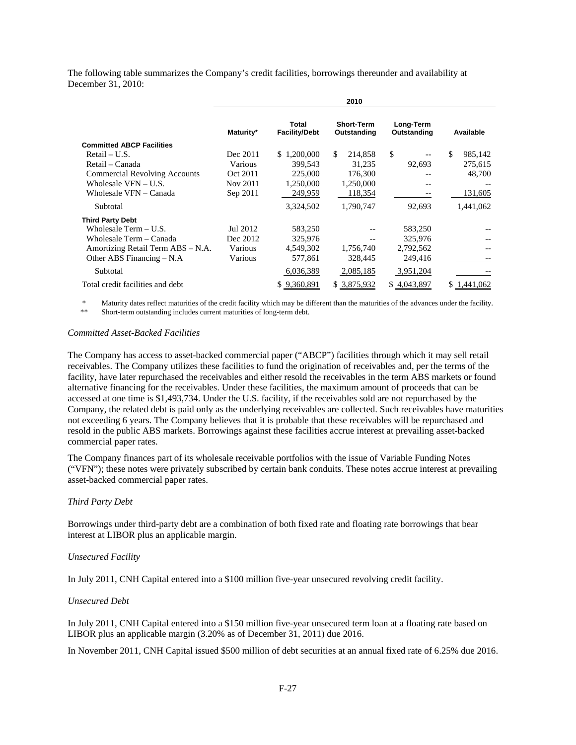The following table summarizes the Company's credit facilities, borrowings thereunder and availability at December 31, 2010:

| | 2010 | | | | |
|---|---|---|---|---|---|
| | Maturity* | Total Facility/Debt | Short-Term Outstanding | Long-Term Outstanding | Available |
| **Committed ABCP Facilities** | | | | | |
| Retail – U.S. | Dec 2011 | $ 1,200,000 | $ 214,858 | $ -- | $ 985,142 |
| Retail – Canada | Various | 399,543 | 31,235 | 92,693 | 275,615 |
| Commercial Revolving Accounts | Oct 2011 | 225,000 | 176,300 | -- | 48,700 |
| Wholesale VFN – U.S. | Nov 2011 | 1,250,000 | 1,250,000 | -- | -- |
| Wholesale VFN – Canada | Sep 2011 | 249,959 | 118,354 | -- | 131,605 |
| Subtotal | | 3,324,502 | 1,790,747 | 92,693 | 1,441,062 |
| **Third Party Debt** | | | | | |
| Wholesale Term – U.S. | Jul 2012 | 583,250 | -- | 583,250 | -- |
| Wholesale Term – Canada | Dec 2012 | 325,976 | -- | 325,976 | -- |
| Amortizing Retail Term ABS – N.A. | Various | 4,549,302 | 1,756,740 | 2,792,562 | -- |
| Other ABS Financing – N.A | Various | 577,861 | 328,445 | 249,416 | -- |
| Subtotal | | 6,036,389 | 2,085,185 | 3,951,204 | -- |
| Total credit facilities and debt | | $ 9,360,891 | $ 3,875,932 | $ 4,043,897 | $ 1,441,062 |

\* Maturity dates reflect maturities of the credit facility which may be different than the maturities of the advances under the facility.

\*\* Short-term outstanding includes current maturities of long-term debt.

*Committed Asset-Backed Facilities*

The Company has access to asset-backed commercial paper ("ABCP") facilities through which it may sell retail receivables. The Company utilizes these facilities to fund the origination of receivables and, per the terms of the facility, have later repurchased the receivables and either resold the receivables in the term ABS markets or found alternative financing for the receivables. Under these facilities, the maximum amount of proceeds that can be accessed at one time is $1,493,734. Under the U.S. facility, if the receivables sold are not repurchased by the Company, the related debt is paid only as the underlying receivables are collected. Such receivables have maturities not exceeding 6 years. The Company believes that it is probable that these receivables will be repurchased and resold in the public ABS markets. Borrowings against these facilities accrue interest at prevailing asset-backed commercial paper rates.

The Company finances part of its wholesale receivable portfolios with the issue of Variable Funding Notes ("VFN"); these notes were privately subscribed by certain bank conduits. These notes accrue interest at prevailing asset-backed commercial paper rates.

*Third Party Debt*

Borrowings under third-party debt are a combination of both fixed rate and floating rate borrowings that bear interest at LIBOR plus an applicable margin.

*Unsecured Facility*

In July 2011, CNH Capital entered into a $100 million five-year unsecured revolving credit facility.

*Unsecured Debt*

In July 2011, CNH Capital entered into a $150 million five-year unsecured term loan at a floating rate based on LIBOR plus an applicable margin (3.20% as of December 31, 2011) due 2016.

In November 2011, CNH Capital issued $500 million of debt securities at an annual fixed rate of 6.25% due 2016.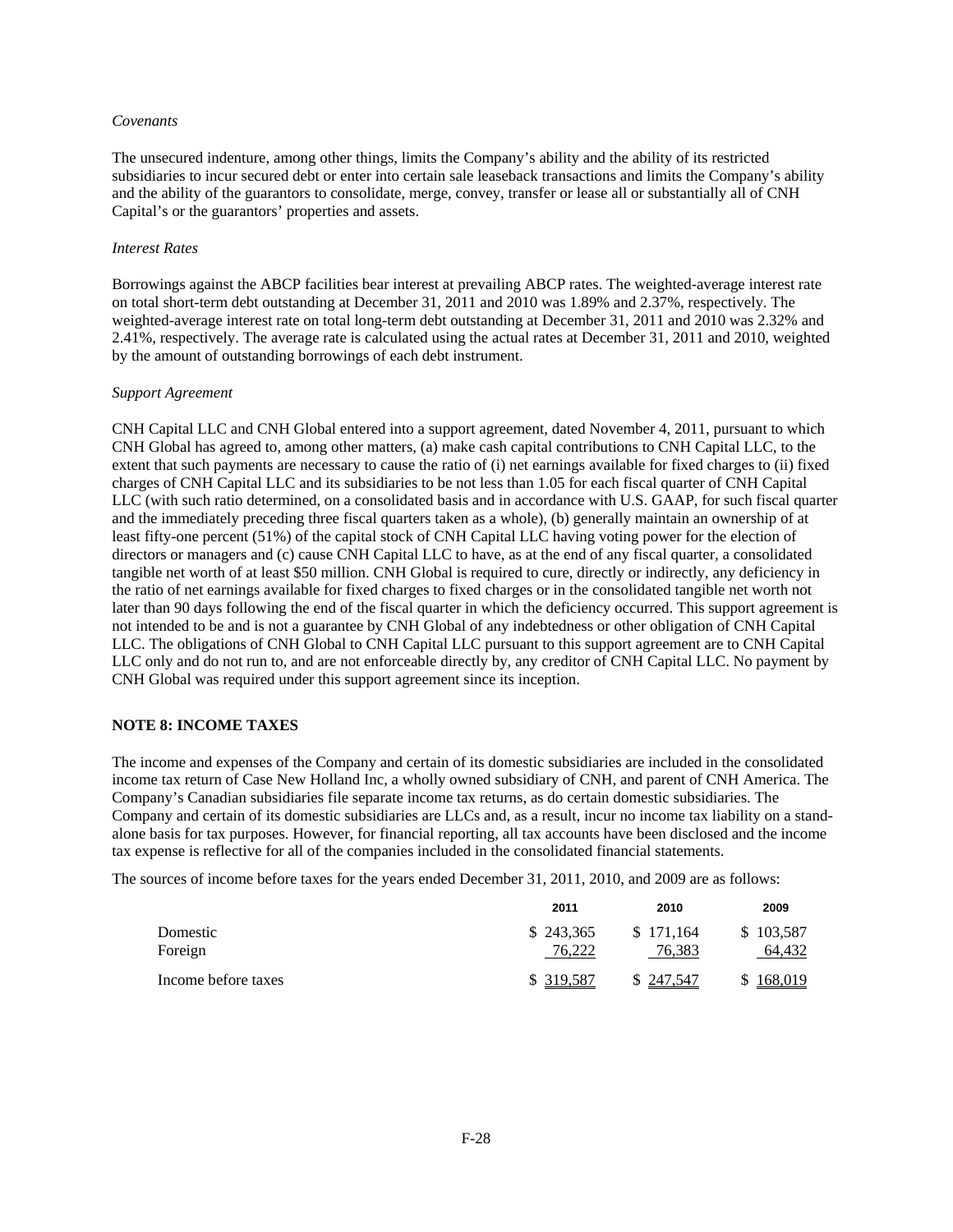*Covenants*

The unsecured indenture, among other things, limits the Company's ability and the ability of its restricted subsidiaries to incur secured debt or enter into certain sale leaseback transactions and limits the Company's ability and the ability of the guarantors to consolidate, merge, convey, transfer or lease all or substantially all of CNH Capital's or the guarantors' properties and assets.

*Interest Rates*

Borrowings against the ABCP facilities bear interest at prevailing ABCP rates. The weighted-average interest rate on total short-term debt outstanding at December 31, 2011 and 2010 was 1.89% and 2.37%, respectively. The weighted-average interest rate on total long-term debt outstanding at December 31, 2011 and 2010 was 2.32% and 2.41%, respectively. The average rate is calculated using the actual rates at December 31, 2011 and 2010, weighted by the amount of outstanding borrowings of each debt instrument.

*Support Agreement*

CNH Capital LLC and CNH Global entered into a support agreement, dated November 4, 2011, pursuant to which CNH Global has agreed to, among other matters, (a) make cash capital contributions to CNH Capital LLC, to the extent that such payments are necessary to cause the ratio of (i) net earnings available for fixed charges to (ii) fixed charges of CNH Capital LLC and its subsidiaries to be not less than 1.05 for each fiscal quarter of CNH Capital LLC (with such ratio determined, on a consolidated basis and in accordance with U.S. GAAP, for such fiscal quarter and the immediately preceding three fiscal quarters taken as a whole), (b) generally maintain an ownership of at least fifty-one percent (51%) of the capital stock of CNH Capital LLC having voting power for the election of directors or managers and (c) cause CNH Capital LLC to have, as at the end of any fiscal quarter, a consolidated tangible net worth of at least $50 million. CNH Global is required to cure, directly or indirectly, any deficiency in the ratio of net earnings available for fixed charges to fixed charges or in the consolidated tangible net worth not later than 90 days following the end of the fiscal quarter in which the deficiency occurred. This support agreement is not intended to be and is not a guarantee by CNH Global of any indebtedness or other obligation of CNH Capital LLC. The obligations of CNH Global to CNH Capital LLC pursuant to this support agreement are to CNH Capital LLC only and do not run to, and are not enforceable directly by, any creditor of CNH Capital LLC. No payment by CNH Global was required under this support agreement since its inception.

**NOTE 8: INCOME TAXES**

The income and expenses of the Company and certain of its domestic subsidiaries are included in the consolidated income tax return of Case New Holland Inc, a wholly owned subsidiary of CNH, and parent of CNH America. The Company's Canadian subsidiaries file separate income tax returns, as do certain domestic subsidiaries. The Company and certain of its domestic subsidiaries are LLCs and, as a result, incur no income tax liability on a stand-alone basis for tax purposes. However, for financial reporting, all tax accounts have been disclosed and the income tax expense is reflective for all of the companies included in the consolidated financial statements.

The sources of income before taxes for the years ended December 31, 2011, 2010, and 2009 are as follows:

| | 2011 | 2010 | 2009 |
|---|---|---|---|
| Domestic | $ 243,365 | $ 171,164 | $ 103,587 |
| Foreign | 76,222 | 76,383 | 64,432 |
| Income before taxes | $ 319,587 | $ 247,547 | $ 168,019 |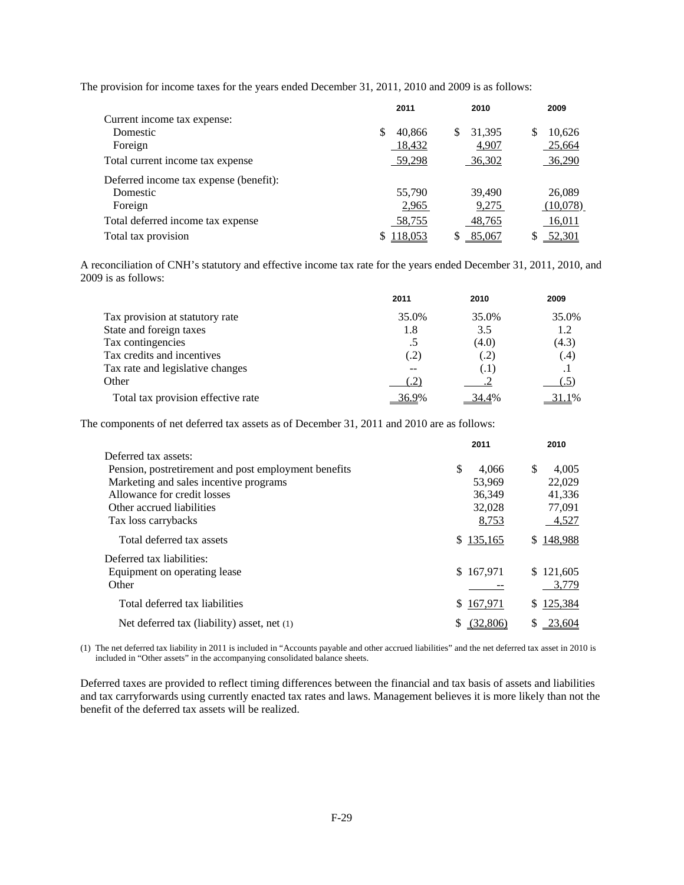The provision for income taxes for the years ended December 31, 2011, 2010 and 2009 is as follows:

| | 2011 | 2010 | 2009 |
|---|---|---|---|
| Current income tax expense: | | | |
| Domestic | $ 40,866 | $ 31,395 | $ 10,626 |
| Foreign | 18,432 | 4,907 | 25,664 |
| Total current income tax expense | 59,298 | 36,302 | 36,290 |
| Deferred income tax expense (benefit): | | | |
| Domestic | 55,790 | 39,490 | 26,089 |
| Foreign | 2,965 | 9,275 | (10,078) |
| Total deferred income tax expense | 58,755 | 48,765 | 16,011 |
| Total tax provision | $ 118,053 | $ 85,067 | $ 52,301 |

A reconciliation of CNH's statutory and effective income tax rate for the years ended December 31, 2011, 2010, and 2009 is as follows:

| | 2011 | 2010 | 2009 |
|---|---|---|---|
| Tax provision at statutory rate | 35.0% | 35.0% | 35.0% |
| State and foreign taxes | 1.8 | 3.5 | 1.2 |
| Tax contingencies | .5 | (4.0) | (4.3) |
| Tax credits and incentives | (.2) | (.2) | (.4) |
| Tax rate and legislative changes | -- | (.1) | .1 |
| Other | (.2) | .2 | (.5) |
| Total tax provision effective rate | 36.9% | 34.4% | 31.1% |

The components of net deferred tax assets as of December 31, 2011 and 2010 are as follows:

| | 2011 | 2010 |
|---|---|---|
| Deferred tax assets: | | |
| Pension, postretirement and post employment benefits | $ 4,066 | $ 4,005 |
| Marketing and sales incentive programs | 53,969 | 22,029 |
| Allowance for credit losses | 36,349 | 41,336 |
| Other accrued liabilities | 32,028 | 77,091 |
| Tax loss carrybacks | 8,753 | 4,527 |
| Total deferred tax assets | $ 135,165 | $ 148,988 |
| Deferred tax liabilities: | | |
| Equipment on operating lease | $ 167,971 | $ 121,605 |
| Other | -- | 3,779 |
| Total deferred tax liabilities | $ 167,971 | $ 125,384 |
| Net deferred tax (liability) asset, net (1) | $ (32,806) | $ 23,604 |

(1) The net deferred tax liability in 2011 is included in "Accounts payable and other accrued liabilities" and the net deferred tax asset in 2010 is included in "Other assets" in the accompanying consolidated balance sheets.

Deferred taxes are provided to reflect timing differences between the financial and tax basis of assets and liabilities and tax carryforwards using currently enacted tax rates and laws. Management believes it is more likely than not the benefit of the deferred tax assets will be realized.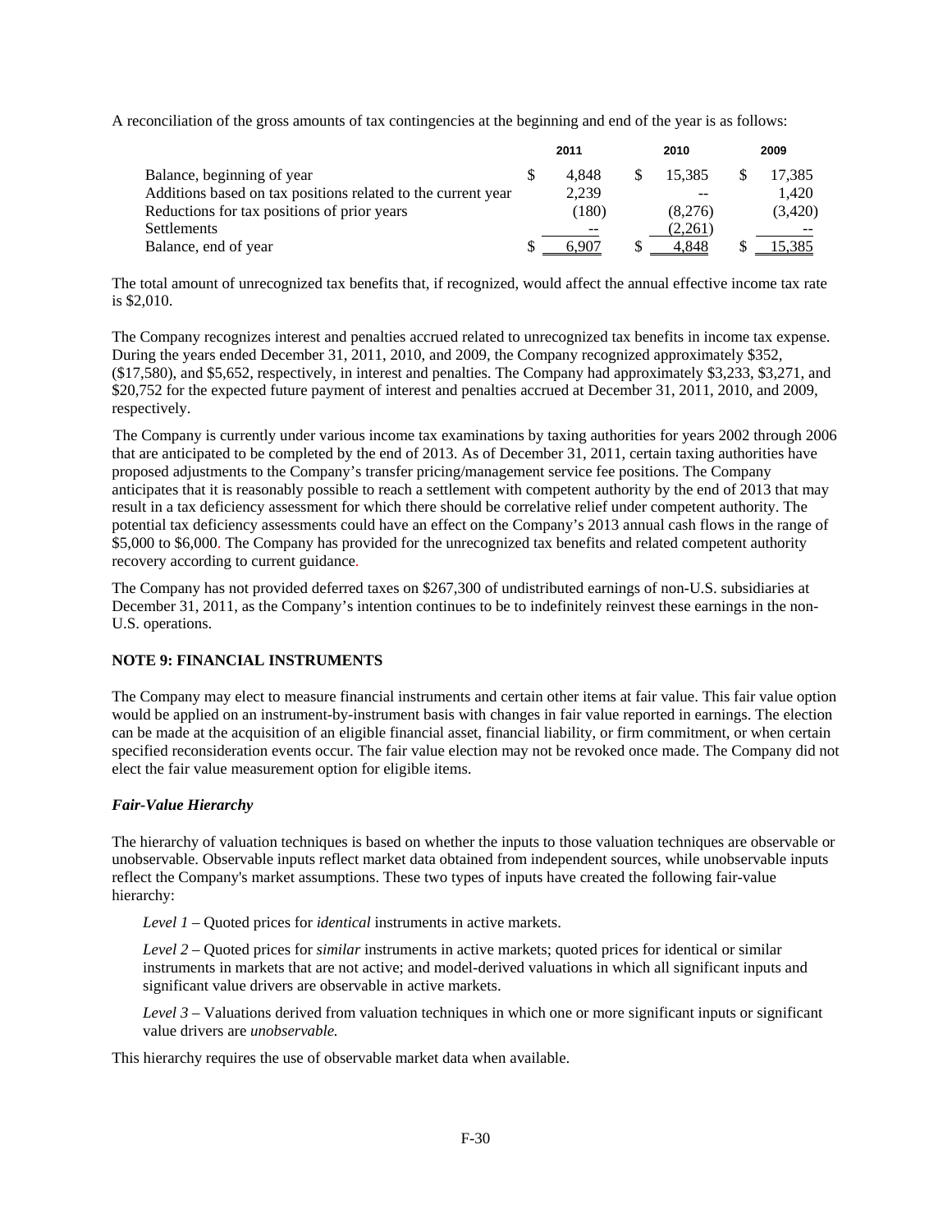A reconciliation of the gross amounts of tax contingencies at the beginning and end of the year is as follows:

| | 2011 | 2010 | 2009 |
|---|---|---|---|
| Balance, beginning of year | $ 4,848 | $ 15,385 | $ 17,385 |
| Additions based on tax positions related to the current year | 2,239 | -- | 1,420 |
| Reductions for tax positions of prior years | (180) | (8,276) | (3,420) |
| Settlements | -- | (2,261) | -- |
| Balance, end of year | $ 6,907 | $ 4,848 | $ 15,385 |

The total amount of unrecognized tax benefits that, if recognized, would affect the annual effective income tax rate is $2,010.

The Company recognizes interest and penalties accrued related to unrecognized tax benefits in income tax expense. During the years ended December 31, 2011, 2010, and 2009, the Company recognized approximately $352, ($17,580), and $5,652, respectively, in interest and penalties. The Company had approximately $3,233, $3,271, and $20,752 for the expected future payment of interest and penalties accrued at December 31, 2011, 2010, and 2009, respectively.

The Company is currently under various income tax examinations by taxing authorities for years 2002 through 2006 that are anticipated to be completed by the end of 2013. As of December 31, 2011, certain taxing authorities have proposed adjustments to the Company's transfer pricing/management service fee positions. The Company anticipates that it is reasonably possible to reach a settlement with competent authority by the end of 2013 that may result in a tax deficiency assessment for which there should be correlative relief under competent authority. The potential tax deficiency assessments could have an effect on the Company's 2013 annual cash flows in the range of $5,000 to $6,000. The Company has provided for the unrecognized tax benefits and related competent authority recovery according to current guidance.

The Company has not provided deferred taxes on $267,300 of undistributed earnings of non-U.S. subsidiaries at December 31, 2011, as the Company's intention continues to be to indefinitely reinvest these earnings in the non-U.S. operations.

**NOTE 9: FINANCIAL INSTRUMENTS**

The Company may elect to measure financial instruments and certain other items at fair value. This fair value option would be applied on an instrument-by-instrument basis with changes in fair value reported in earnings. The election can be made at the acquisition of an eligible financial asset, financial liability, or firm commitment, or when certain specified reconsideration events occur. The fair value election may not be revoked once made. The Company did not elect the fair value measurement option for eligible items.

***Fair-Value Hierarchy***

The hierarchy of valuation techniques is based on whether the inputs to those valuation techniques are observable or unobservable. Observable inputs reflect market data obtained from independent sources, while unobservable inputs reflect the Company's market assumptions. These two types of inputs have created the following fair-value hierarchy:

*Level 1* – Quoted prices for *identical* instruments in active markets.

*Level 2* – Quoted prices for *similar* instruments in active markets; quoted prices for identical or similar instruments in markets that are not active; and model-derived valuations in which all significant inputs and significant value drivers are observable in active markets.

*Level 3* – Valuations derived from valuation techniques in which one or more significant inputs or significant value drivers are *unobservable.*

This hierarchy requires the use of observable market data when available.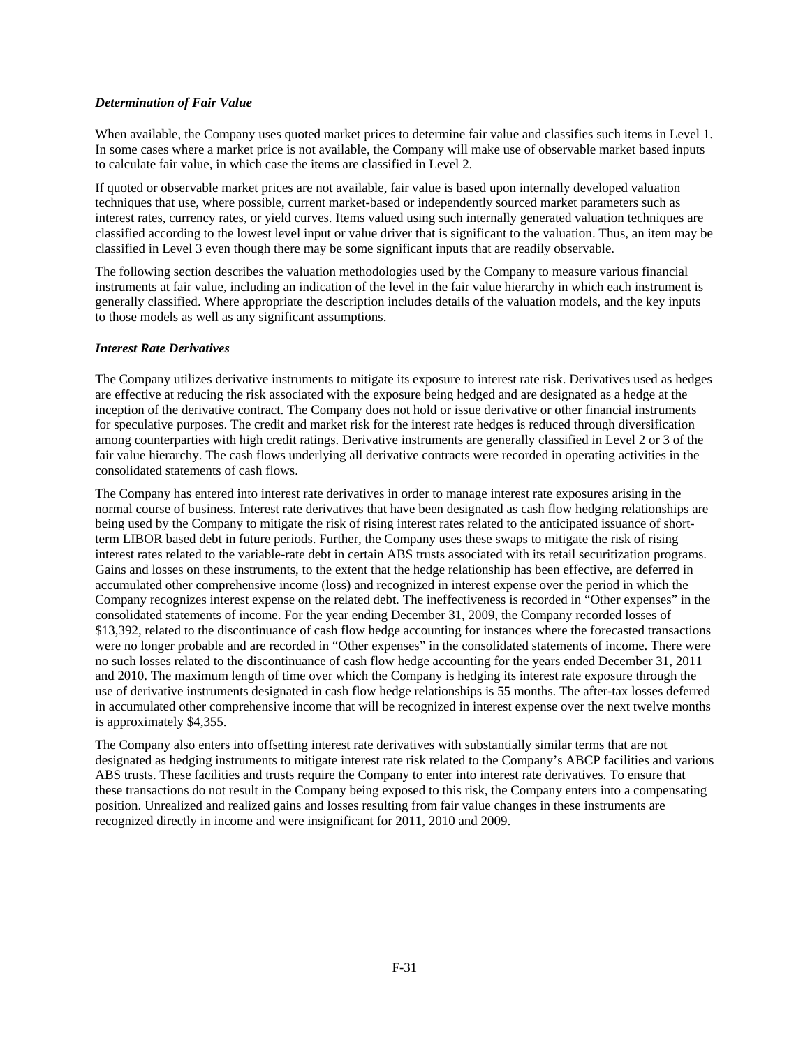***Determination of Fair Value***

When available, the Company uses quoted market prices to determine fair value and classifies such items in Level 1. In some cases where a market price is not available, the Company will make use of observable market based inputs to calculate fair value, in which case the items are classified in Level 2.

If quoted or observable market prices are not available, fair value is based upon internally developed valuation techniques that use, where possible, current market-based or independently sourced market parameters such as interest rates, currency rates, or yield curves. Items valued using such internally generated valuation techniques are classified according to the lowest level input or value driver that is significant to the valuation. Thus, an item may be classified in Level 3 even though there may be some significant inputs that are readily observable.

The following section describes the valuation methodologies used by the Company to measure various financial instruments at fair value, including an indication of the level in the fair value hierarchy in which each instrument is generally classified. Where appropriate the description includes details of the valuation models, and the key inputs to those models as well as any significant assumptions.

***Interest Rate Derivatives***

The Company utilizes derivative instruments to mitigate its exposure to interest rate risk. Derivatives used as hedges are effective at reducing the risk associated with the exposure being hedged and are designated as a hedge at the inception of the derivative contract. The Company does not hold or issue derivative or other financial instruments for speculative purposes. The credit and market risk for the interest rate hedges is reduced through diversification among counterparties with high credit ratings. Derivative instruments are generally classified in Level 2 or 3 of the fair value hierarchy. The cash flows underlying all derivative contracts were recorded in operating activities in the consolidated statements of cash flows.

The Company has entered into interest rate derivatives in order to manage interest rate exposures arising in the normal course of business. Interest rate derivatives that have been designated as cash flow hedging relationships are being used by the Company to mitigate the risk of rising interest rates related to the anticipated issuance of short-term LIBOR based debt in future periods. Further, the Company uses these swaps to mitigate the risk of rising interest rates related to the variable-rate debt in certain ABS trusts associated with its retail securitization programs. Gains and losses on these instruments, to the extent that the hedge relationship has been effective, are deferred in accumulated other comprehensive income (loss) and recognized in interest expense over the period in which the Company recognizes interest expense on the related debt. The ineffectiveness is recorded in "Other expenses" in the consolidated statements of income. For the year ending December 31, 2009, the Company recorded losses of $13,392, related to the discontinuance of cash flow hedge accounting for instances where the forecasted transactions were no longer probable and are recorded in "Other expenses" in the consolidated statements of income. There were no such losses related to the discontinuance of cash flow hedge accounting for the years ended December 31, 2011 and 2010. The maximum length of time over which the Company is hedging its interest rate exposure through the use of derivative instruments designated in cash flow hedge relationships is 55 months. The after-tax losses deferred in accumulated other comprehensive income that will be recognized in interest expense over the next twelve months is approximately $4,355.

The Company also enters into offsetting interest rate derivatives with substantially similar terms that are not designated as hedging instruments to mitigate interest rate risk related to the Company's ABCP facilities and various ABS trusts. These facilities and trusts require the Company to enter into interest rate derivatives. To ensure that these transactions do not result in the Company being exposed to this risk, the Company enters into a compensating position. Unrealized and realized gains and losses resulting from fair value changes in these instruments are recognized directly in income and were insignificant for 2011, 2010 and 2009.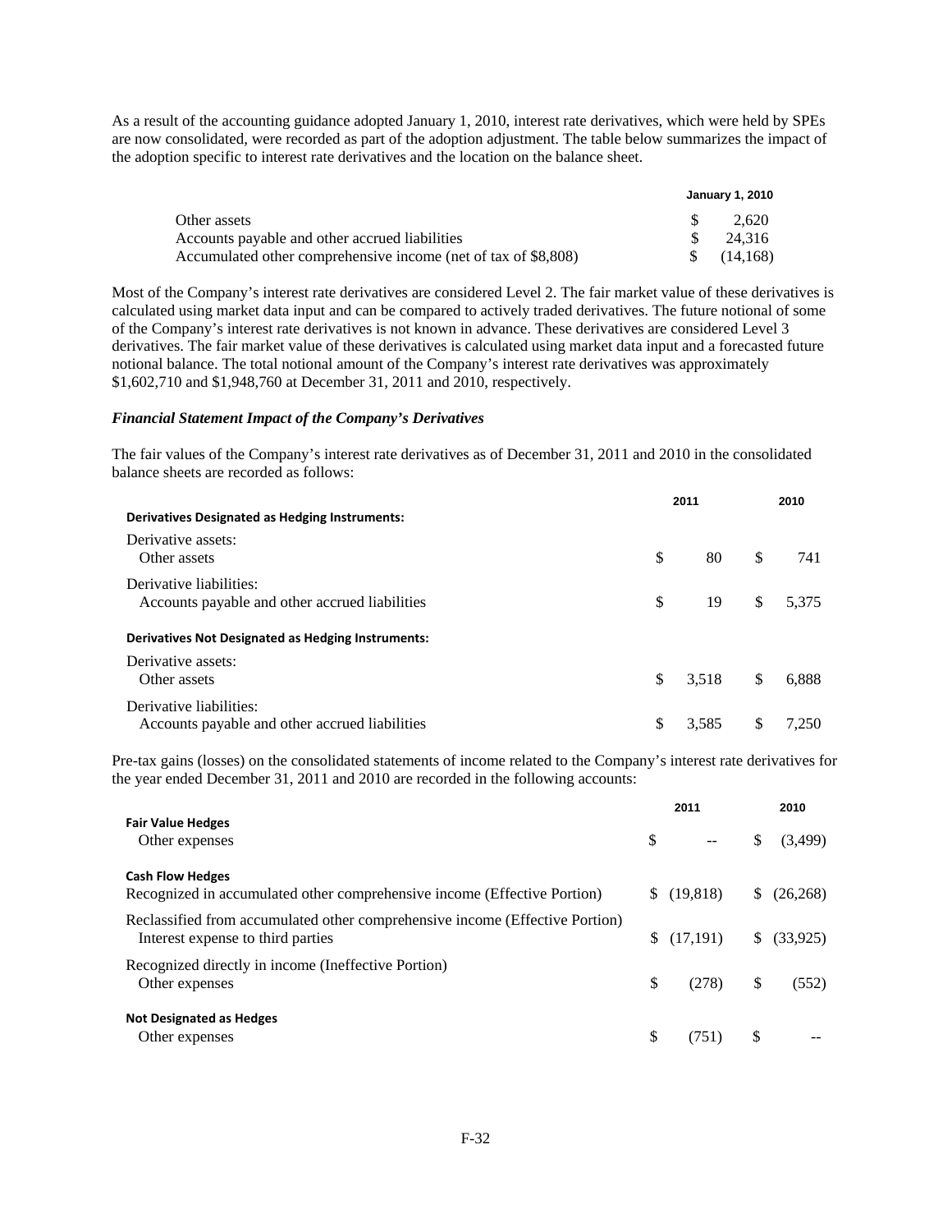As a result of the accounting guidance adopted January 1, 2010, interest rate derivatives, which were held by SPEs are now consolidated, were recorded as part of the adoption adjustment. The table below summarizes the impact of the adoption specific to interest rate derivatives and the location on the balance sheet.

| | January 1, 2010 |
|---|---|
| Other assets | $ 2,620 |
| Accounts payable and other accrued liabilities | $ 24,316 |
| Accumulated other comprehensive income (net of tax of $8,808) | $ (14,168) |

Most of the Company's interest rate derivatives are considered Level 2. The fair market value of these derivatives is calculated using market data input and can be compared to actively traded derivatives. The future notional of some of the Company's interest rate derivatives is not known in advance. These derivatives are considered Level 3 derivatives. The fair market value of these derivatives is calculated using market data input and a forecasted future notional balance. The total notional amount of the Company's interest rate derivatives was approximately $1,602,710 and $1,948,760 at December 31, 2011 and 2010, respectively.

### *Financial Statement Impact of the Company's Derivatives*

The fair values of the Company's interest rate derivatives as of December 31, 2011 and 2010 in the consolidated balance sheets are recorded as follows:

| | 2011 | 2010 |
|---|---|---|
| **Derivatives Designated as Hedging Instruments:** | | |
| Derivative assets: | | |
| Other assets | $ 80 | $ 741 |
| Derivative liabilities: | | |
| Accounts payable and other accrued liabilities | $ 19 | $ 5,375 |
| **Derivatives Not Designated as Hedging Instruments:** | | |
| Derivative assets: | | |
| Other assets | $ 3,518 | $ 6,888 |
| Derivative liabilities: | | |
| Accounts payable and other accrued liabilities | $ 3,585 | $ 7,250 |

Pre-tax gains (losses) on the consolidated statements of income related to the Company's interest rate derivatives for the year ended December 31, 2011 and 2010 are recorded in the following accounts:

| | 2011 | 2010 |
|---|---|---|
| **Fair Value Hedges** | | |
| Other expenses | $ -- | $ (3,499) |
| **Cash Flow Hedges** | | |
| Recognized in accumulated other comprehensive income (Effective Portion) | $ (19,818) | $ (26,268) |
| Reclassified from accumulated other comprehensive income (Effective Portion) Interest expense to third parties | $ (17,191) | $ (33,925) |
| Recognized directly in income (Ineffective Portion) Other expenses | $ (278) | $ (552) |
| **Not Designated as Hedges** | | |
| Other expenses | $ (751) | $ -- |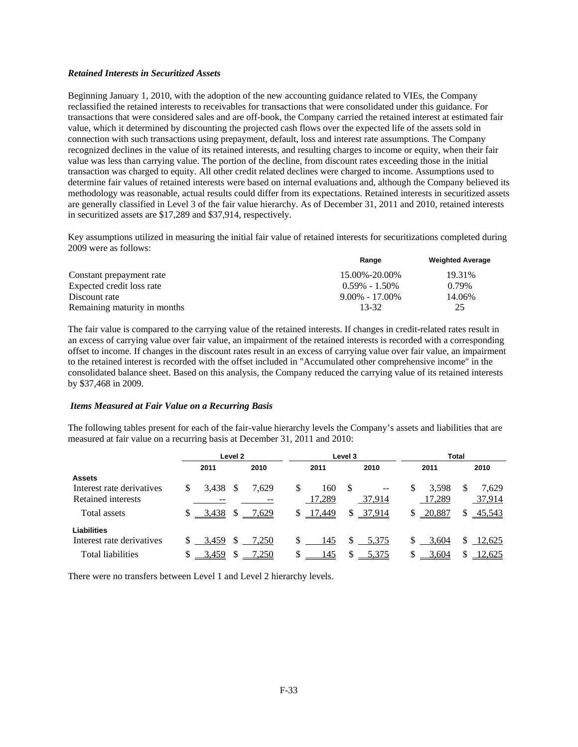***Retained Interests in Securitized Assets***

Beginning January 1, 2010, with the adoption of the new accounting guidance related to VIEs, the Company reclassified the retained interests to receivables for transactions that were consolidated under this guidance. For transactions that were considered sales and are off-book, the Company carried the retained interest at estimated fair value, which it determined by discounting the projected cash flows over the expected life of the assets sold in connection with such transactions using prepayment, default, loss and interest rate assumptions. The Company recognized declines in the value of its retained interests, and resulting charges to income or equity, when their fair value was less than carrying value. The portion of the decline, from discount rates exceeding those in the initial transaction was charged to equity. All other credit related declines were charged to income. Assumptions used to determine fair values of retained interests were based on internal evaluations and, although the Company believed its methodology was reasonable, actual results could differ from its expectations. Retained interests in securitized assets are generally classified in Level 3 of the fair value hierarchy. As of December 31, 2011 and 2010, retained interests in securitized assets are $17,289 and $37,914, respectively.

Key assumptions utilized in measuring the initial fair value of retained interests for securitizations completed during 2009 were as follows:

| | Range | Weighted Average |
|---|---|---|
| Constant prepayment rate | 15.00%-20.00% | 19.31% |
| Expected credit loss rate | 0.59% - 1.50% | 0.79% |
| Discount rate | 9.00% - 17.00% | 14.06% |
| Remaining maturity in months | 13-32 | 25 |

The fair value is compared to the carrying value of the retained interests. If changes in credit-related rates result in an excess of carrying value over fair value, an impairment of the retained interests is recorded with a corresponding offset to income. If changes in the discount rates result in an excess of carrying value over fair value, an impairment to the retained interest is recorded with the offset included in "Accumulated other comprehensive income" in the consolidated balance sheet. Based on this analysis, the Company reduced the carrying value of its retained interests by $37,468 in 2009.

***Items Measured at Fair Value on a Recurring Basis***

The following tables present for each of the fair-value hierarchy levels the Company's assets and liabilities that are measured at fair value on a recurring basis at December 31, 2011 and 2010:

| | Level 2 | | Level 3 | | Total | |
|---|---|---|---|---|---|---|
| | 2011 | 2010 | 2011 | 2010 | 2011 | 2010 |
| **Assets** | | | | | | |
| Interest rate derivatives | $ 3,438 | $ 7,629 | $ 160 | $ -- | $ 3,598 | $ 7,629 |
| Retained interests | -- | -- | 17,289 | 37,914 | 17,289 | 37,914 |
| Total assets | $ 3,438 | $ 7,629 | $ 17,449 | $ 37,914 | $ 20,887 | $ 45,543 |
| **Liabilities** | | | | | | |
| Interest rate derivatives | $ 3,459 | $ 7,250 | $ 145 | $ 5,375 | $ 3,604 | $ 12,625 |
| Total liabilities | $ 3,459 | $ 7,250 | $ 145 | $ 5,375 | $ 3,604 | $ 12,625 |

There were no transfers between Level 1 and Level 2 hierarchy levels.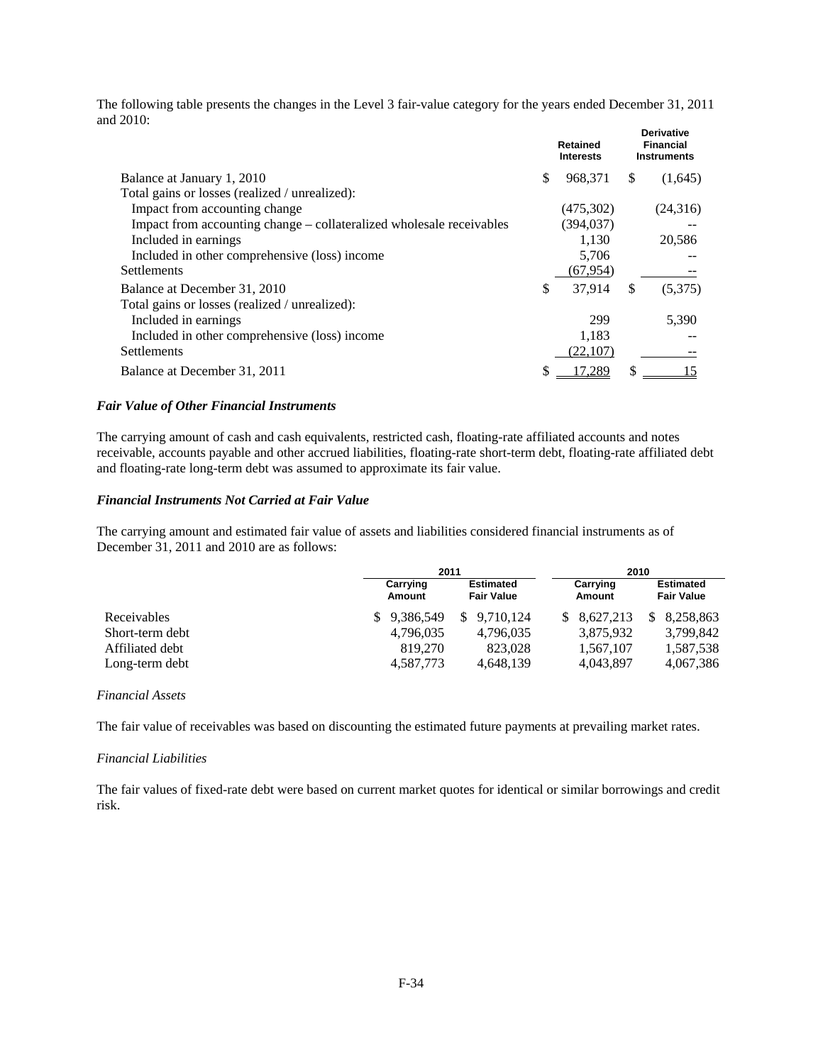The following table presents the changes in the Level 3 fair-value category for the years ended December 31, 2011 and 2010:

| | Retained Interests | Derivative Financial Instruments |
|---|---|---|
| Balance at January 1, 2010 | $ 968,371 | $ (1,645) |
| Total gains or losses (realized / unrealized): | | |
| Impact from accounting change | (475,302) | (24,316) |
| Impact from accounting change – collateralized wholesale receivables | (394,037) | -- |
| Included in earnings | 1,130 | 20,586 |
| Included in other comprehensive (loss) income | 5,706 | -- |
| Settlements | (67,954) | -- |
| Balance at December 31, 2010 | $ 37,914 | $ (5,375) |
| Total gains or losses (realized / unrealized): | | |
| Included in earnings | 299 | 5,390 |
| Included in other comprehensive (loss) income | 1,183 | -- |
| Settlements | (22,107) | -- |
| Balance at December 31, 2011 | $ 17,289 | $ 15 |

### *Fair Value of Other Financial Instruments*

The carrying amount of cash and cash equivalents, restricted cash, floating-rate affiliated accounts and notes receivable, accounts payable and other accrued liabilities, floating-rate short-term debt, floating-rate affiliated debt and floating-rate long-term debt was assumed to approximate its fair value.

### *Financial Instruments Not Carried at Fair Value*

The carrying amount and estimated fair value of assets and liabilities considered financial instruments as of December 31, 2011 and 2010 are as follows:

| | 2011 | | 2010 | |
|---|---|---|---|---|
| | Carrying Amount | Estimated Fair Value | Carrying Amount | Estimated Fair Value |
| Receivables | $ 9,386,549 | $ 9,710,124 | $ 8,627,213 | $ 8,258,863 |
| Short-term debt | 4,796,035 | 4,796,035 | 3,875,932 | 3,799,842 |
| Affiliated debt | 819,270 | 823,028 | 1,567,107 | 1,587,538 |
| Long-term debt | 4,587,773 | 4,648,139 | 4,043,897 | 4,067,386 |

*Financial Assets*

The fair value of receivables was based on discounting the estimated future payments at prevailing market rates.

*Financial Liabilities*

The fair values of fixed-rate debt were based on current market quotes for identical or similar borrowings and credit risk.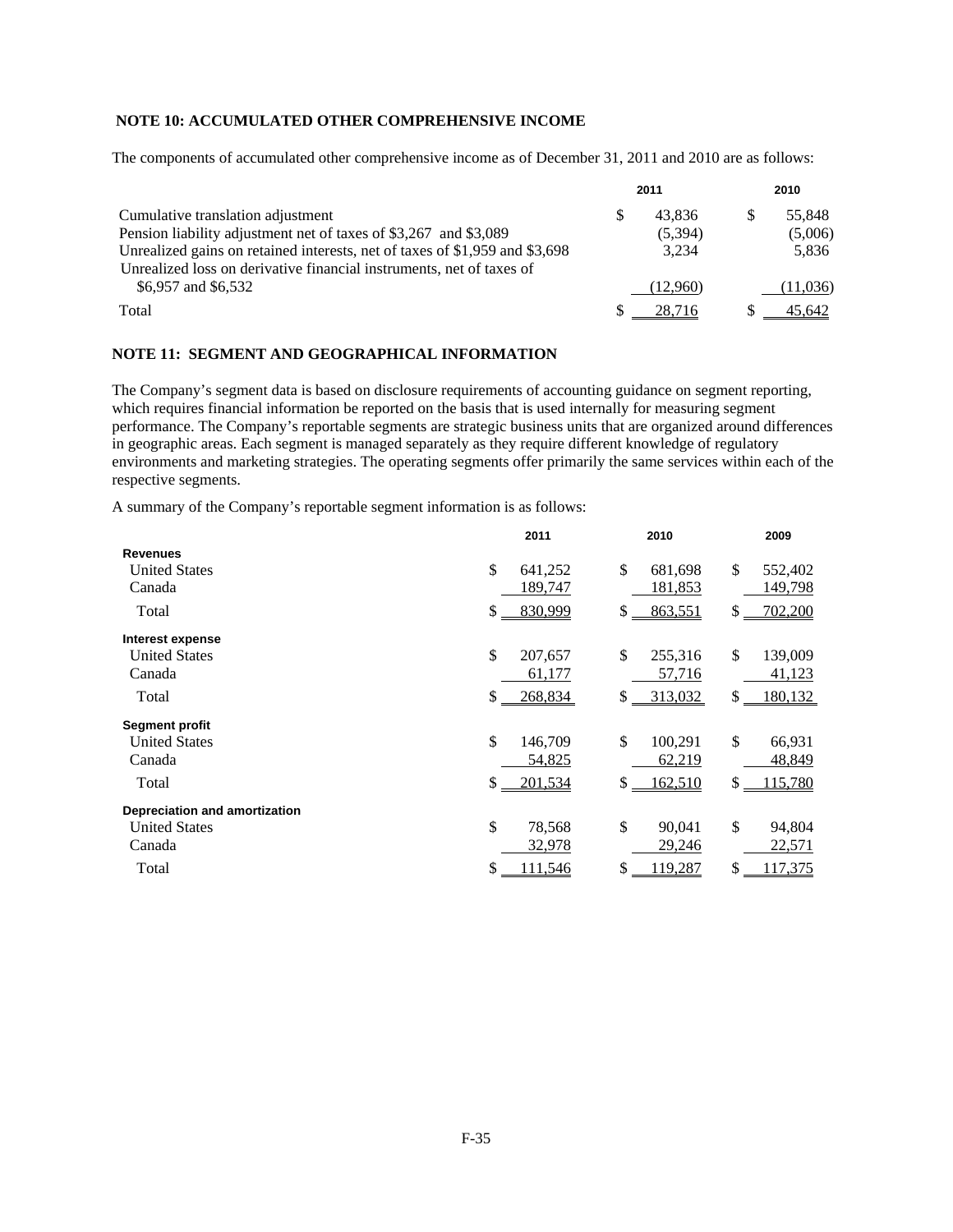**NOTE 10: ACCUMULATED OTHER COMPREHENSIVE INCOME**

The components of accumulated other comprehensive income as of December 31, 2011 and 2010 are as follows:

| | 2011 | 2010 |
|---|---|---|
| Cumulative translation adjustment | $ 43,836 | $ 55,848 |
| Pension liability adjustment net of taxes of $3,267 and $3,089 | (5,394) | (5,006) |
| Unrealized gains on retained interests, net of taxes of $1,959 and $3,698 | 3,234 | 5,836 |
| Unrealized loss on derivative financial instruments, net of taxes of $6,957 and $6,532 | (12,960) | (11,036) |
| Total | $ 28,716 | $ 45,642 |

**NOTE 11: SEGMENT AND GEOGRAPHICAL INFORMATION**

The Company's segment data is based on disclosure requirements of accounting guidance on segment reporting, which requires financial information be reported on the basis that is used internally for measuring segment performance. The Company's reportable segments are strategic business units that are organized around differences in geographic areas. Each segment is managed separately as they require different knowledge of regulatory environments and marketing strategies. The operating segments offer primarily the same services within each of the respective segments.

A summary of the Company's reportable segment information is as follows:

| | 2011 | 2010 | 2009 |
|---|---|---|---|
| **Revenues** | | | |
| United States | $ 641,252 | $ 681,698 | $ 552,402 |
| Canada | 189,747 | 181,853 | 149,798 |
| Total | $ 830,999 | $ 863,551 | $ 702,200 |
| **Interest expense** | | | |
| United States | $ 207,657 | $ 255,316 | $ 139,009 |
| Canada | 61,177 | 57,716 | 41,123 |
| Total | $ 268,834 | $ 313,032 | $ 180,132 |
| **Segment profit** | | | |
| United States | $ 146,709 | $ 100,291 | $ 66,931 |
| Canada | 54,825 | 62,219 | 48,849 |
| Total | $ 201,534 | $ 162,510 | $ 115,780 |
| **Depreciation and amortization** | | | |
| United States | $ 78,568 | $ 90,041 | $ 94,804 |
| Canada | 32,978 | 29,246 | 22,571 |
| Total | $ 111,546 | $ 119,287 | $ 117,375 |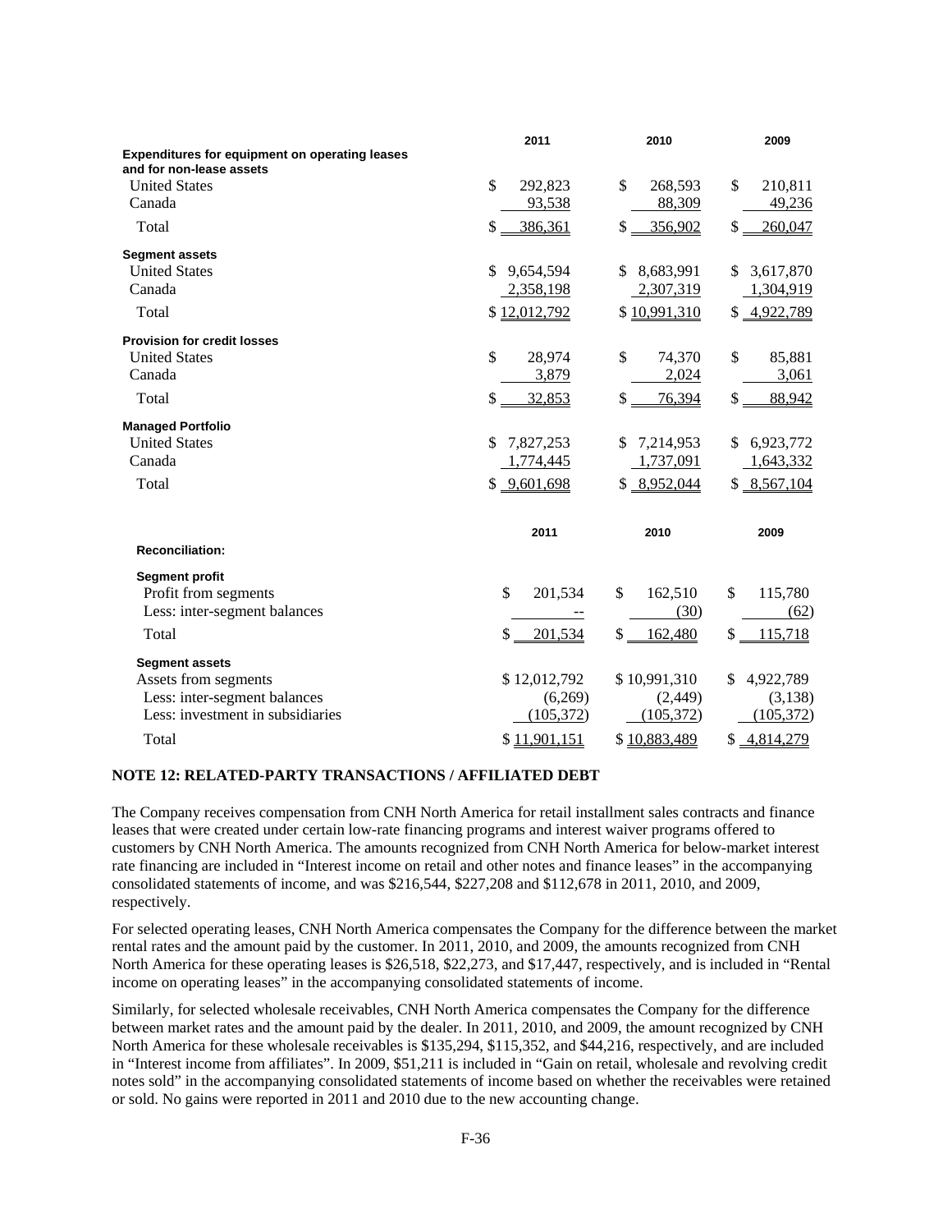| | 2011 | 2010 | 2009 |
|---|---|---|---|
| **Expenditures for equipment on operating leases and for non-lease assets** | | | |
| United States | $ 292,823 | $ 268,593 | $ 210,811 |
| Canada | 93,538 | 88,309 | 49,236 |
| Total | $ 386,361 | $ 356,902 | $ 260,047 |
| **Segment assets** | | | |
| United States | $ 9,654,594 | $ 8,683,991 | $ 3,617,870 |
| Canada | 2,358,198 | 2,307,319 | 1,304,919 |
| Total | $ 12,012,792 | $ 10,991,310 | $ 4,922,789 |
| **Provision for credit losses** | | | |
| United States | $ 28,974 | $ 74,370 | $ 85,881 |
| Canada | 3,879 | 2,024 | 3,061 |
| Total | $ 32,853 | $ 76,394 | $ 88,942 |
| **Managed Portfolio** | | | |
| United States | $ 7,827,253 | $ 7,214,953 | $ 6,923,772 |
| Canada | 1,774,445 | 1,737,091 | 1,643,332 |
| Total | $ 9,601,698 | $ 8,952,044 | $ 8,567,104 |

| | 2011 | 2010 | 2009 |
|---|---|---|---|
| **Reconciliation:** | | | |
| **Segment profit** | | | |
| Profit from segments | $ 201,534 | $ 162,510 | $ 115,780 |
| Less: inter-segment balances | -- | (30) | (62) |
| Total | $ 201,534 | $ 162,480 | $ 115,718 |
| **Segment assets** | | | |
| Assets from segments | $ 12,012,792 | $ 10,991,310 | $ 4,922,789 |
| Less: inter-segment balances | (6,269) | (2,449) | (3,138) |
| Less: investment in subsidiaries | (105,372) | (105,372) | (105,372) |
| Total | $ 11,901,151 | $ 10,883,489 | $ 4,814,279 |

**NOTE 12: RELATED-PARTY TRANSACTIONS / AFFILIATED DEBT**

The Company receives compensation from CNH North America for retail installment sales contracts and finance leases that were created under certain low-rate financing programs and interest waiver programs offered to customers by CNH North America. The amounts recognized from CNH North America for below-market interest rate financing are included in "Interest income on retail and other notes and finance leases" in the accompanying consolidated statements of income, and was $216,544, $227,208 and $112,678 in 2011, 2010, and 2009, respectively.

For selected operating leases, CNH North America compensates the Company for the difference between the market rental rates and the amount paid by the customer. In 2011, 2010, and 2009, the amounts recognized from CNH North America for these operating leases is $26,518, $22,273, and $17,447, respectively, and is included in "Rental income on operating leases" in the accompanying consolidated statements of income.

Similarly, for selected wholesale receivables, CNH North America compensates the Company for the difference between market rates and the amount paid by the dealer. In 2011, 2010, and 2009, the amount recognized by CNH North America for these wholesale receivables is $135,294, $115,352, and $44,216, respectively, and are included in "Interest income from affiliates". In 2009, $51,211 is included in "Gain on retail, wholesale and revolving credit notes sold" in the accompanying consolidated statements of income based on whether the receivables were retained or sold. No gains were reported in 2011 and 2010 due to the new accounting change.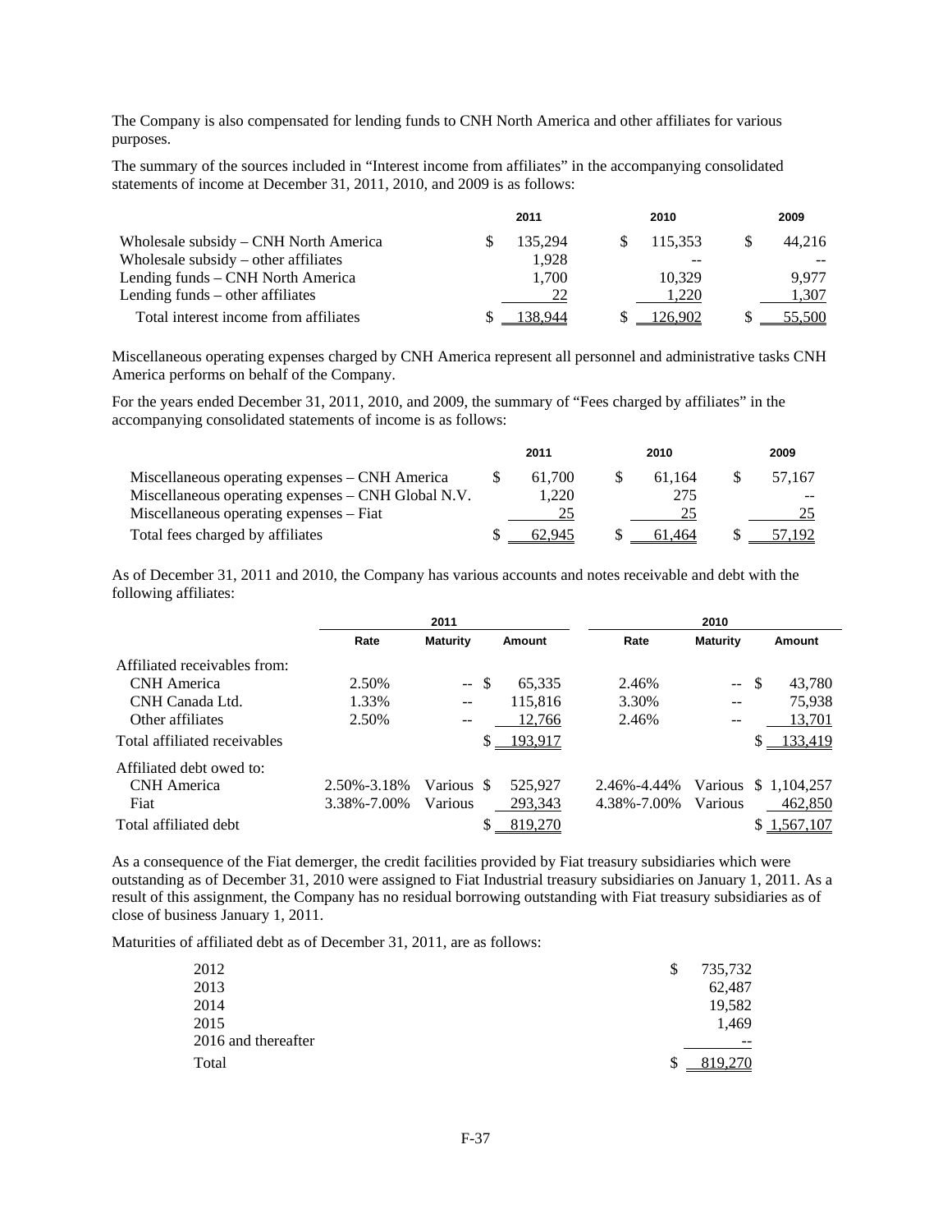The Company is also compensated for lending funds to CNH North America and other affiliates for various purposes.

The summary of the sources included in "Interest income from affiliates" in the accompanying consolidated statements of income at December 31, 2011, 2010, and 2009 is as follows:

| | 2011 | 2010 | 2009 |
|---|---|---|---|
| Wholesale subsidy – CNH North America | $ 135,294 | $ 115,353 | $ 44,216 |
| Wholesale subsidy – other affiliates | 1,928 | -- | -- |
| Lending funds – CNH North America | 1,700 | 10,329 | 9,977 |
| Lending funds – other affiliates | 22 | 1,220 | 1,307 |
| Total interest income from affiliates | $ 138,944 | $ 126,902 | $ 55,500 |

Miscellaneous operating expenses charged by CNH America represent all personnel and administrative tasks CNH America performs on behalf of the Company.

For the years ended December 31, 2011, 2010, and 2009, the summary of "Fees charged by affiliates" in the accompanying consolidated statements of income is as follows:

| | 2011 | 2010 | 2009 |
|---|---|---|---|
| Miscellaneous operating expenses – CNH America | $ 61,700 | $ 61,164 | $ 57,167 |
| Miscellaneous operating expenses – CNH Global N.V. | 1,220 | 275 | -- |
| Miscellaneous operating expenses – Fiat | 25 | 25 | 25 |
| Total fees charged by affiliates | $ 62,945 | $ 61,464 | $ 57,192 |

As of December 31, 2011 and 2010, the Company has various accounts and notes receivable and debt with the following affiliates:

| | 2011 | | | 2010 | | |
|---|---|---|---|---|---|---|
| | Rate | Maturity | Amount | Rate | Maturity | Amount |
| Affiliated receivables from: | | | | | | |
| CNH America | 2.50% | -- | $ 65,335 | 2.46% | -- | $ 43,780 |
| CNH Canada Ltd. | 1.33% | -- | 115,816 | 3.30% | -- | 75,938 |
| Other affiliates | 2.50% | -- | 12,766 | 2.46% | -- | 13,701 |
| Total affiliated receivables | | | $ 193,917 | | | $ 133,419 |
| Affiliated debt owed to: | | | | | | |
| CNH America | 2.50%-3.18% | Various | $ 525,927 | 2.46%-4.44% | Various | $ 1,104,257 |
| Fiat | 3.38%-7.00% | Various | 293,343 | 4.38%-7.00% | Various | 462,850 |
| Total affiliated debt | | | $ 819,270 | | | $ 1,567,107 |

As a consequence of the Fiat demerger, the credit facilities provided by Fiat treasury subsidiaries which were outstanding as of December 31, 2010 were assigned to Fiat Industrial treasury subsidiaries on January 1, 2011. As a result of this assignment, the Company has no residual borrowing outstanding with Fiat treasury subsidiaries as of close of business January 1, 2011.

Maturities of affiliated debt as of December 31, 2011, are as follows:

| | |
|---|---|
| 2012 | $ 735,732 |
| 2013 | 62,487 |
| 2014 | 19,582 |
| 2015 | 1,469 |
| 2016 and thereafter | -- |
| Total | $ 819,270 |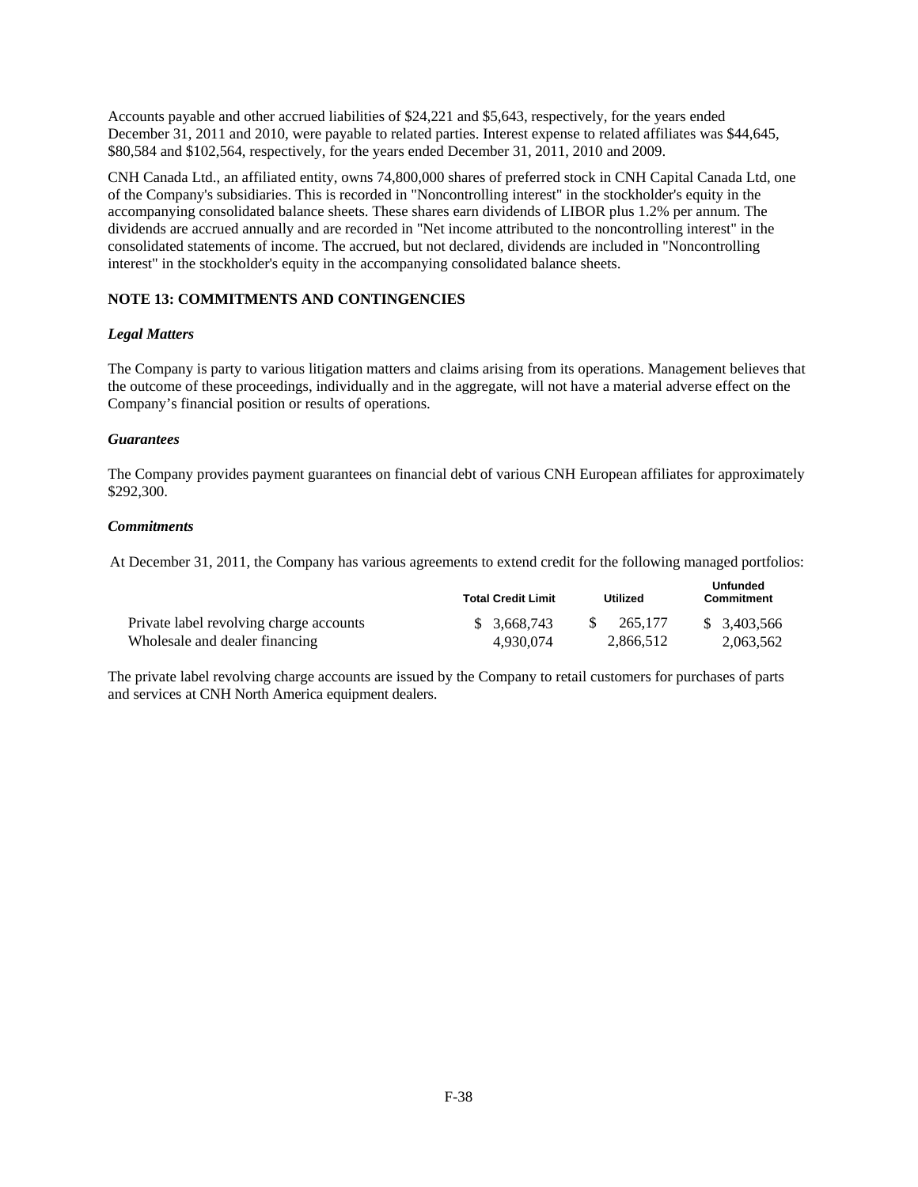Accounts payable and other accrued liabilities of $24,221 and $5,643, respectively, for the years ended December 31, 2011 and 2010, were payable to related parties. Interest expense to related affiliates was $44,645, $80,584 and $102,564, respectively, for the years ended December 31, 2011, 2010 and 2009.

CNH Canada Ltd., an affiliated entity, owns 74,800,000 shares of preferred stock in CNH Capital Canada Ltd, one of the Company's subsidiaries. This is recorded in "Noncontrolling interest" in the stockholder's equity in the accompanying consolidated balance sheets. These shares earn dividends of LIBOR plus 1.2% per annum. The dividends are accrued annually and are recorded in "Net income attributed to the noncontrolling interest" in the consolidated statements of income. The accrued, but not declared, dividends are included in "Noncontrolling interest" in the stockholder's equity in the accompanying consolidated balance sheets.

## NOTE 13: COMMITMENTS AND CONTINGENCIES

### *Legal Matters*

The Company is party to various litigation matters and claims arising from its operations. Management believes that the outcome of these proceedings, individually and in the aggregate, will not have a material adverse effect on the Company's financial position or results of operations.

### *Guarantees*

The Company provides payment guarantees on financial debt of various CNH European affiliates for approximately $292,300.

### *Commitments*

At December 31, 2011, the Company has various agreements to extend credit for the following managed portfolios:

| | Total Credit Limit | Utilized | Unfunded Commitment |
|---|---|---|---|
| Private label revolving charge accounts | $ 3,668,743 | $ 265,177 | $ 3,403,566 |
| Wholesale and dealer financing | 4,930,074 | 2,866,512 | 2,063,562 |

The private label revolving charge accounts are issued by the Company to retail customers for purchases of parts and services at CNH North America equipment dealers.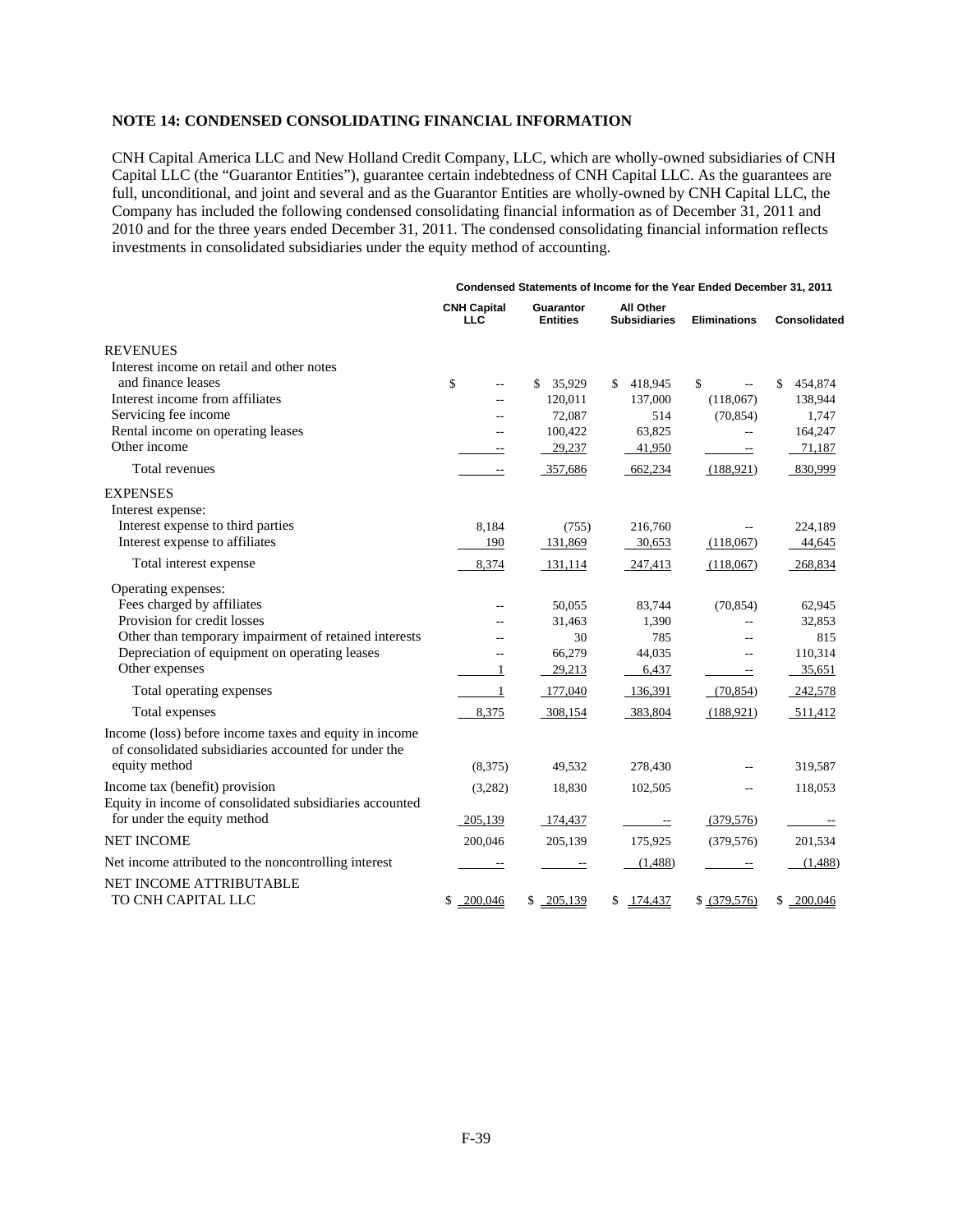### NOTE 14: CONDENSED CONSOLIDATING FINANCIAL INFORMATION

CNH Capital America LLC and New Holland Credit Company, LLC, which are wholly-owned subsidiaries of CNH Capital LLC (the "Guarantor Entities"), guarantee certain indebtedness of CNH Capital LLC. As the guarantees are full, unconditional, and joint and several and as the Guarantor Entities are wholly-owned by CNH Capital LLC, the Company has included the following condensed consolidating financial information as of December 31, 2011 and 2010 and for the three years ended December 31, 2011. The condensed consolidating financial information reflects investments in consolidated subsidiaries under the equity method of accounting.

| | Condensed Statements of Income for the Year Ended December 31, 2011 | | | | |
|---|---|---|---|---|---|
| | CNH Capital LLC | Guarantor Entities | All Other Subsidiaries | Eliminations | Consolidated |
| REVENUES | | | | | |
| Interest income on retail and other notes and finance leases | $ -- | $ 35,929 | $ 418,945 | $ -- | $ 454,874 |
| Interest income from affiliates | -- | 120,011 | 137,000 | (118,067) | 138,944 |
| Servicing fee income | -- | 72,087 | 514 | (70,854) | 1,747 |
| Rental income on operating leases | -- | 100,422 | 63,825 | -- | 164,247 |
| Other income | -- | 29,237 | 41,950 | -- | 71,187 |
| Total revenues | -- | 357,686 | 662,234 | (188,921) | 830,999 |
| EXPENSES | | | | | |
| Interest expense: | | | | | |
| Interest expense to third parties | 8,184 | (755) | 216,760 | -- | 224,189 |
| Interest expense to affiliates | 190 | 131,869 | 30,653 | (118,067) | 44,645 |
| Total interest expense | 8,374 | 131,114 | 247,413 | (118,067) | 268,834 |
| Operating expenses: | | | | | |
| Fees charged by affiliates | -- | 50,055 | 83,744 | (70,854) | 62,945 |
| Provision for credit losses | -- | 31,463 | 1,390 | -- | 32,853 |
| Other than temporary impairment of retained interests | -- | 30 | 785 | -- | 815 |
| Depreciation of equipment on operating leases | -- | 66,279 | 44,035 | -- | 110,314 |
| Other expenses | 1 | 29,213 | 6,437 | -- | 35,651 |
| Total operating expenses | 1 | 177,040 | 136,391 | (70,854) | 242,578 |
| Total expenses | 8,375 | 308,154 | 383,804 | (188,921) | 511,412 |
| Income (loss) before income taxes and equity in income of consolidated subsidiaries accounted for under the equity method | (8,375) | 49,532 | 278,430 | -- | 319,587 |
| Income tax (benefit) provision | (3,282) | 18,830 | 102,505 | -- | 118,053 |
| Equity in income of consolidated subsidiaries accounted for under the equity method | 205,139 | 174,437 | -- | (379,576) | -- |
| NET INCOME | 200,046 | 205,139 | 175,925 | (379,576) | 201,534 |
| Net income attributed to the noncontrolling interest | -- | -- | (1,488) | -- | (1,488) |
| NET INCOME ATTRIBUTABLE TO CNH CAPITAL LLC | $ 200,046 | $ 205,139 | $ 174,437 | $ (379,576) | $ 200,046 |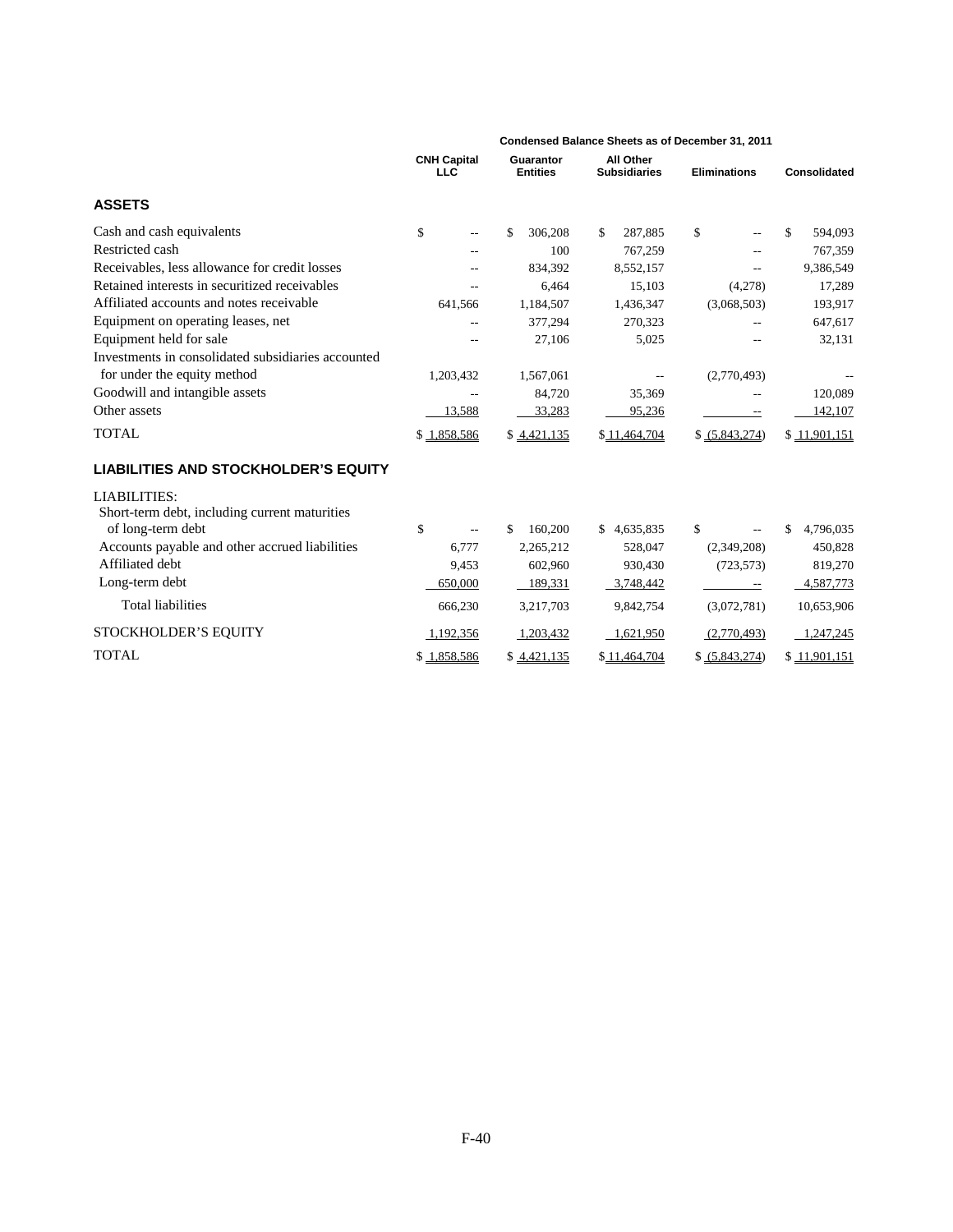| | Condensed Balance Sheets as of December 31, 2011 | | | | |
|---|---|---|---|---|---|
| | CNH Capital LLC | Guarantor Entities | All Other Subsidiaries | Eliminations | Consolidated |
| **ASSETS** | | | | | |
| Cash and cash equivalents | $ -- | $ 306,208 | $ 287,885 | $ -- | $ 594,093 |
| Restricted cash | -- | 100 | 767,259 | -- | 767,359 |
| Receivables, less allowance for credit losses | -- | 834,392 | 8,552,157 | -- | 9,386,549 |
| Retained interests in securitized receivables | -- | 6,464 | 15,103 | (4,278) | 17,289 |
| Affiliated accounts and notes receivable | 641,566 | 1,184,507 | 1,436,347 | (3,068,503) | 193,917 |
| Equipment on operating leases, net | -- | 377,294 | 270,323 | -- | 647,617 |
| Equipment held for sale | -- | 27,106 | 5,025 | -- | 32,131 |
| Investments in consolidated subsidiaries accounted for under the equity method | 1,203,432 | 1,567,061 | -- | (2,770,493) | -- |
| Goodwill and intangible assets | -- | 84,720 | 35,369 | -- | 120,089 |
| Other assets | 13,588 | 33,283 | 95,236 | -- | 142,107 |
| TOTAL | $ 1,858,586 | $ 4,421,135 | $ 11,464,704 | $ (5,843,274) | $ 11,901,151 |
| **LIABILITIES AND STOCKHOLDER'S EQUITY** | | | | | |
| LIABILITIES: | | | | | |
| Short-term debt, including current maturities of long-term debt | $ -- | $ 160,200 | $ 4,635,835 | $ -- | $ 4,796,035 |
| Accounts payable and other accrued liabilities | 6,777 | 2,265,212 | 528,047 | (2,349,208) | 450,828 |
| Affiliated debt | 9,453 | 602,960 | 930,430 | (723,573) | 819,270 |
| Long-term debt | 650,000 | 189,331 | 3,748,442 | -- | 4,587,773 |
| Total liabilities | 666,230 | 3,217,703 | 9,842,754 | (3,072,781) | 10,653,906 |
| STOCKHOLDER'S EQUITY | 1,192,356 | 1,203,432 | 1,621,950 | (2,770,493) | 1,247,245 |
| TOTAL | $ 1,858,586 | $ 4,421,135 | $ 11,464,704 | $ (5,843,274) | $ 11,901,151 |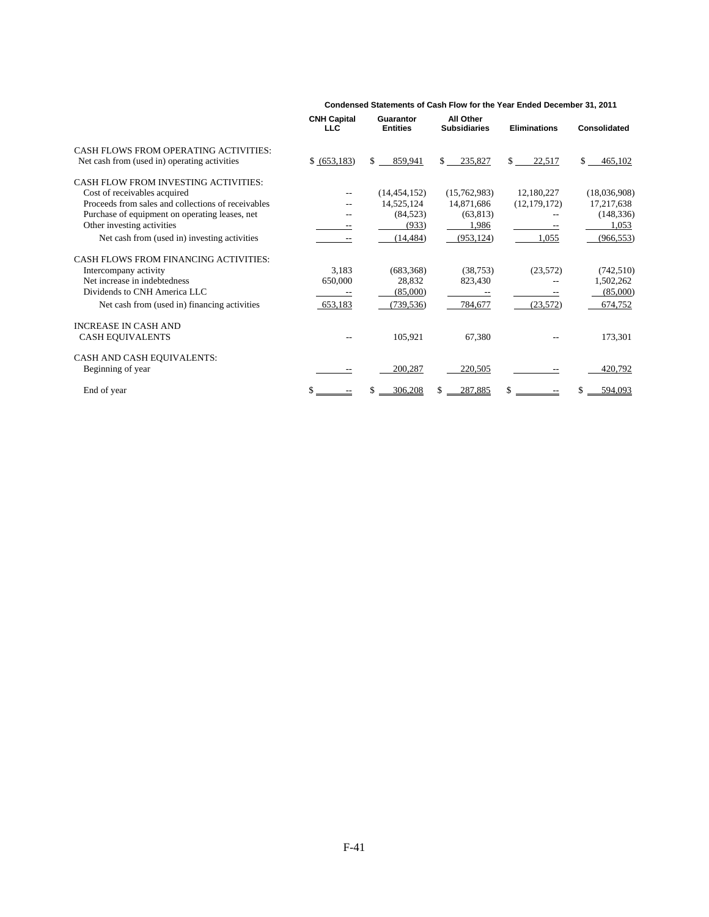**Condensed Statements of Cash Flow for the Year Ended December 31, 2011**

| | CNH Capital LLC | Guarantor Entities | All Other Subsidiaries | Eliminations | Consolidated |
|---|---|---|---|---|---|
| CASH FLOWS FROM OPERATING ACTIVITIES: | | | | | |
| Net cash from (used in) operating activities | $ (653,183) | $ 859,941 | $ 235,827 | $ 22,517 | $ 465,102 |
| CASH FLOW FROM INVESTING ACTIVITIES: | | | | | |
| Cost of receivables acquired | -- | (14,454,152) | (15,762,983) | 12,180,227 | (18,036,908) |
| Proceeds from sales and collections of receivables | -- | 14,525,124 | 14,871,686 | (12,179,172) | 17,217,638 |
| Purchase of equipment on operating leases, net | -- | (84,523) | (63,813) | -- | (148,336) |
| Other investing activities | -- | (933) | 1,986 | -- | 1,053 |
| Net cash from (used in) investing activities | -- | (14,484) | (953,124) | 1,055 | (966,553) |
| CASH FLOWS FROM FINANCING ACTIVITIES: | | | | | |
| Intercompany activity | 3,183 | (683,368) | (38,753) | (23,572) | (742,510) |
| Net increase in indebtedness | 650,000 | 28,832 | 823,430 | -- | 1,502,262 |
| Dividends to CNH America LLC | -- | (85,000) | -- | -- | (85,000) |
| Net cash from (used in) financing activities | 653,183 | (739,536) | 784,677 | (23,572) | 674,752 |
| INCREASE IN CASH AND CASH EQUIVALENTS | -- | 105,921 | 67,380 | -- | 173,301 |
| CASH AND CASH EQUIVALENTS: | | | | | |
| Beginning of year | -- | 200,287 | 220,505 | -- | 420,792 |
| End of year | $ -- | $ 306,208 | $ 287,885 | $ -- | $ 594,093 |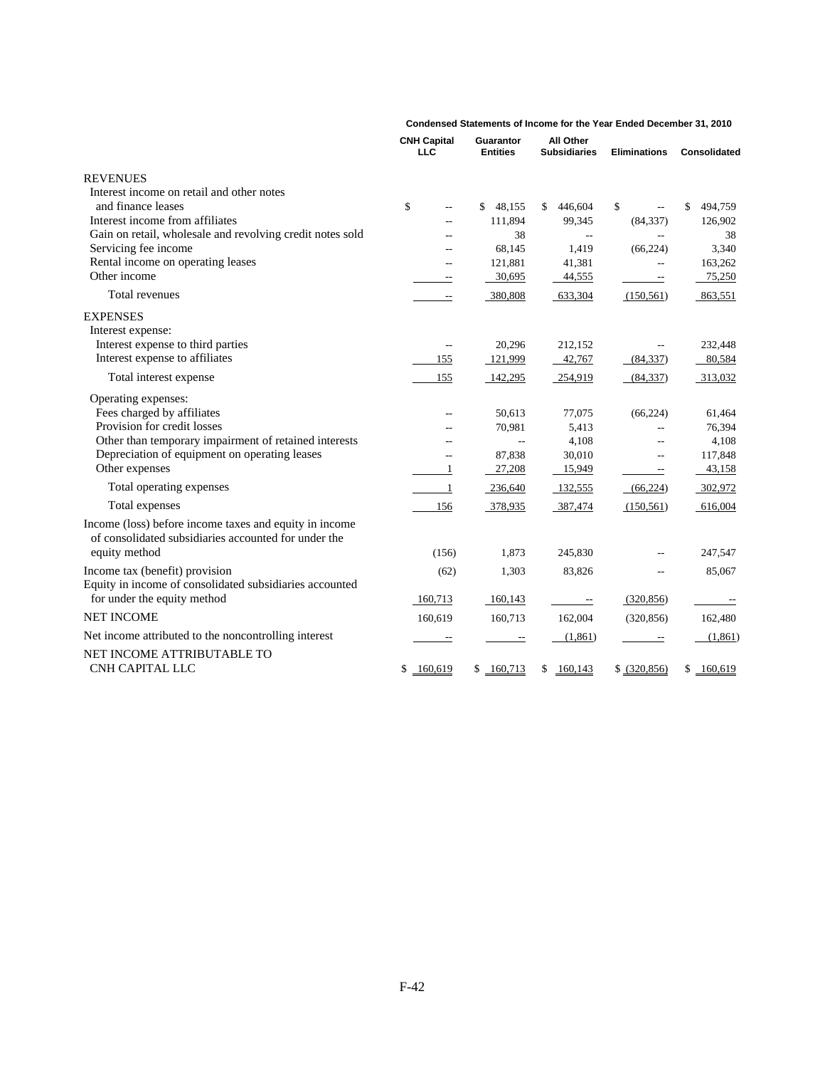**Condensed Statements of Income for the Year Ended December 31, 2010**

| | CNH Capital LLC | Guarantor Entities | All Other Subsidiaries | Eliminations | Consolidated |
|---|---|---|---|---|---|
| REVENUES | | | | | |
| Interest income on retail and other notes and finance leases | $ -- | $ 48,155 | $ 446,604 | $ -- | $ 494,759 |
| Interest income from affiliates | -- | 111,894 | 99,345 | (84,337) | 126,902 |
| Gain on retail, wholesale and revolving credit notes sold | -- | 38 | -- | -- | 38 |
| Servicing fee income | -- | 68,145 | 1,419 | (66,224) | 3,340 |
| Rental income on operating leases | -- | 121,881 | 41,381 | -- | 163,262 |
| Other income | -- | 30,695 | 44,555 | -- | 75,250 |
| Total revenues | -- | 380,808 | 633,304 | (150,561) | 863,551 |
| EXPENSES | | | | | |
| Interest expense: | | | | | |
| Interest expense to third parties | -- | 20,296 | 212,152 | -- | 232,448 |
| Interest expense to affiliates | 155 | 121,999 | 42,767 | (84,337) | 80,584 |
| Total interest expense | 155 | 142,295 | 254,919 | (84,337) | 313,032 |
| Operating expenses: | | | | | |
| Fees charged by affiliates | -- | 50,613 | 77,075 | (66,224) | 61,464 |
| Provision for credit losses | -- | 70,981 | 5,413 | -- | 76,394 |
| Other than temporary impairment of retained interests | -- | -- | 4,108 | -- | 4,108 |
| Depreciation of equipment on operating leases | -- | 87,838 | 30,010 | -- | 117,848 |
| Other expenses | 1 | 27,208 | 15,949 | -- | 43,158 |
| Total operating expenses | 1 | 236,640 | 132,555 | (66,224) | 302,972 |
| Total expenses | 156 | 378,935 | 387,474 | (150,561) | 616,004 |
| Income (loss) before income taxes and equity in income of consolidated subsidiaries accounted for under the equity method | (156) | 1,873 | 245,830 | -- | 247,547 |
| Income tax (benefit) provision | (62) | 1,303 | 83,826 | -- | 85,067 |
| Equity in income of consolidated subsidiaries accounted for under the equity method | 160,713 | 160,143 | -- | (320,856) | -- |
| NET INCOME | 160,619 | 160,713 | 162,004 | (320,856) | 162,480 |
| Net income attributed to the noncontrolling interest | -- | -- | (1,861) | -- | (1,861) |
| NET INCOME ATTRIBUTABLE TO CNH CAPITAL LLC | $ 160,619 | $ 160,713 | $ 160,143 | $ (320,856) | $ 160,619 |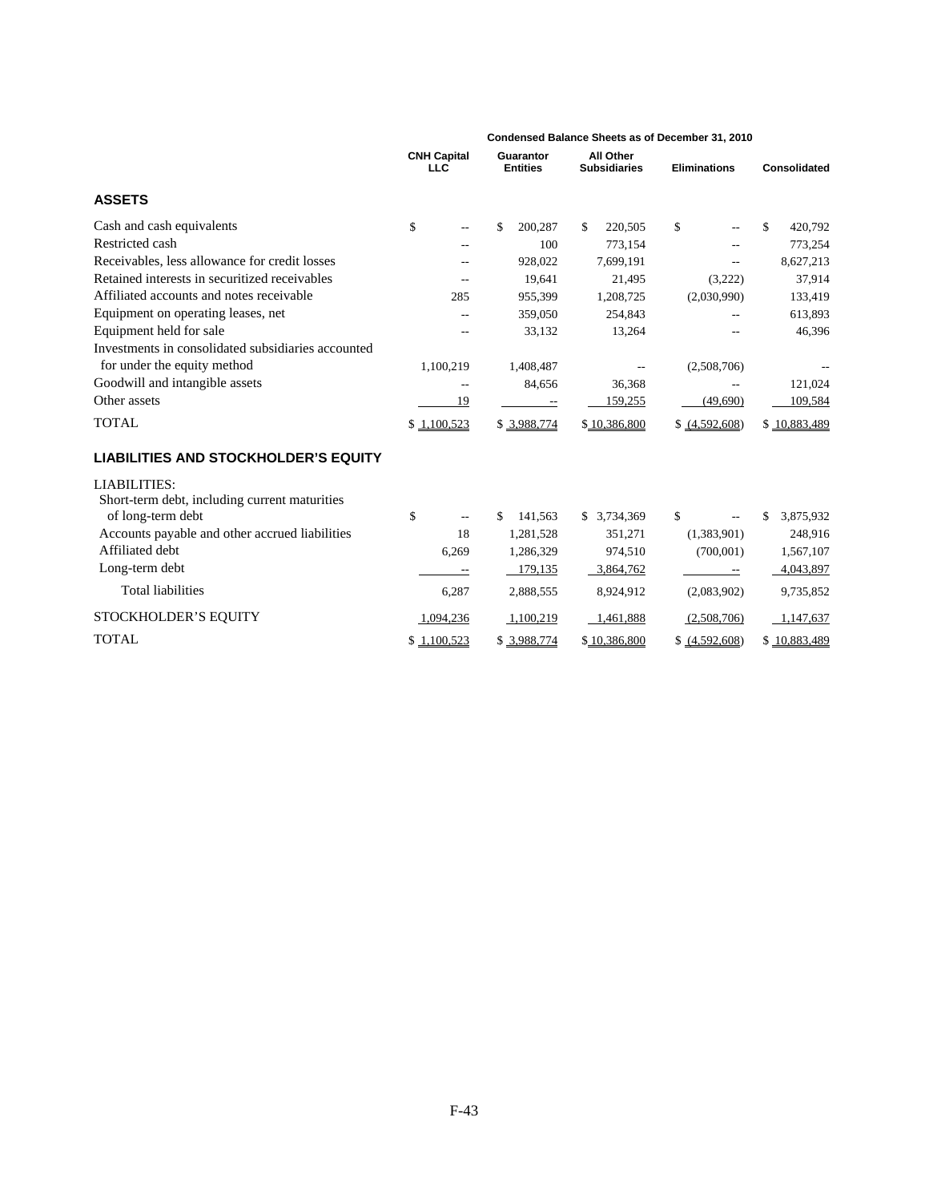| | Condensed Balance Sheets as of December 31, 2010 | | | | |
|---|---|---|---|---|---|
| | CNH Capital LLC | Guarantor Entities | All Other Subsidiaries | Eliminations | Consolidated |
| **ASSETS** | | | | | |
| Cash and cash equivalents | $ -- | $ 200,287 | $ 220,505 | $ -- | $ 420,792 |
| Restricted cash | -- | 100 | 773,154 | -- | 773,254 |
| Receivables, less allowance for credit losses | -- | 928,022 | 7,699,191 | -- | 8,627,213 |
| Retained interests in securitized receivables | -- | 19,641 | 21,495 | (3,222) | 37,914 |
| Affiliated accounts and notes receivable | 285 | 955,399 | 1,208,725 | (2,030,990) | 133,419 |
| Equipment on operating leases, net | -- | 359,050 | 254,843 | -- | 613,893 |
| Equipment held for sale | -- | 33,132 | 13,264 | -- | 46,396 |
| Investments in consolidated subsidiaries accounted for under the equity method | 1,100,219 | 1,408,487 | -- | (2,508,706) | -- |
| Goodwill and intangible assets | -- | 84,656 | 36,368 | -- | 121,024 |
| Other assets | 19 | -- | 159,255 | (49,690) | 109,584 |
| TOTAL | $ 1,100,523 | $ 3,988,774 | $ 10,386,800 | $ (4,592,608) | $ 10,883,489 |
| **LIABILITIES AND STOCKHOLDER'S EQUITY** | | | | | |
| LIABILITIES: | | | | | |
| Short-term debt, including current maturities of long-term debt | $ -- | $ 141,563 | $ 3,734,369 | $ -- | $ 3,875,932 |
| Accounts payable and other accrued liabilities | 18 | 1,281,528 | 351,271 | (1,383,901) | 248,916 |
| Affiliated debt | 6,269 | 1,286,329 | 974,510 | (700,001) | 1,567,107 |
| Long-term debt | -- | 179,135 | 3,864,762 | -- | 4,043,897 |
| Total liabilities | 6,287 | 2,888,555 | 8,924,912 | (2,083,902) | 9,735,852 |
| STOCKHOLDER'S EQUITY | 1,094,236 | 1,100,219 | 1,461,888 | (2,508,706) | 1,147,637 |
| TOTAL | $ 1,100,523 | $ 3,988,774 | $ 10,386,800 | $ (4,592,608) | $ 10,883,489 |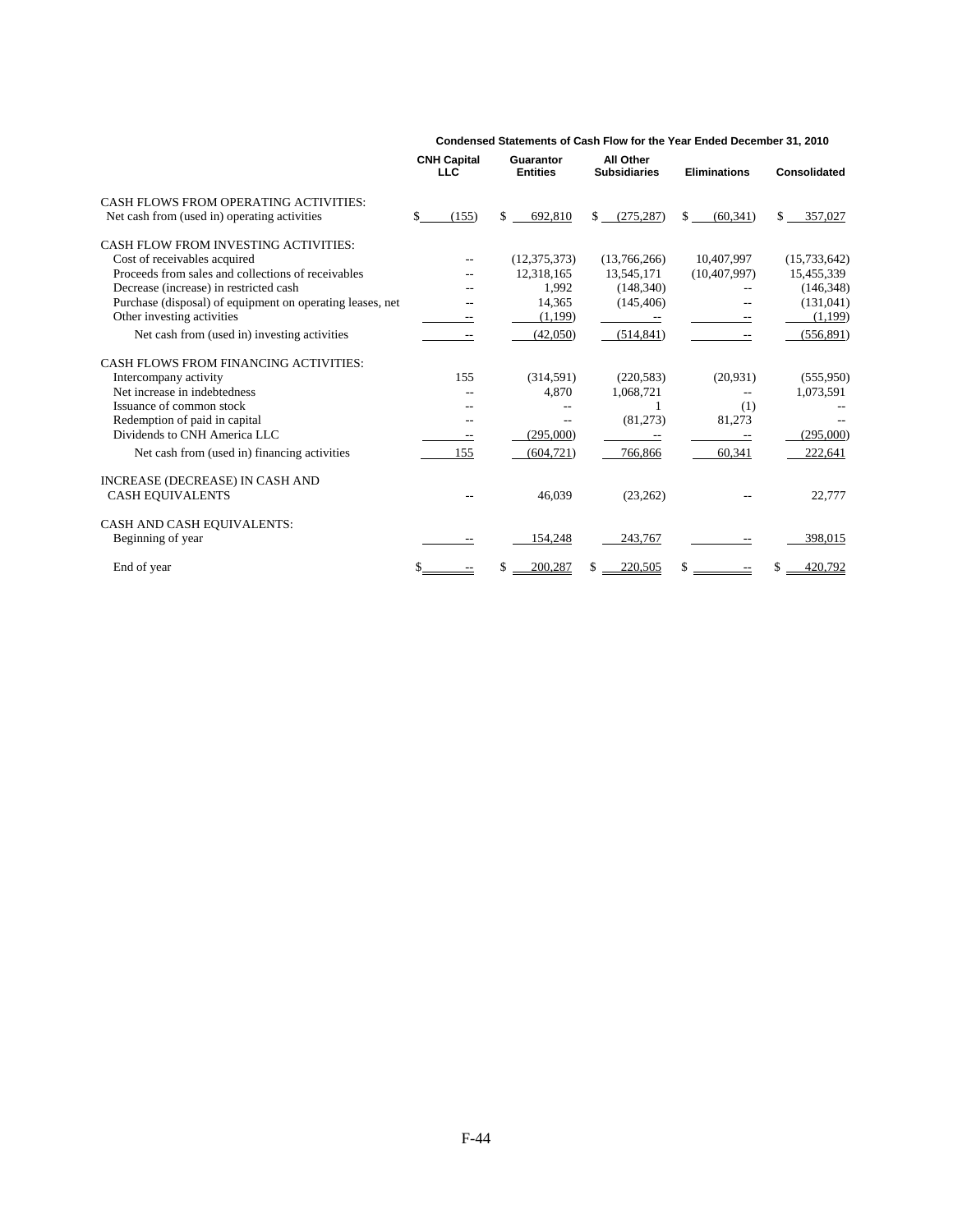**Condensed Statements of Cash Flow for the Year Ended December 31, 2010**

| | CNH Capital LLC | Guarantor Entities | All Other Subsidiaries | Eliminations | Consolidated |
|---|---|---|---|---|---|
| CASH FLOWS FROM OPERATING ACTIVITIES: | | | | | |
| Net cash from (used in) operating activities | $ (155) | $ 692,810 | $ (275,287) | $ (60,341) | $ 357,027 |
| CASH FLOW FROM INVESTING ACTIVITIES: | | | | | |
| Cost of receivables acquired | -- | (12,375,373) | (13,766,266) | 10,407,997 | (15,733,642) |
| Proceeds from sales and collections of receivables | -- | 12,318,165 | 13,545,171 | (10,407,997) | 15,455,339 |
| Decrease (increase) in restricted cash | -- | 1,992 | (148,340) | -- | (146,348) |
| Purchase (disposal) of equipment on operating leases, net | -- | 14,365 | (145,406) | -- | (131,041) |
| Other investing activities | -- | (1,199) | -- | -- | (1,199) |
| Net cash from (used in) investing activities | -- | (42,050) | (514,841) | -- | (556,891) |
| CASH FLOWS FROM FINANCING ACTIVITIES: | | | | | |
| Intercompany activity | 155 | (314,591) | (220,583) | (20,931) | (555,950) |
| Net increase in indebtedness | -- | 4,870 | 1,068,721 | -- | 1,073,591 |
| Issuance of common stock | -- | -- | 1 | (1) | -- |
| Redemption of paid in capital | -- | -- | (81,273) | 81,273 | -- |
| Dividends to CNH America LLC | -- | (295,000) | -- | -- | (295,000) |
| Net cash from (used in) financing activities | 155 | (604,721) | 766,866 | 60,341 | 222,641 |
| INCREASE (DECREASE) IN CASH AND CASH EQUIVALENTS | -- | 46,039 | (23,262) | -- | 22,777 |
| CASH AND CASH EQUIVALENTS: | | | | | |
| Beginning of year | -- | 154,248 | 243,767 | -- | 398,015 |
| End of year | $ -- | $ 200,287 | $ 220,505 | $ -- | $ 420,792 |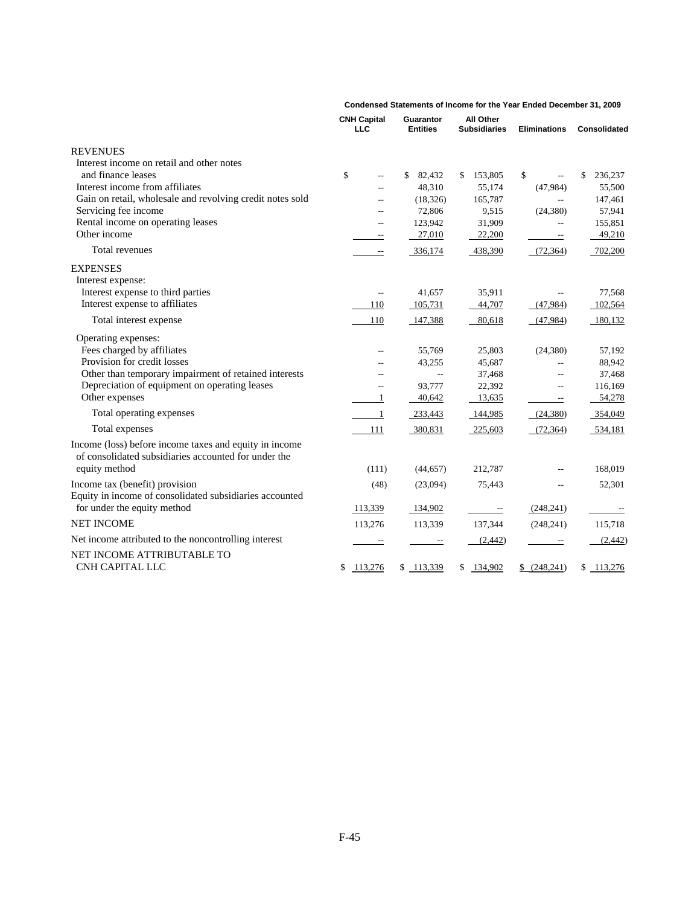**Condensed Statements of Income for the Year Ended December 31, 2009**

| | CNH Capital LLC | Guarantor Entities | All Other Subsidiaries | Eliminations | Consolidated |
|---|---|---|---|---|---|
| REVENUES | | | | | |
| Interest income on retail and other notes and finance leases | $ -- | $ 82,432 | $ 153,805 | $ -- | $ 236,237 |
| Interest income from affiliates | -- | 48,310 | 55,174 | (47,984) | 55,500 |
| Gain on retail, wholesale and revolving credit notes sold | -- | (18,326) | 165,787 | -- | 147,461 |
| Servicing fee income | -- | 72,806 | 9,515 | (24,380) | 57,941 |
| Rental income on operating leases | -- | 123,942 | 31,909 | -- | 155,851 |
| Other income | -- | 27,010 | 22,200 | -- | 49,210 |
| Total revenues | -- | 336,174 | 438,390 | (72,364) | 702,200 |
| EXPENSES | | | | | |
| Interest expense: | | | | | |
| Interest expense to third parties | -- | 41,657 | 35,911 | -- | 77,568 |
| Interest expense to affiliates | 110 | 105,731 | 44,707 | (47,984) | 102,564 |
| Total interest expense | 110 | 147,388 | 80,618 | (47,984) | 180,132 |
| Operating expenses: | | | | | |
| Fees charged by affiliates | -- | 55,769 | 25,803 | (24,380) | 57,192 |
| Provision for credit losses | -- | 43,255 | 45,687 | -- | 88,942 |
| Other than temporary impairment of retained interests | -- | -- | 37,468 | -- | 37,468 |
| Depreciation of equipment on operating leases | -- | 93,777 | 22,392 | -- | 116,169 |
| Other expenses | 1 | 40,642 | 13,635 | -- | 54,278 |
| Total operating expenses | 1 | 233,443 | 144,985 | (24,380) | 354,049 |
| Total expenses | 111 | 380,831 | 225,603 | (72,364) | 534,181 |
| Income (loss) before income taxes and equity in income of consolidated subsidiaries accounted for under the equity method | (111) | (44,657) | 212,787 | -- | 168,019 |
| Income tax (benefit) provision | (48) | (23,094) | 75,443 | -- | 52,301 |
| Equity in income of consolidated subsidiaries accounted for under the equity method | 113,339 | 134,902 | -- | (248,241) | -- |
| NET INCOME | 113,276 | 113,339 | 137,344 | (248,241) | 115,718 |
| Net income attributed to the noncontrolling interest | -- | -- | (2,442) | -- | (2,442) |
| NET INCOME ATTRIBUTABLE TO CNH CAPITAL LLC | $ 113,276 | $ 113,339 | $ 134,902 | $ (248,241) | $ 113,276 |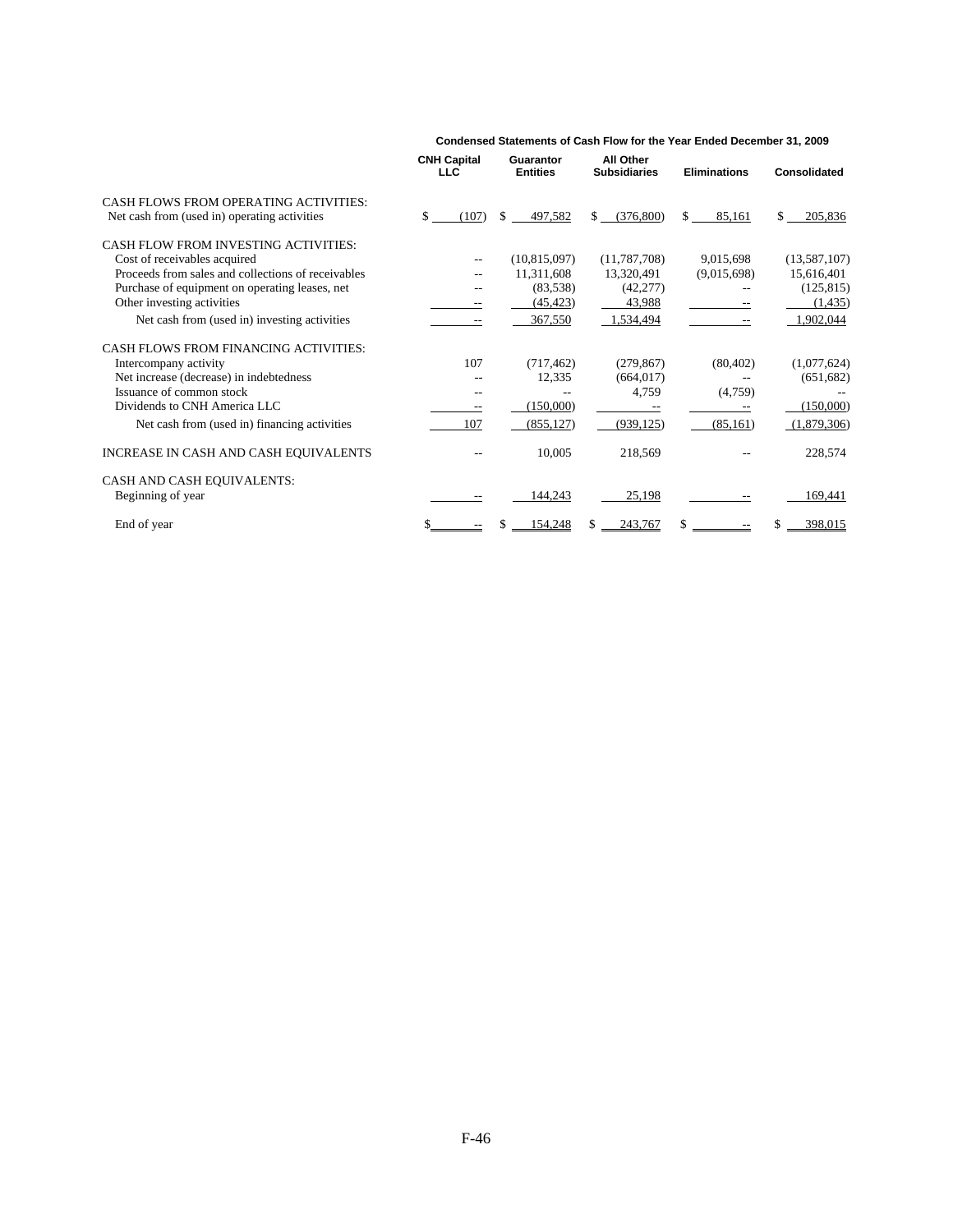**Condensed Statements of Cash Flow for the Year Ended December 31, 2009**

| | CNH Capital LLC | Guarantor Entities | All Other Subsidiaries | Eliminations | Consolidated |
|---|---|---|---|---|---|
| CASH FLOWS FROM OPERATING ACTIVITIES: | | | | | |
| Net cash from (used in) operating activities | $ (107) | $ 497,582 | $ (376,800) | $ 85,161 | $ 205,836 |
| CASH FLOW FROM INVESTING ACTIVITIES: | | | | | |
| Cost of receivables acquired | -- | (10,815,097) | (11,787,708) | 9,015,698 | (13,587,107) |
| Proceeds from sales and collections of receivables | -- | 11,311,608 | 13,320,491 | (9,015,698) | 15,616,401 |
| Purchase of equipment on operating leases, net | -- | (83,538) | (42,277) | -- | (125,815) |
| Other investing activities | -- | (45,423) | 43,988 | -- | (1,435) |
| Net cash from (used in) investing activities | -- | 367,550 | 1,534,494 | -- | 1,902,044 |
| CASH FLOWS FROM FINANCING ACTIVITIES: | | | | | |
| Intercompany activity | 107 | (717,462) | (279,867) | (80,402) | (1,077,624) |
| Net increase (decrease) in indebtedness | -- | 12,335 | (664,017) | -- | (651,682) |
| Issuance of common stock | -- | -- | 4,759 | (4,759) | -- |
| Dividends to CNH America LLC | -- | (150,000) | -- | -- | (150,000) |
| Net cash from (used in) financing activities | 107 | (855,127) | (939,125) | (85,161) | (1,879,306) |
| INCREASE IN CASH AND CASH EQUIVALENTS | -- | 10,005 | 218,569 | -- | 228,574 |
| CASH AND CASH EQUIVALENTS: | | | | | |
| Beginning of year | -- | 144,243 | 25,198 | -- | 169,441 |
| End of year | $ -- | $ 154,248 | $ 243,767 | $ -- | $ 398,015 |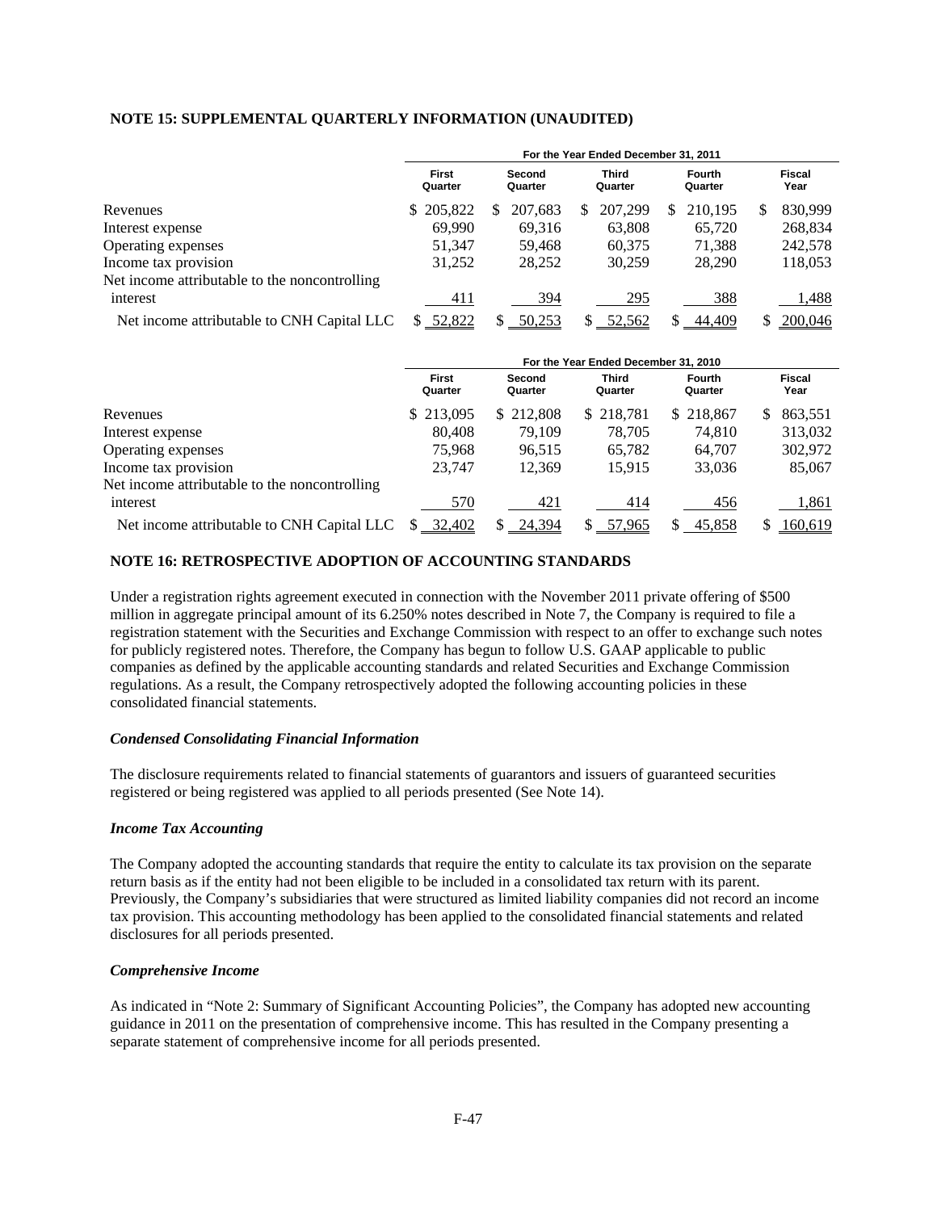## NOTE 15: SUPPLEMENTAL QUARTERLY INFORMATION (UNAUDITED)

| | For the Year Ended December 31, 2011 | | | | |
|---|---|---|---|---|---|
| | First Quarter | Second Quarter | Third Quarter | Fourth Quarter | Fiscal Year |
| Revenues | $ 205,822 | $ 207,683 | $ 207,299 | $ 210,195 | $ 830,999 |
| Interest expense | 69,990 | 69,316 | 63,808 | 65,720 | 268,834 |
| Operating expenses | 51,347 | 59,468 | 60,375 | 71,388 | 242,578 |
| Income tax provision | 31,252 | 28,252 | 30,259 | 28,290 | 118,053 |
| Net income attributable to the noncontrolling interest | 411 | 394 | 295 | 388 | 1,488 |
| Net income attributable to CNH Capital LLC | $ 52,822 | $ 50,253 | $ 52,562 | $ 44,409 | $ 200,046 |

| | For the Year Ended December 31, 2010 | | | | |
|---|---|---|---|---|---|
| | First Quarter | Second Quarter | Third Quarter | Fourth Quarter | Fiscal Year |
| Revenues | $ 213,095 | $ 212,808 | $ 218,781 | $ 218,867 | $ 863,551 |
| Interest expense | 80,408 | 79,109 | 78,705 | 74,810 | 313,032 |
| Operating expenses | 75,968 | 96,515 | 65,782 | 64,707 | 302,972 |
| Income tax provision | 23,747 | 12,369 | 15,915 | 33,036 | 85,067 |
| Net income attributable to the noncontrolling interest | 570 | 421 | 414 | 456 | 1,861 |
| Net income attributable to CNH Capital LLC | $ 32,402 | $ 24,394 | $ 57,965 | $ 45,858 | $ 160,619 |

## NOTE 16: RETROSPECTIVE ADOPTION OF ACCOUNTING STANDARDS

Under a registration rights agreement executed in connection with the November 2011 private offering of $500 million in aggregate principal amount of its 6.250% notes described in Note 7, the Company is required to file a registration statement with the Securities and Exchange Commission with respect to an offer to exchange such notes for publicly registered notes. Therefore, the Company has begun to follow U.S. GAAP applicable to public companies as defined by the applicable accounting standards and related Securities and Exchange Commission regulations. As a result, the Company retrospectively adopted the following accounting policies in these consolidated financial statements.

### *Condensed Consolidating Financial Information*

The disclosure requirements related to financial statements of guarantors and issuers of guaranteed securities registered or being registered was applied to all periods presented (See Note 14).

### *Income Tax Accounting*

The Company adopted the accounting standards that require the entity to calculate its tax provision on the separate return basis as if the entity had not been eligible to be included in a consolidated tax return with its parent. Previously, the Company's subsidiaries that were structured as limited liability companies did not record an income tax provision. This accounting methodology has been applied to the consolidated financial statements and related disclosures for all periods presented.

### *Comprehensive Income*

As indicated in "Note 2: Summary of Significant Accounting Policies", the Company has adopted new accounting guidance in 2011 on the presentation of comprehensive income. This has resulted in the Company presenting a separate statement of comprehensive income for all periods presented.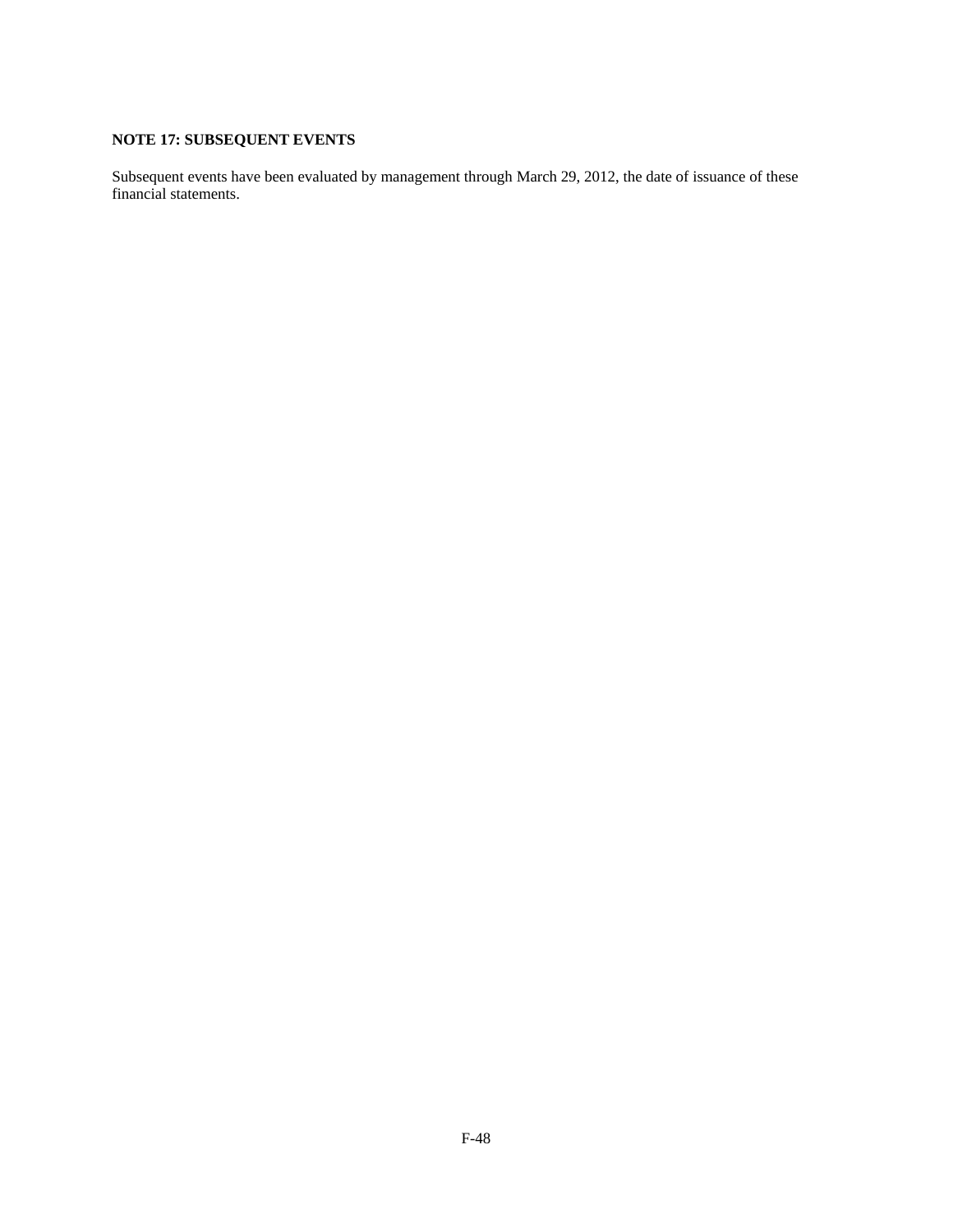**NOTE 17: SUBSEQUENT EVENTS**

Subsequent events have been evaluated by management through March 29, 2012, the date of issuance of these financial statements.